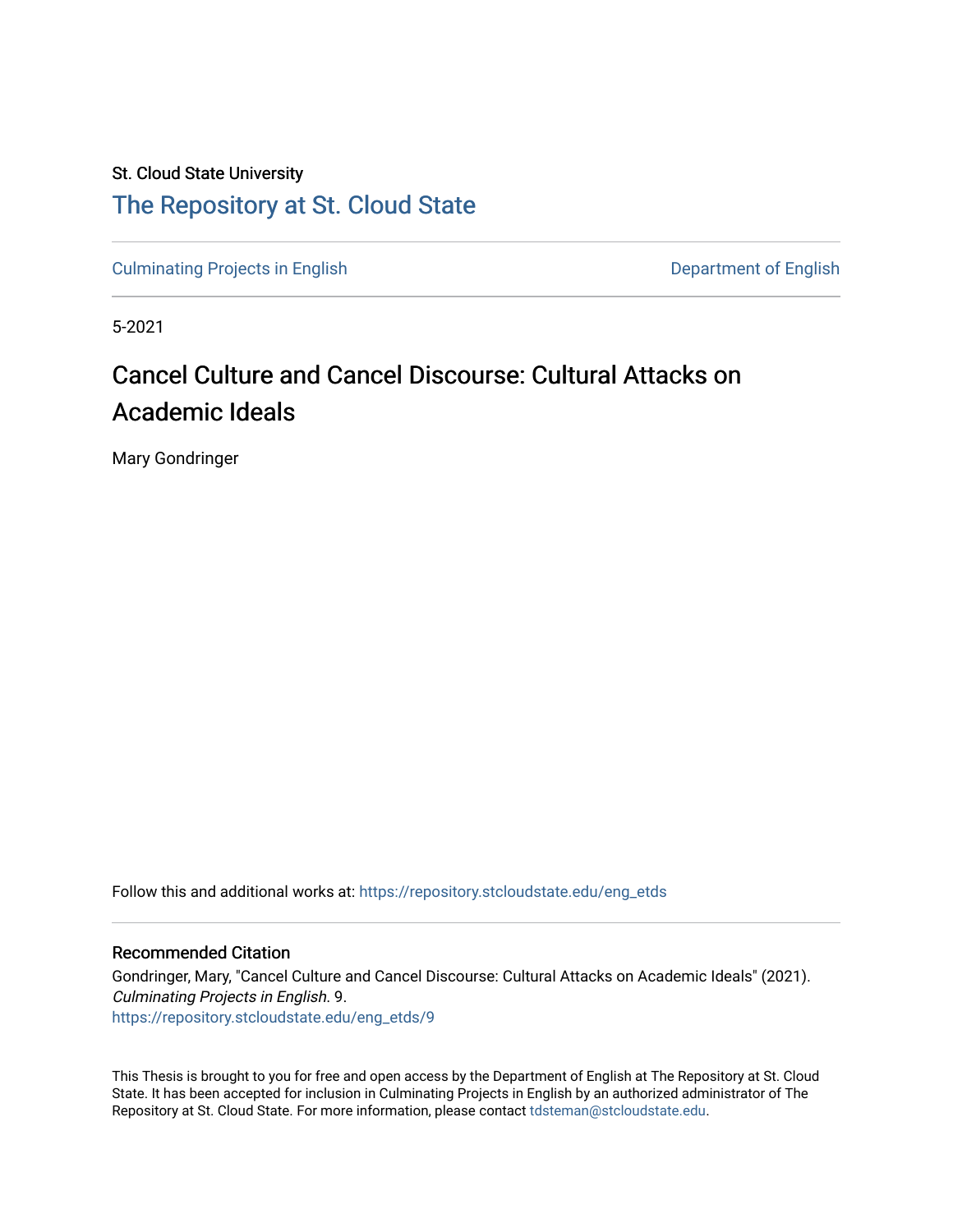St. Cloud State University

# The Repository at St. Cloud State

Culminating Projects in English | Department of English

5-2021

## Cancel Culture and Cancel Discourse: Cultural Attacks on Academic Ideals

Mary Gondringer

Follow this and additional works at: https://repository.stcloudstate.edu/eng_etds

### Recommended Citation

Gondringer, Mary, "Cancel Culture and Cancel Discourse: Cultural Attacks on Academic Ideals" (2021). *Culminating Projects in English*. 9.
https://repository.stcloudstate.edu/eng_etds/9

This Thesis is brought to you for free and open access by the Department of English at The Repository at St. Cloud State. It has been accepted for inclusion in Culminating Projects in English by an authorized administrator of The Repository at St. Cloud State. For more information, please contact tdsteman@stcloudstate.edu.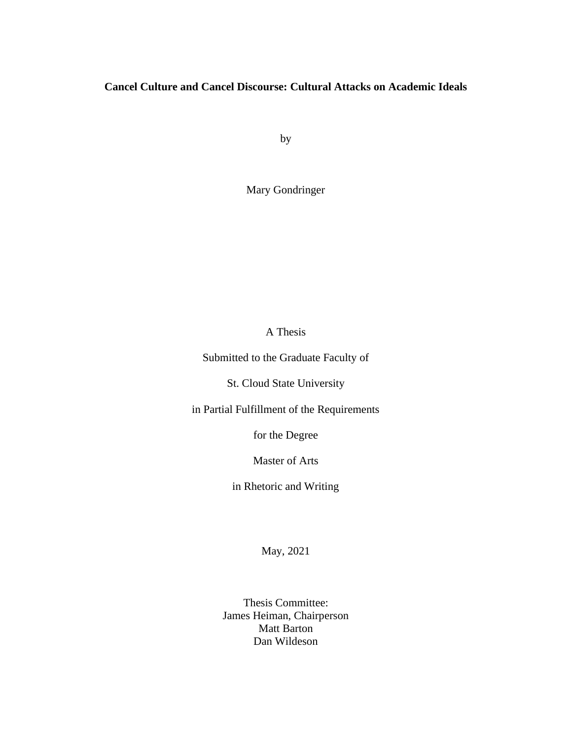**Cancel Culture and Cancel Discourse: Cultural Attacks on Academic Ideals**

by

Mary Gondringer

A Thesis

Submitted to the Graduate Faculty of

St. Cloud State University

in Partial Fulfillment of the Requirements

for the Degree

Master of Arts

in Rhetoric and Writing

May, 2021

Thesis Committee:
James Heiman, Chairperson
Matt Barton
Dan Wildeson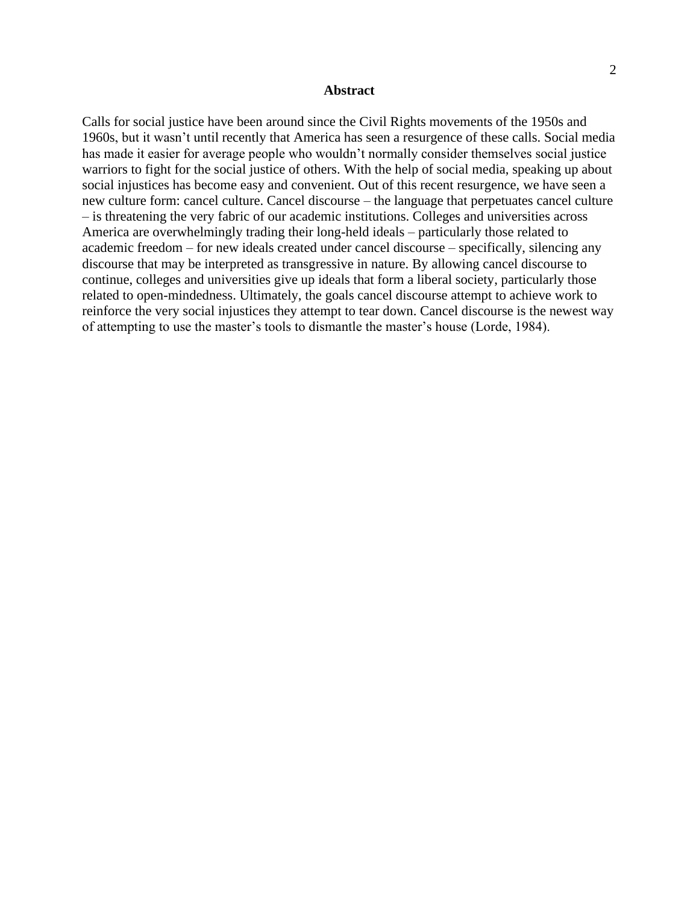# Abstract

Calls for social justice have been around since the Civil Rights movements of the 1950s and 1960s, but it wasn't until recently that America has seen a resurgence of these calls. Social media has made it easier for average people who wouldn't normally consider themselves social justice warriors to fight for the social justice of others. With the help of social media, speaking up about social injustices has become easy and convenient. Out of this recent resurgence, we have seen a new culture form: cancel culture. Cancel discourse – the language that perpetuates cancel culture – is threatening the very fabric of our academic institutions. Colleges and universities across America are overwhelmingly trading their long-held ideals – particularly those related to academic freedom – for new ideals created under cancel discourse – specifically, silencing any discourse that may be interpreted as transgressive in nature. By allowing cancel discourse to continue, colleges and universities give up ideals that form a liberal society, particularly those related to open-mindedness. Ultimately, the goals cancel discourse attempt to achieve work to reinforce the very social injustices they attempt to tear down. Cancel discourse is the newest way of attempting to use the master's tools to dismantle the master's house (Lorde, 1984).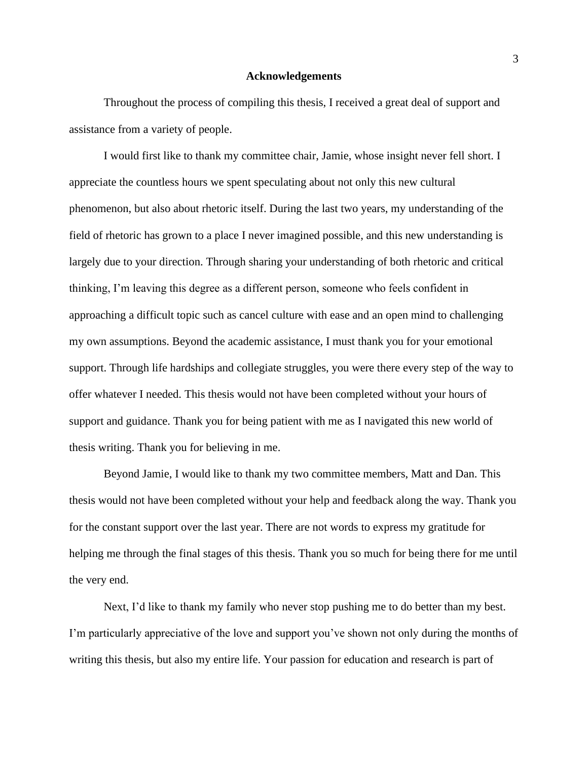## Acknowledgements

Throughout the process of compiling this thesis, I received a great deal of support and assistance from a variety of people.

I would first like to thank my committee chair, Jamie, whose insight never fell short. I appreciate the countless hours we spent speculating about not only this new cultural phenomenon, but also about rhetoric itself. During the last two years, my understanding of the field of rhetoric has grown to a place I never imagined possible, and this new understanding is largely due to your direction. Through sharing your understanding of both rhetoric and critical thinking, I'm leaving this degree as a different person, someone who feels confident in approaching a difficult topic such as cancel culture with ease and an open mind to challenging my own assumptions. Beyond the academic assistance, I must thank you for your emotional support. Through life hardships and collegiate struggles, you were there every step of the way to offer whatever I needed. This thesis would not have been completed without your hours of support and guidance. Thank you for being patient with me as I navigated this new world of thesis writing. Thank you for believing in me.

Beyond Jamie, I would like to thank my two committee members, Matt and Dan. This thesis would not have been completed without your help and feedback along the way. Thank you for the constant support over the last year. There are not words to express my gratitude for helping me through the final stages of this thesis. Thank you so much for being there for me until the very end.

Next, I'd like to thank my family who never stop pushing me to do better than my best. I'm particularly appreciative of the love and support you've shown not only during the months of writing this thesis, but also my entire life. Your passion for education and research is part of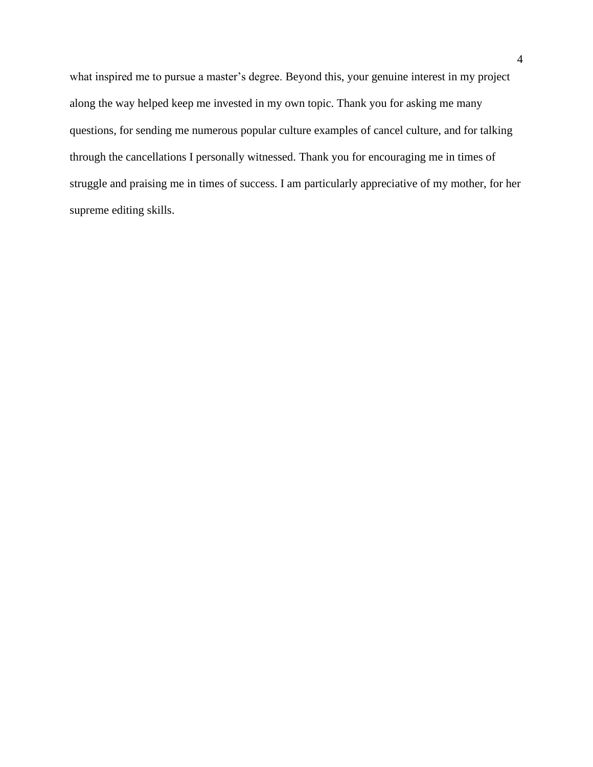what inspired me to pursue a master's degree. Beyond this, your genuine interest in my project along the way helped keep me invested in my own topic. Thank you for asking me many questions, for sending me numerous popular culture examples of cancel culture, and for talking through the cancellations I personally witnessed. Thank you for encouraging me in times of struggle and praising me in times of success. I am particularly appreciative of my mother, for her supreme editing skills.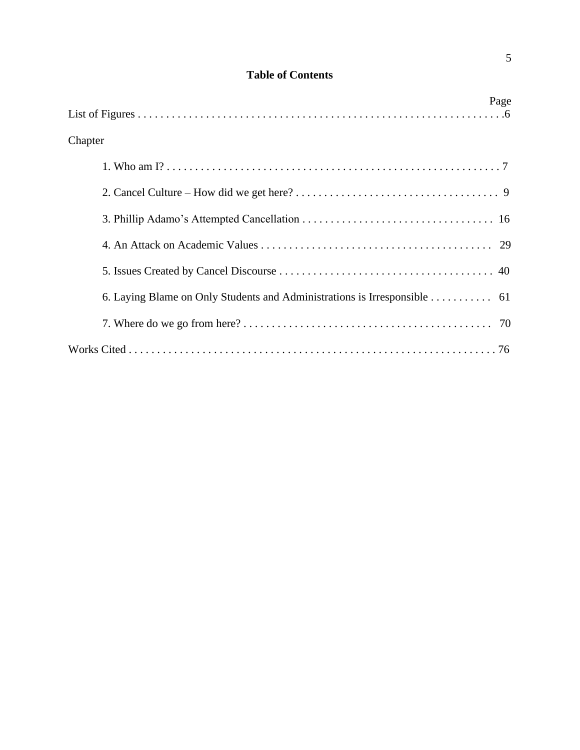# Table of Contents

| | Page |
|---|---|
| List of Figures | 6 |
| Chapter | |
| 1. Who am I? | 7 |
| 2. Cancel Culture – How did we get here? | 9 |
| 3. Phillip Adamo's Attempted Cancellation | 16 |
| 4. An Attack on Academic Values | 29 |
| 5. Issues Created by Cancel Discourse | 40 |
| 6. Laying Blame on Only Students and Administrations is Irresponsible | 61 |
| 7. Where do we go from here? | 70 |
| Works Cited | 76 |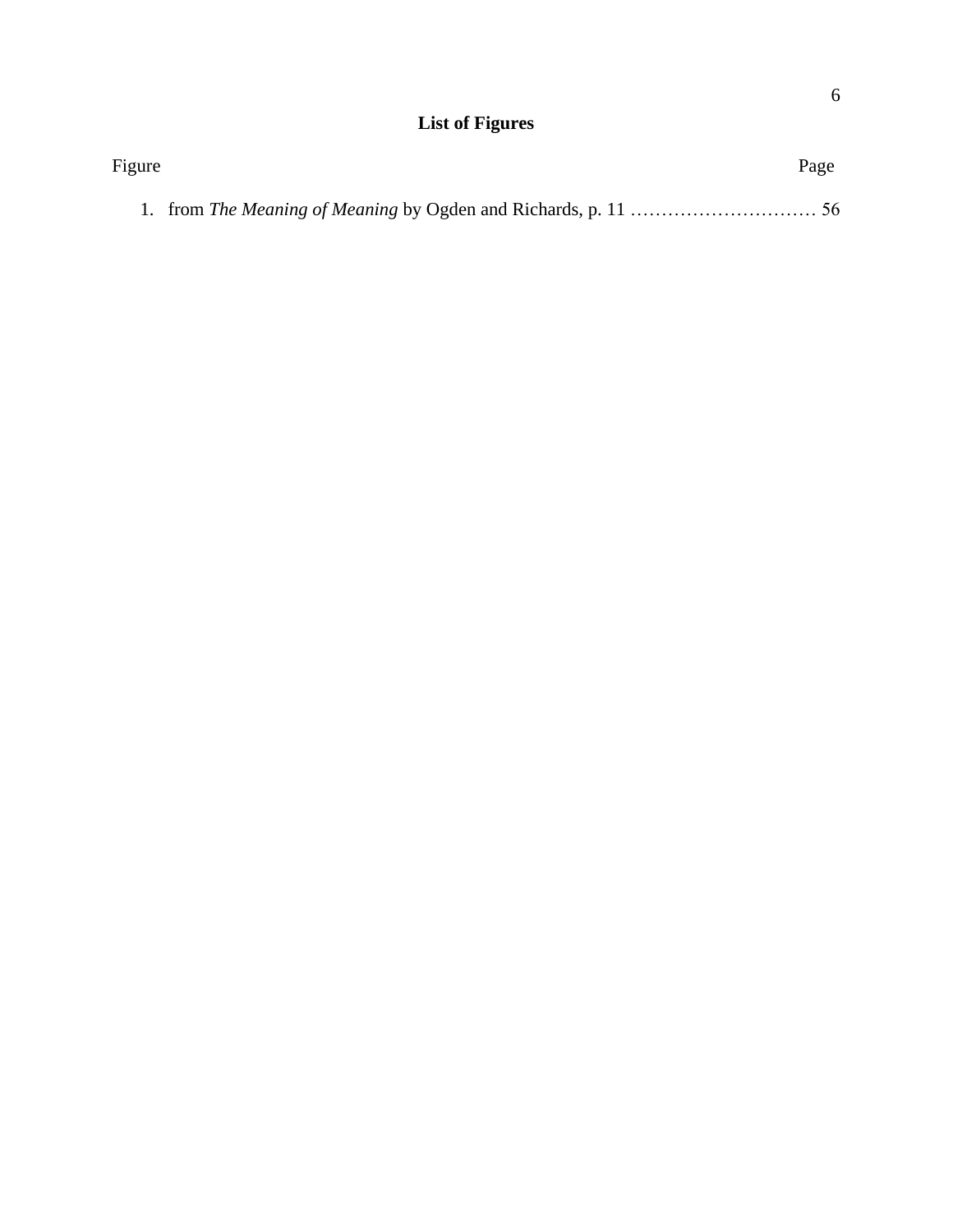## List of Figures

| Figure | Page |
| --- | --- |
| 1. from *The Meaning of Meaning* by Ogden and Richards, p. 11 | 56 |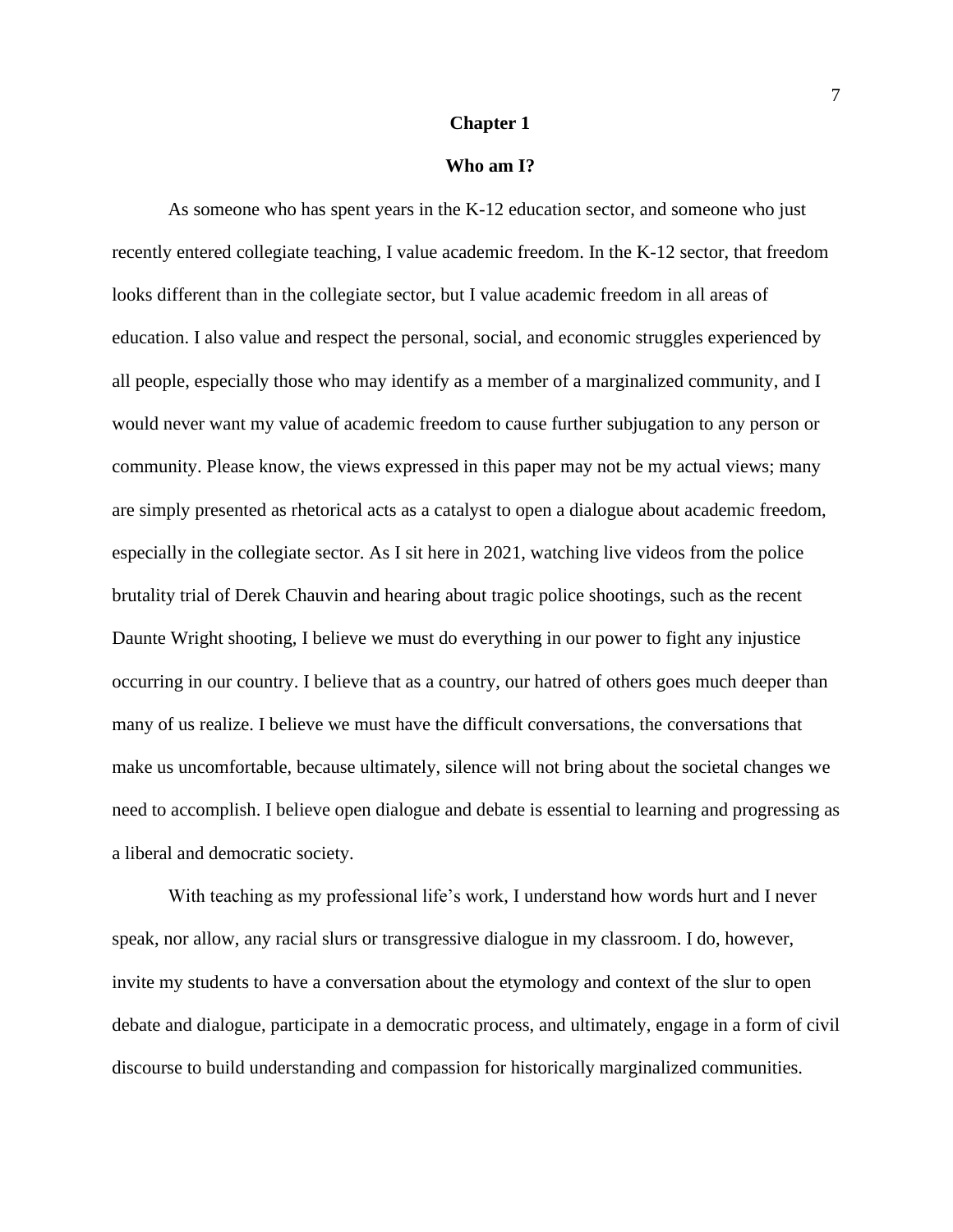# Chapter 1

## Who am I?

As someone who has spent years in the K-12 education sector, and someone who just recently entered collegiate teaching, I value academic freedom. In the K-12 sector, that freedom looks different than in the collegiate sector, but I value academic freedom in all areas of education. I also value and respect the personal, social, and economic struggles experienced by all people, especially those who may identify as a member of a marginalized community, and I would never want my value of academic freedom to cause further subjugation to any person or community. Please know, the views expressed in this paper may not be my actual views; many are simply presented as rhetorical acts as a catalyst to open a dialogue about academic freedom, especially in the collegiate sector. As I sit here in 2021, watching live videos from the police brutality trial of Derek Chauvin and hearing about tragic police shootings, such as the recent Daunte Wright shooting, I believe we must do everything in our power to fight any injustice occurring in our country. I believe that as a country, our hatred of others goes much deeper than many of us realize. I believe we must have the difficult conversations, the conversations that make us uncomfortable, because ultimately, silence will not bring about the societal changes we need to accomplish. I believe open dialogue and debate is essential to learning and progressing as a liberal and democratic society.

With teaching as my professional life's work, I understand how words hurt and I never speak, nor allow, any racial slurs or transgressive dialogue in my classroom. I do, however, invite my students to have a conversation about the etymology and context of the slur to open debate and dialogue, participate in a democratic process, and ultimately, engage in a form of civil discourse to build understanding and compassion for historically marginalized communities.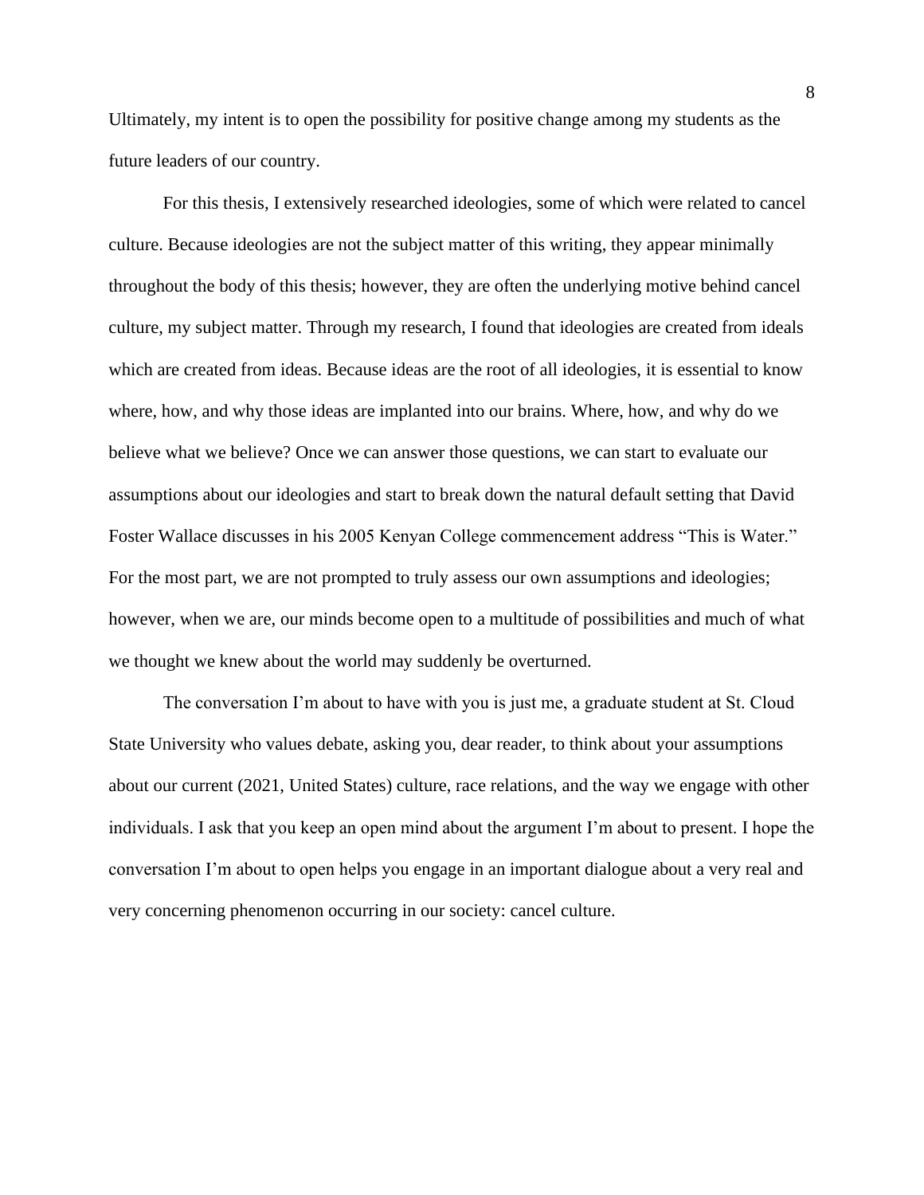Ultimately, my intent is to open the possibility for positive change among my students as the future leaders of our country.

For this thesis, I extensively researched ideologies, some of which were related to cancel culture. Because ideologies are not the subject matter of this writing, they appear minimally throughout the body of this thesis; however, they are often the underlying motive behind cancel culture, my subject matter. Through my research, I found that ideologies are created from ideals which are created from ideas. Because ideas are the root of all ideologies, it is essential to know where, how, and why those ideas are implanted into our brains. Where, how, and why do we believe what we believe? Once we can answer those questions, we can start to evaluate our assumptions about our ideologies and start to break down the natural default setting that David Foster Wallace discusses in his 2005 Kenyan College commencement address "This is Water." For the most part, we are not prompted to truly assess our own assumptions and ideologies; however, when we are, our minds become open to a multitude of possibilities and much of what we thought we knew about the world may suddenly be overturned.

The conversation I'm about to have with you is just me, a graduate student at St. Cloud State University who values debate, asking you, dear reader, to think about your assumptions about our current (2021, United States) culture, race relations, and the way we engage with other individuals. I ask that you keep an open mind about the argument I'm about to present. I hope the conversation I'm about to open helps you engage in an important dialogue about a very real and very concerning phenomenon occurring in our society: cancel culture.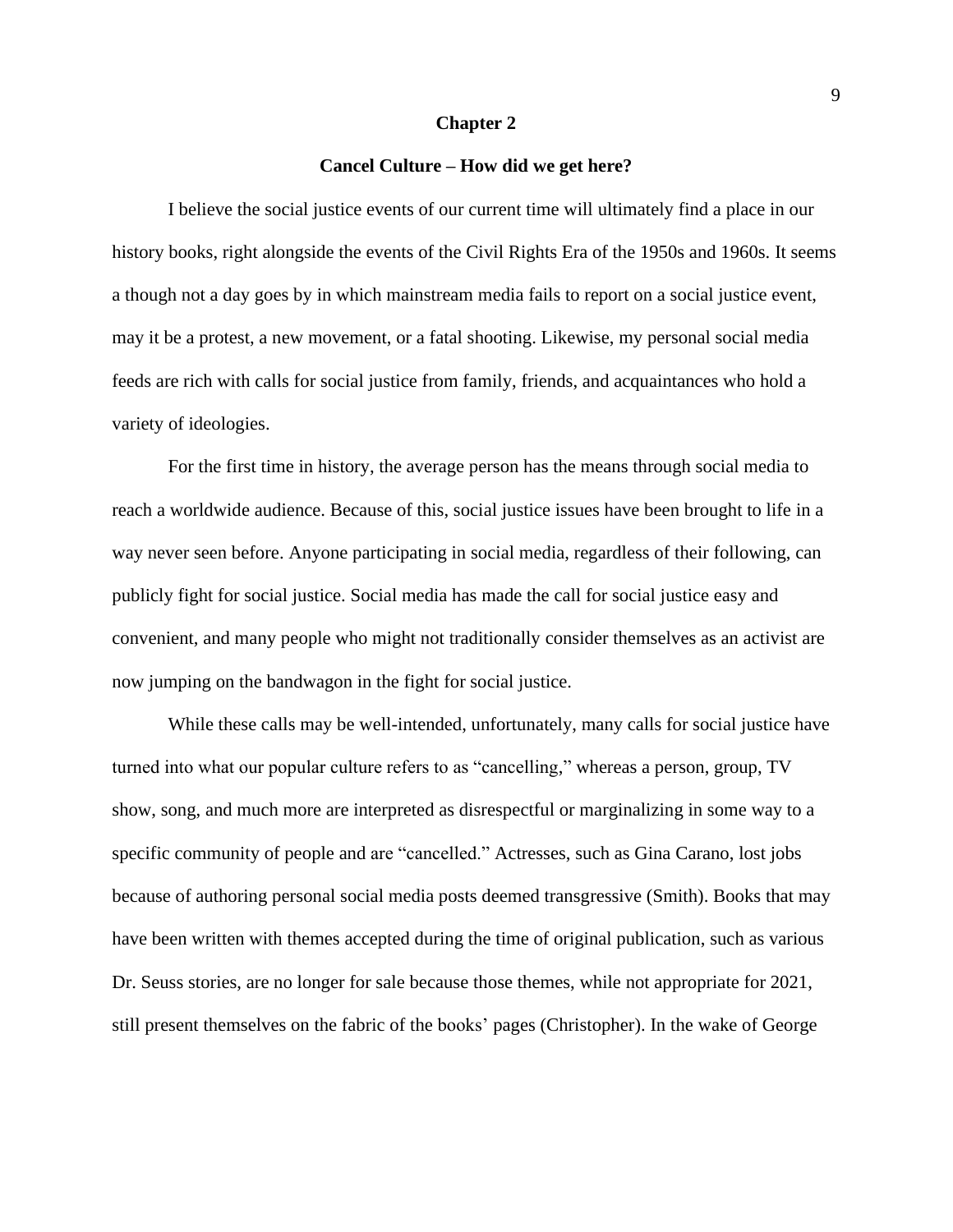# Chapter 2

## Cancel Culture – How did we get here?

I believe the social justice events of our current time will ultimately find a place in our history books, right alongside the events of the Civil Rights Era of the 1950s and 1960s. It seems a though not a day goes by in which mainstream media fails to report on a social justice event, may it be a protest, a new movement, or a fatal shooting. Likewise, my personal social media feeds are rich with calls for social justice from family, friends, and acquaintances who hold a variety of ideologies.

For the first time in history, the average person has the means through social media to reach a worldwide audience. Because of this, social justice issues have been brought to life in a way never seen before. Anyone participating in social media, regardless of their following, can publicly fight for social justice. Social media has made the call for social justice easy and convenient, and many people who might not traditionally consider themselves as an activist are now jumping on the bandwagon in the fight for social justice.

While these calls may be well-intended, unfortunately, many calls for social justice have turned into what our popular culture refers to as "cancelling," whereas a person, group, TV show, song, and much more are interpreted as disrespectful or marginalizing in some way to a specific community of people and are "cancelled." Actresses, such as Gina Carano, lost jobs because of authoring personal social media posts deemed transgressive (Smith). Books that may have been written with themes accepted during the time of original publication, such as various Dr. Seuss stories, are no longer for sale because those themes, while not appropriate for 2021, still present themselves on the fabric of the books' pages (Christopher). In the wake of George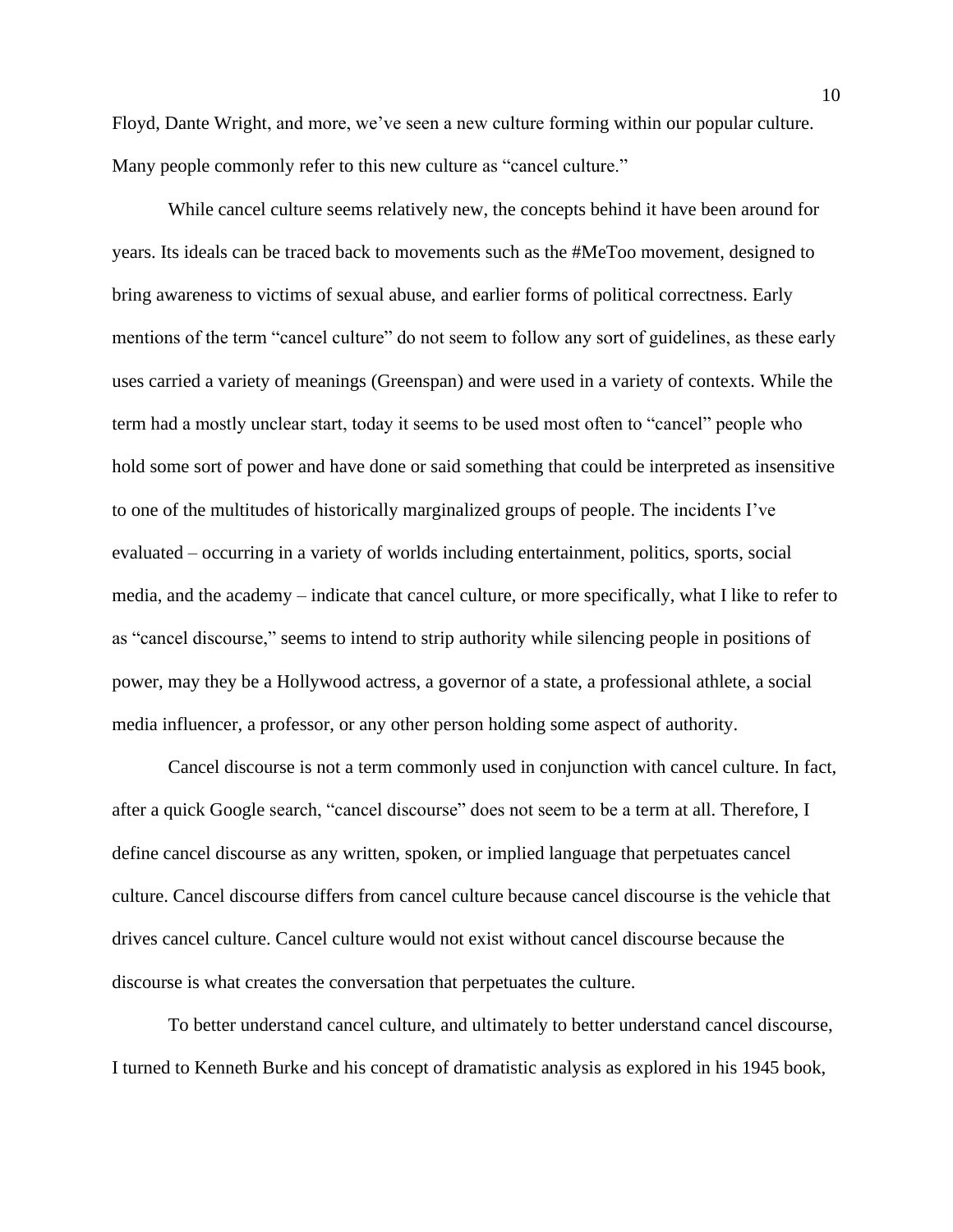Floyd, Dante Wright, and more, we've seen a new culture forming within our popular culture. Many people commonly refer to this new culture as "cancel culture."

While cancel culture seems relatively new, the concepts behind it have been around for years. Its ideals can be traced back to movements such as the #MeToo movement, designed to bring awareness to victims of sexual abuse, and earlier forms of political correctness. Early mentions of the term "cancel culture" do not seem to follow any sort of guidelines, as these early uses carried a variety of meanings (Greenspan) and were used in a variety of contexts. While the term had a mostly unclear start, today it seems to be used most often to "cancel" people who hold some sort of power and have done or said something that could be interpreted as insensitive to one of the multitudes of historically marginalized groups of people. The incidents I've evaluated – occurring in a variety of worlds including entertainment, politics, sports, social media, and the academy – indicate that cancel culture, or more specifically, what I like to refer to as "cancel discourse," seems to intend to strip authority while silencing people in positions of power, may they be a Hollywood actress, a governor of a state, a professional athlete, a social media influencer, a professor, or any other person holding some aspect of authority.

Cancel discourse is not a term commonly used in conjunction with cancel culture. In fact, after a quick Google search, "cancel discourse" does not seem to be a term at all. Therefore, I define cancel discourse as any written, spoken, or implied language that perpetuates cancel culture. Cancel discourse differs from cancel culture because cancel discourse is the vehicle that drives cancel culture. Cancel culture would not exist without cancel discourse because the discourse is what creates the conversation that perpetuates the culture.

To better understand cancel culture, and ultimately to better understand cancel discourse, I turned to Kenneth Burke and his concept of dramatistic analysis as explored in his 1945 book,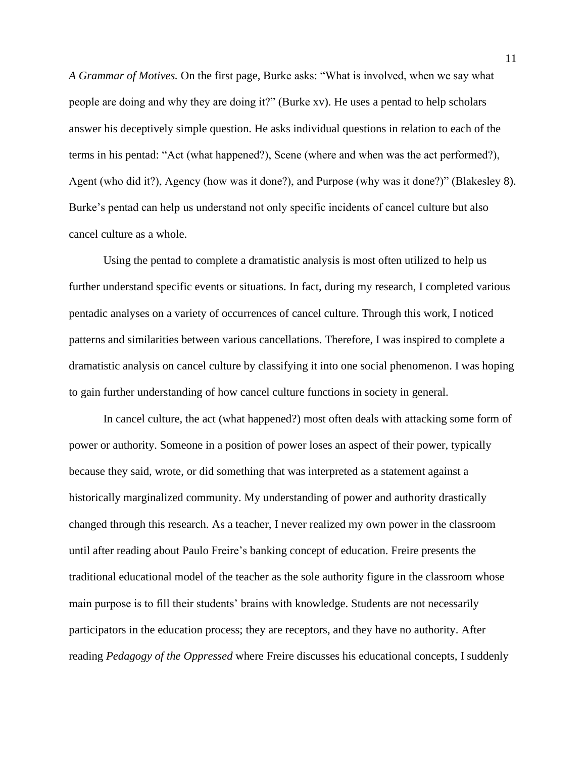*A Grammar of Motives.* On the first page, Burke asks: “What is involved, when we say what people are doing and why they are doing it?” (Burke xv). He uses a pentad to help scholars answer his deceptively simple question. He asks individual questions in relation to each of the terms in his pentad: “Act (what happened?), Scene (where and when was the act performed?), Agent (who did it?), Agency (how was it done?), and Purpose (why was it done?)” (Blakesley 8). Burke’s pentad can help us understand not only specific incidents of cancel culture but also cancel culture as a whole.

Using the pentad to complete a dramatistic analysis is most often utilized to help us further understand specific events or situations. In fact, during my research, I completed various pentadic analyses on a variety of occurrences of cancel culture. Through this work, I noticed patterns and similarities between various cancellations. Therefore, I was inspired to complete a dramatistic analysis on cancel culture by classifying it into one social phenomenon. I was hoping to gain further understanding of how cancel culture functions in society in general.

In cancel culture, the act (what happened?) most often deals with attacking some form of power or authority. Someone in a position of power loses an aspect of their power, typically because they said, wrote, or did something that was interpreted as a statement against a historically marginalized community. My understanding of power and authority drastically changed through this research. As a teacher, I never realized my own power in the classroom until after reading about Paulo Freire’s banking concept of education. Freire presents the traditional educational model of the teacher as the sole authority figure in the classroom whose main purpose is to fill their students’ brains with knowledge. Students are not necessarily participators in the education process; they are receptors, and they have no authority. After reading *Pedagogy of the Oppressed* where Freire discusses his educational concepts, I suddenly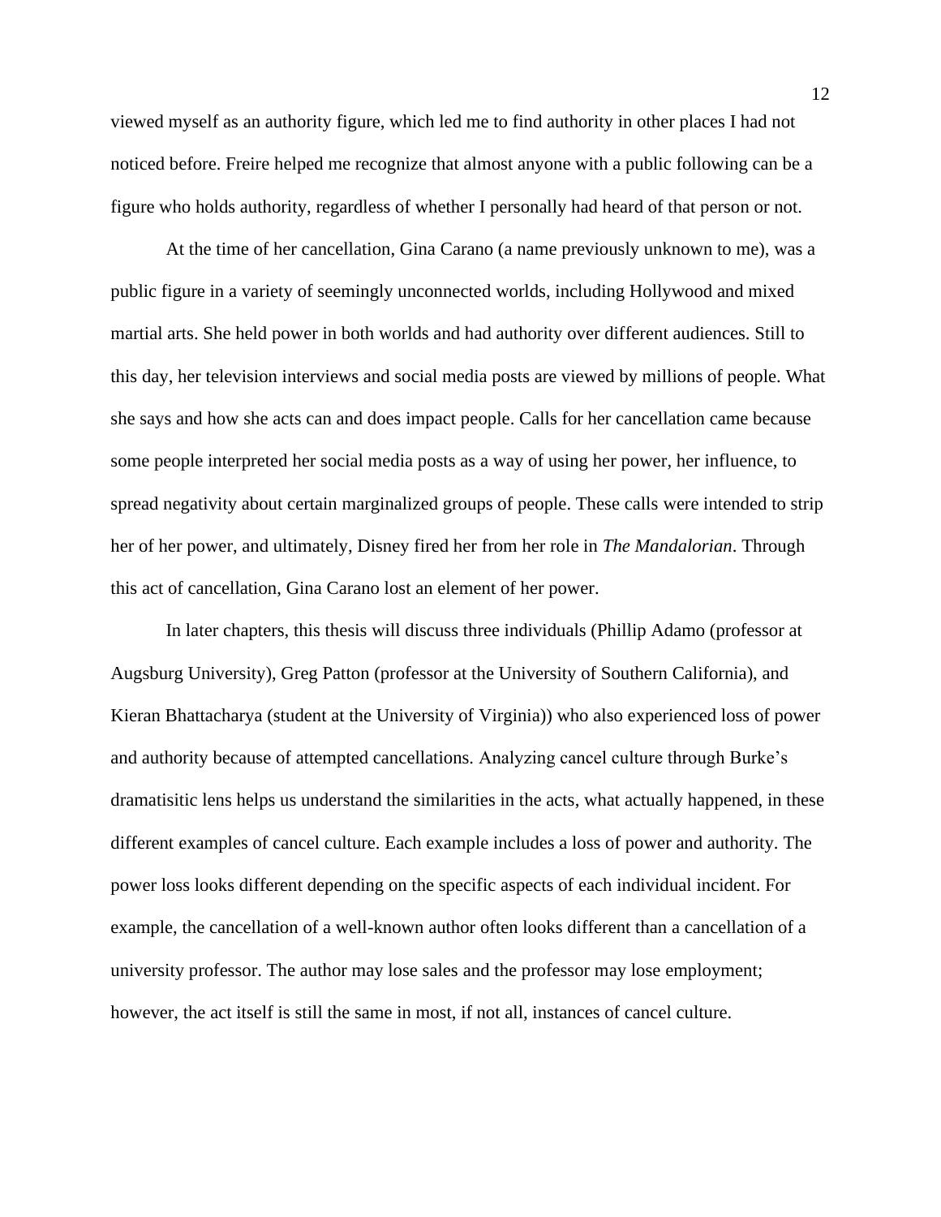viewed myself as an authority figure, which led me to find authority in other places I had not noticed before. Freire helped me recognize that almost anyone with a public following can be a figure who holds authority, regardless of whether I personally had heard of that person or not.

At the time of her cancellation, Gina Carano (a name previously unknown to me), was a public figure in a variety of seemingly unconnected worlds, including Hollywood and mixed martial arts. She held power in both worlds and had authority over different audiences. Still to this day, her television interviews and social media posts are viewed by millions of people. What she says and how she acts can and does impact people. Calls for her cancellation came because some people interpreted her social media posts as a way of using her power, her influence, to spread negativity about certain marginalized groups of people. These calls were intended to strip her of her power, and ultimately, Disney fired her from her role in *The Mandalorian*. Through this act of cancellation, Gina Carano lost an element of her power.

In later chapters, this thesis will discuss three individuals (Phillip Adamo (professor at Augsburg University), Greg Patton (professor at the University of Southern California), and Kieran Bhattacharya (student at the University of Virginia)) who also experienced loss of power and authority because of attempted cancellations. Analyzing cancel culture through Burke's dramatisitic lens helps us understand the similarities in the acts, what actually happened, in these different examples of cancel culture. Each example includes a loss of power and authority. The power loss looks different depending on the specific aspects of each individual incident. For example, the cancellation of a well-known author often looks different than a cancellation of a university professor. The author may lose sales and the professor may lose employment; however, the act itself is still the same in most, if not all, instances of cancel culture.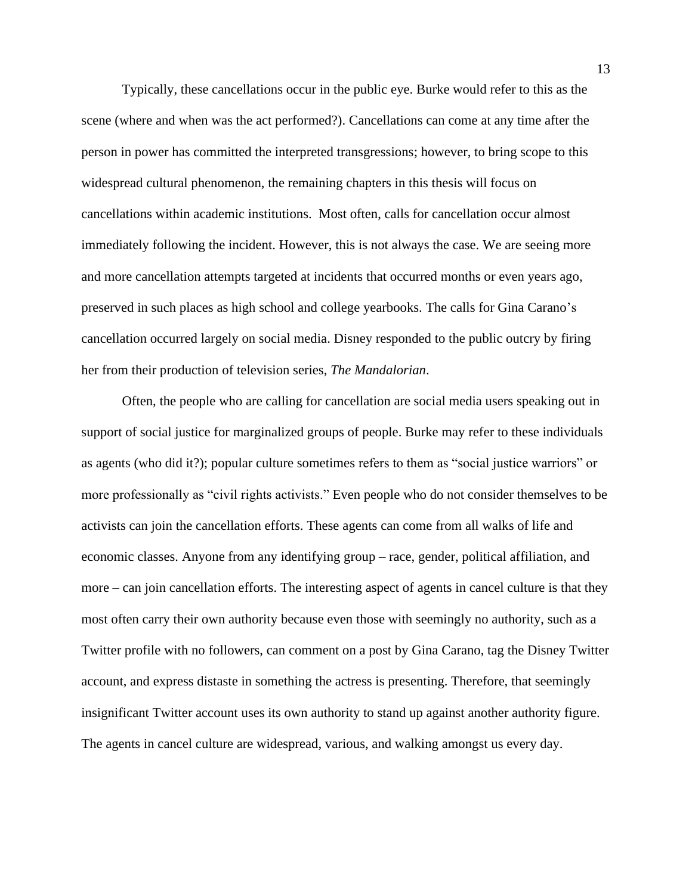Typically, these cancellations occur in the public eye. Burke would refer to this as the scene (where and when was the act performed?). Cancellations can come at any time after the person in power has committed the interpreted transgressions; however, to bring scope to this widespread cultural phenomenon, the remaining chapters in this thesis will focus on cancellations within academic institutions. Most often, calls for cancellation occur almost immediately following the incident. However, this is not always the case. We are seeing more and more cancellation attempts targeted at incidents that occurred months or even years ago, preserved in such places as high school and college yearbooks. The calls for Gina Carano's cancellation occurred largely on social media. Disney responded to the public outcry by firing her from their production of television series, *The Mandalorian*.

Often, the people who are calling for cancellation are social media users speaking out in support of social justice for marginalized groups of people. Burke may refer to these individuals as agents (who did it?); popular culture sometimes refers to them as "social justice warriors" or more professionally as "civil rights activists." Even people who do not consider themselves to be activists can join the cancellation efforts. These agents can come from all walks of life and economic classes. Anyone from any identifying group – race, gender, political affiliation, and more – can join cancellation efforts. The interesting aspect of agents in cancel culture is that they most often carry their own authority because even those with seemingly no authority, such as a Twitter profile with no followers, can comment on a post by Gina Carano, tag the Disney Twitter account, and express distaste in something the actress is presenting. Therefore, that seemingly insignificant Twitter account uses its own authority to stand up against another authority figure. The agents in cancel culture are widespread, various, and walking amongst us every day.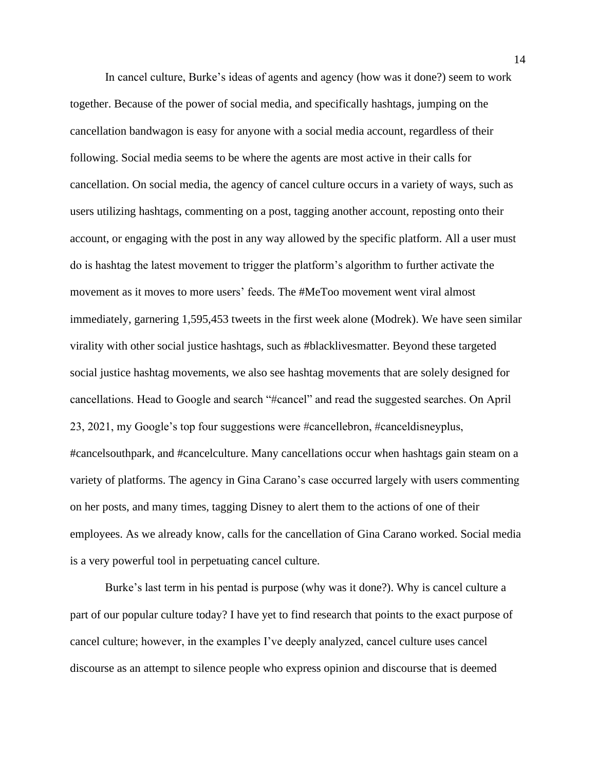In cancel culture, Burke's ideas of agents and agency (how was it done?) seem to work together. Because of the power of social media, and specifically hashtags, jumping on the cancellation bandwagon is easy for anyone with a social media account, regardless of their following. Social media seems to be where the agents are most active in their calls for cancellation. On social media, the agency of cancel culture occurs in a variety of ways, such as users utilizing hashtags, commenting on a post, tagging another account, reposting onto their account, or engaging with the post in any way allowed by the specific platform. All a user must do is hashtag the latest movement to trigger the platform's algorithm to further activate the movement as it moves to more users' feeds. The #MeToo movement went viral almost immediately, garnering 1,595,453 tweets in the first week alone (Modrek). We have seen similar virality with other social justice hashtags, such as #blacklivesmatter. Beyond these targeted social justice hashtag movements, we also see hashtag movements that are solely designed for cancellations. Head to Google and search "#cancel" and read the suggested searches. On April 23, 2021, my Google's top four suggestions were #cancellebron, #canceldisneyplus, #cancelsouthpark, and #cancelculture. Many cancellations occur when hashtags gain steam on a variety of platforms. The agency in Gina Carano's case occurred largely with users commenting on her posts, and many times, tagging Disney to alert them to the actions of one of their employees. As we already know, calls for the cancellation of Gina Carano worked. Social media is a very powerful tool in perpetuating cancel culture.

Burke's last term in his pentad is purpose (why was it done?). Why is cancel culture a part of our popular culture today? I have yet to find research that points to the exact purpose of cancel culture; however, in the examples I've deeply analyzed, cancel culture uses cancel discourse as an attempt to silence people who express opinion and discourse that is deemed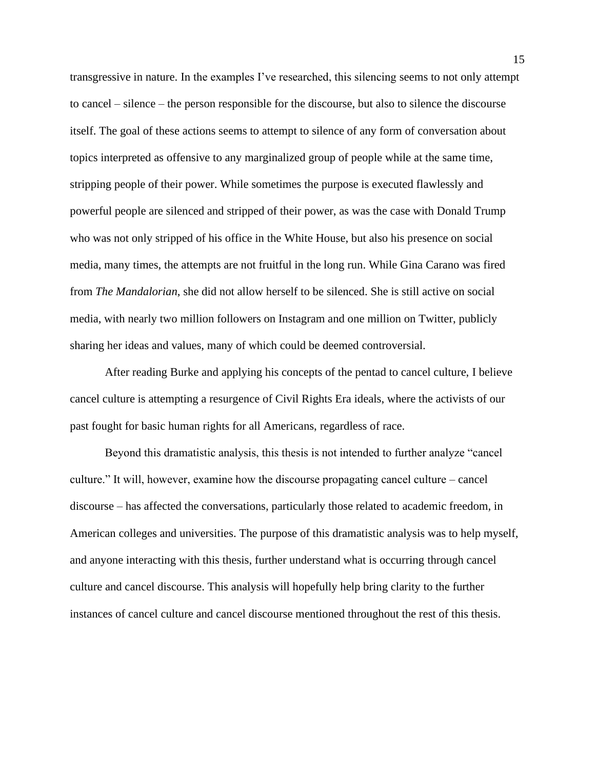transgressive in nature. In the examples I've researched, this silencing seems to not only attempt to cancel – silence – the person responsible for the discourse, but also to silence the discourse itself. The goal of these actions seems to attempt to silence of any form of conversation about topics interpreted as offensive to any marginalized group of people while at the same time, stripping people of their power. While sometimes the purpose is executed flawlessly and powerful people are silenced and stripped of their power, as was the case with Donald Trump who was not only stripped of his office in the White House, but also his presence on social media, many times, the attempts are not fruitful in the long run. While Gina Carano was fired from *The Mandalorian*, she did not allow herself to be silenced. She is still active on social media, with nearly two million followers on Instagram and one million on Twitter, publicly sharing her ideas and values, many of which could be deemed controversial.

After reading Burke and applying his concepts of the pentad to cancel culture, I believe cancel culture is attempting a resurgence of Civil Rights Era ideals, where the activists of our past fought for basic human rights for all Americans, regardless of race.

Beyond this dramatistic analysis, this thesis is not intended to further analyze "cancel culture." It will, however, examine how the discourse propagating cancel culture – cancel discourse – has affected the conversations, particularly those related to academic freedom, in American colleges and universities. The purpose of this dramatistic analysis was to help myself, and anyone interacting with this thesis, further understand what is occurring through cancel culture and cancel discourse. This analysis will hopefully help bring clarity to the further instances of cancel culture and cancel discourse mentioned throughout the rest of this thesis.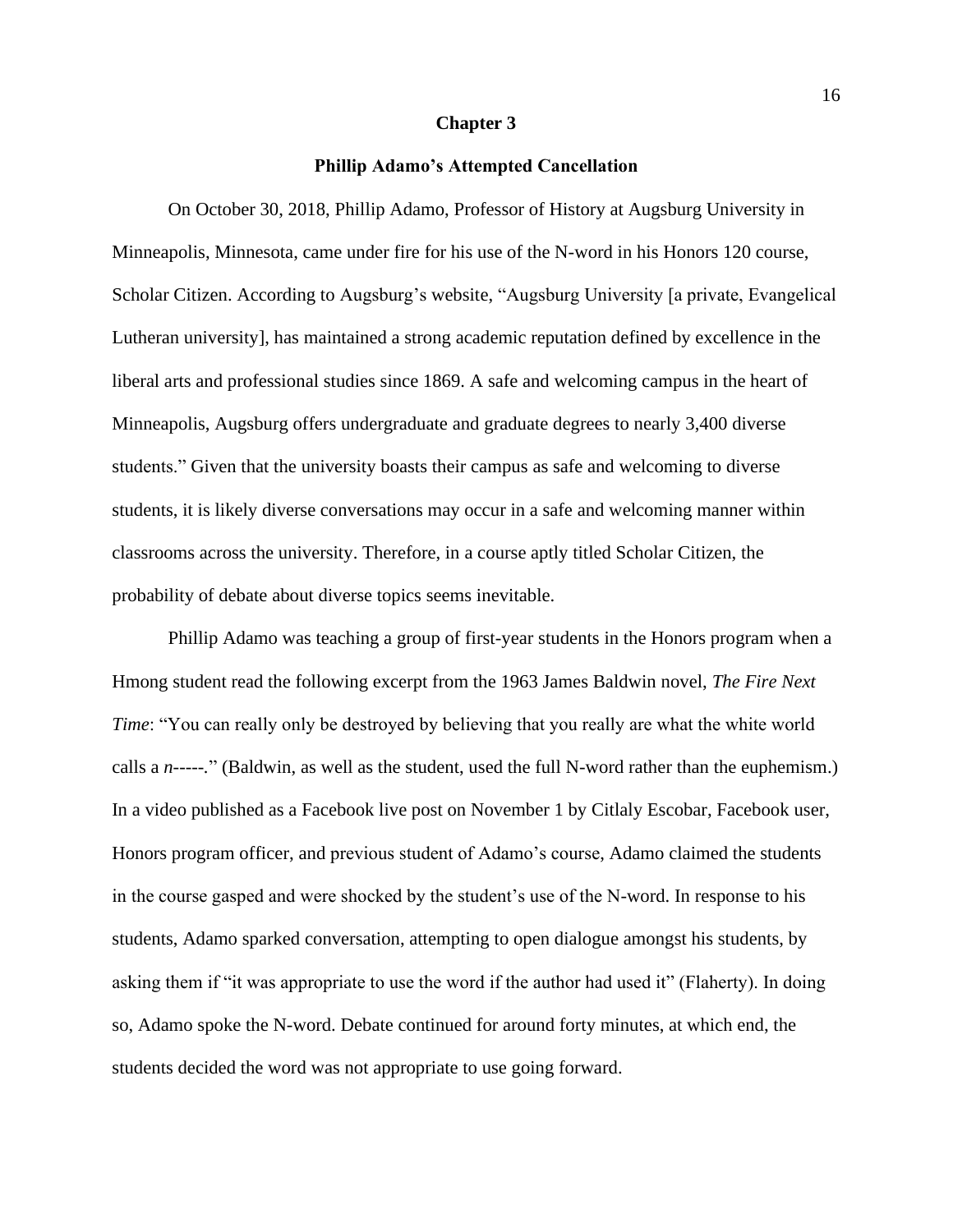# Chapter 3

## Phillip Adamo's Attempted Cancellation

On October 30, 2018, Phillip Adamo, Professor of History at Augsburg University in Minneapolis, Minnesota, came under fire for his use of the N-word in his Honors 120 course, Scholar Citizen. According to Augsburg's website, "Augsburg University [a private, Evangelical Lutheran university], has maintained a strong academic reputation defined by excellence in the liberal arts and professional studies since 1869. A safe and welcoming campus in the heart of Minneapolis, Augsburg offers undergraduate and graduate degrees to nearly 3,400 diverse students." Given that the university boasts their campus as safe and welcoming to diverse students, it is likely diverse conversations may occur in a safe and welcoming manner within classrooms across the university. Therefore, in a course aptly titled Scholar Citizen, the probability of debate about diverse topics seems inevitable.

Phillip Adamo was teaching a group of first-year students in the Honors program when a Hmong student read the following excerpt from the 1963 James Baldwin novel, *The Fire Next Time*: "You can really only be destroyed by believing that you really are what the white world calls a *n*-----." (Baldwin, as well as the student, used the full N-word rather than the euphemism.) In a video published as a Facebook live post on November 1 by Citlaly Escobar, Facebook user, Honors program officer, and previous student of Adamo's course, Adamo claimed the students in the course gasped and were shocked by the student's use of the N-word. In response to his students, Adamo sparked conversation, attempting to open dialogue amongst his students, by asking them if "it was appropriate to use the word if the author had used it" (Flaherty). In doing so, Adamo spoke the N-word. Debate continued for around forty minutes, at which end, the students decided the word was not appropriate to use going forward.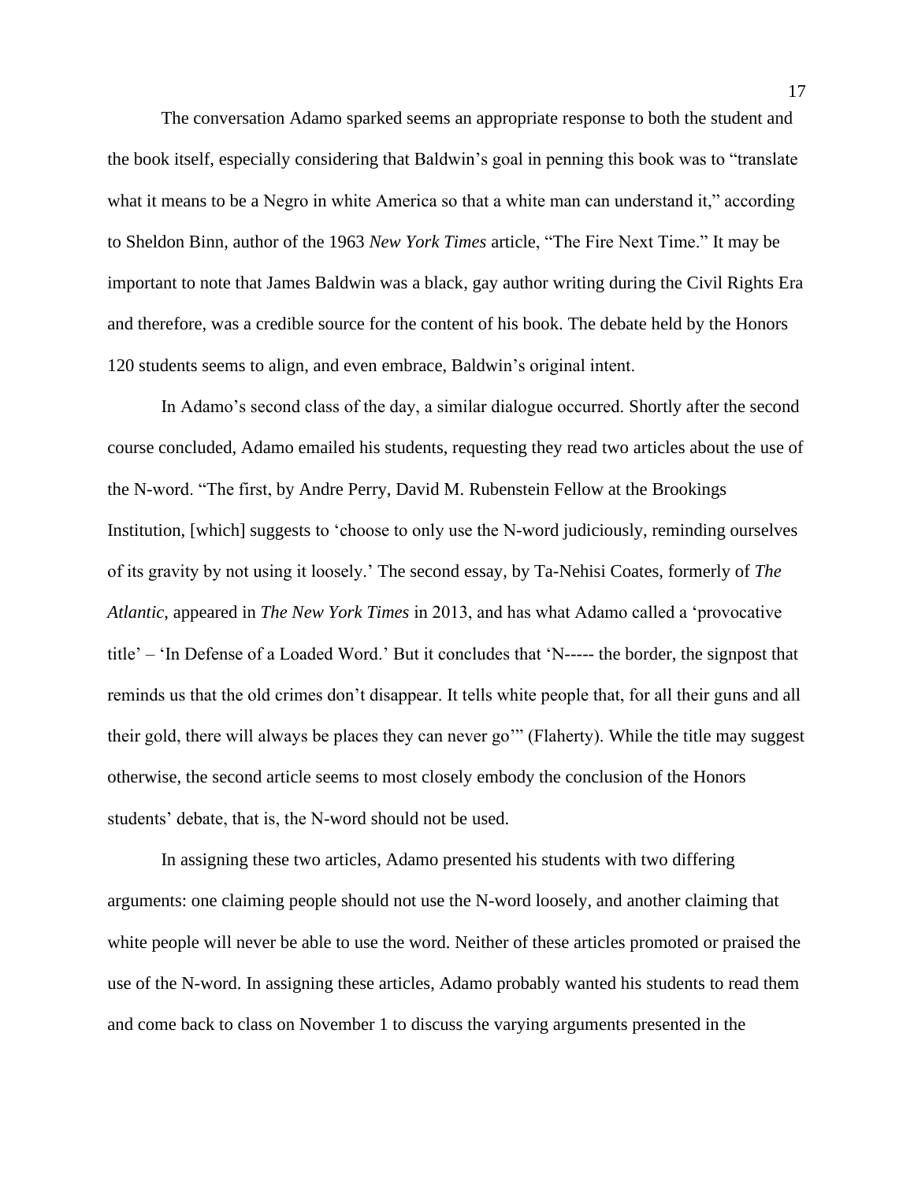The conversation Adamo sparked seems an appropriate response to both the student and the book itself, especially considering that Baldwin's goal in penning this book was to "translate what it means to be a Negro in white America so that a white man can understand it," according to Sheldon Binn, author of the 1963 *New York Times* article, "The Fire Next Time." It may be important to note that James Baldwin was a black, gay author writing during the Civil Rights Era and therefore, was a credible source for the content of his book. The debate held by the Honors 120 students seems to align, and even embrace, Baldwin's original intent.

In Adamo's second class of the day, a similar dialogue occurred. Shortly after the second course concluded, Adamo emailed his students, requesting they read two articles about the use of the N-word. "The first, by Andre Perry, David M. Rubenstein Fellow at the Brookings Institution, [which] suggests to 'choose to only use the N-word judiciously, reminding ourselves of its gravity by not using it loosely.' The second essay, by Ta-Nehisi Coates, formerly of *The Atlantic,* appeared in *The New York Times* in 2013, and has what Adamo called a 'provocative title' – 'In Defense of a Loaded Word.' But it concludes that 'N----- the border, the signpost that reminds us that the old crimes don't disappear. It tells white people that, for all their guns and all their gold, there will always be places they can never go'" (Flaherty). While the title may suggest otherwise, the second article seems to most closely embody the conclusion of the Honors students' debate, that is, the N-word should not be used.

In assigning these two articles, Adamo presented his students with two differing arguments: one claiming people should not use the N-word loosely, and another claiming that white people will never be able to use the word. Neither of these articles promoted or praised the use of the N-word. In assigning these articles, Adamo probably wanted his students to read them and come back to class on November 1 to discuss the varying arguments presented in the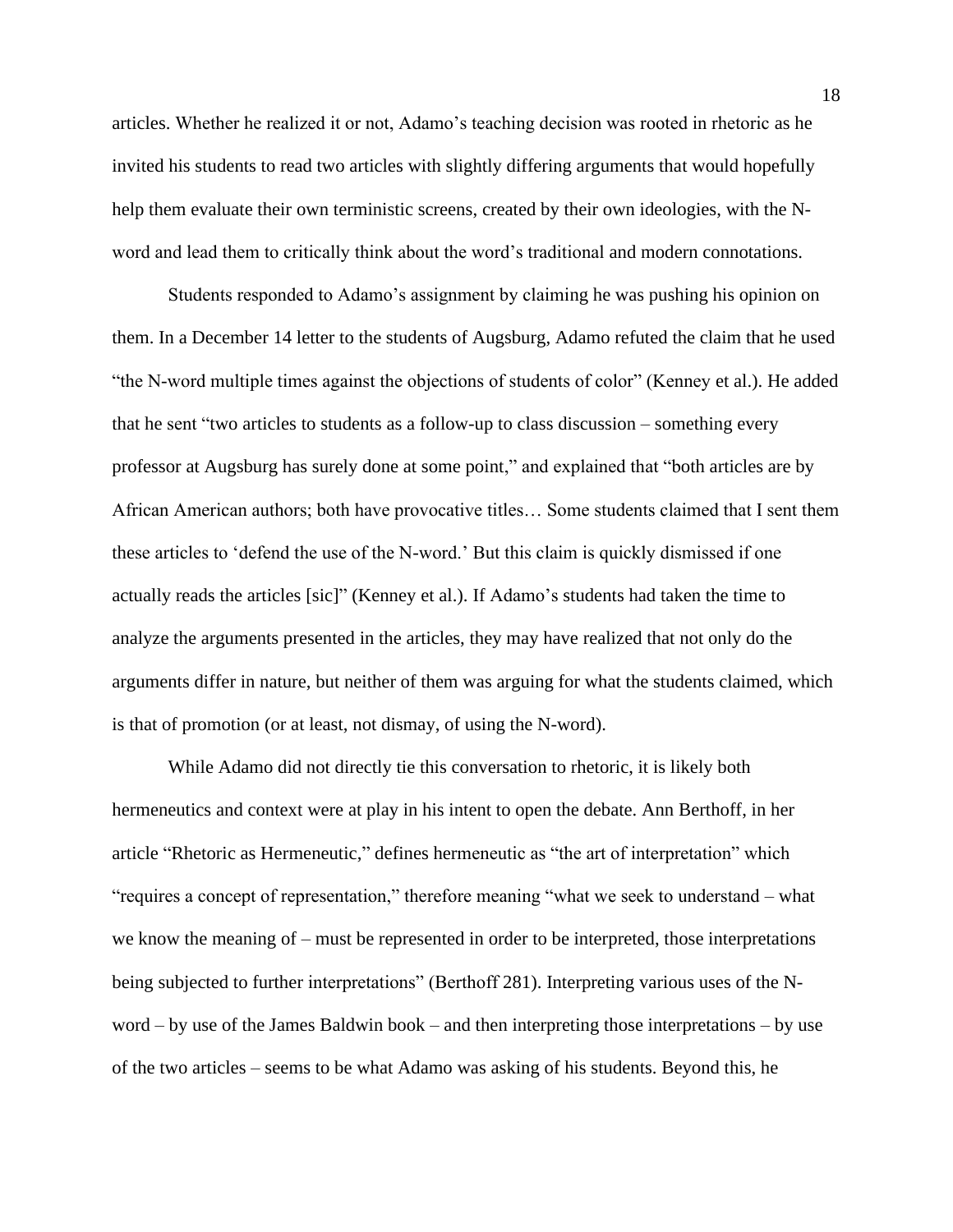articles. Whether he realized it or not, Adamo's teaching decision was rooted in rhetoric as he invited his students to read two articles with slightly differing arguments that would hopefully help them evaluate their own terministic screens, created by their own ideologies, with the N-word and lead them to critically think about the word's traditional and modern connotations.

Students responded to Adamo's assignment by claiming he was pushing his opinion on them. In a December 14 letter to the students of Augsburg, Adamo refuted the claim that he used "the N-word multiple times against the objections of students of color" (Kenney et al.). He added that he sent "two articles to students as a follow-up to class discussion – something every professor at Augsburg has surely done at some point," and explained that "both articles are by African American authors; both have provocative titles… Some students claimed that I sent them these articles to 'defend the use of the N-word.' But this claim is quickly dismissed if one actually reads the articles [sic]" (Kenney et al.). If Adamo's students had taken the time to analyze the arguments presented in the articles, they may have realized that not only do the arguments differ in nature, but neither of them was arguing for what the students claimed, which is that of promotion (or at least, not dismay, of using the N-word).

While Adamo did not directly tie this conversation to rhetoric, it is likely both hermeneutics and context were at play in his intent to open the debate. Ann Berthoff, in her article "Rhetoric as Hermeneutic," defines hermeneutic as "the art of interpretation" which "requires a concept of representation," therefore meaning "what we seek to understand – what we know the meaning of – must be represented in order to be interpreted, those interpretations being subjected to further interpretations" (Berthoff 281). Interpreting various uses of the N-word – by use of the James Baldwin book – and then interpreting those interpretations – by use of the two articles – seems to be what Adamo was asking of his students. Beyond this, he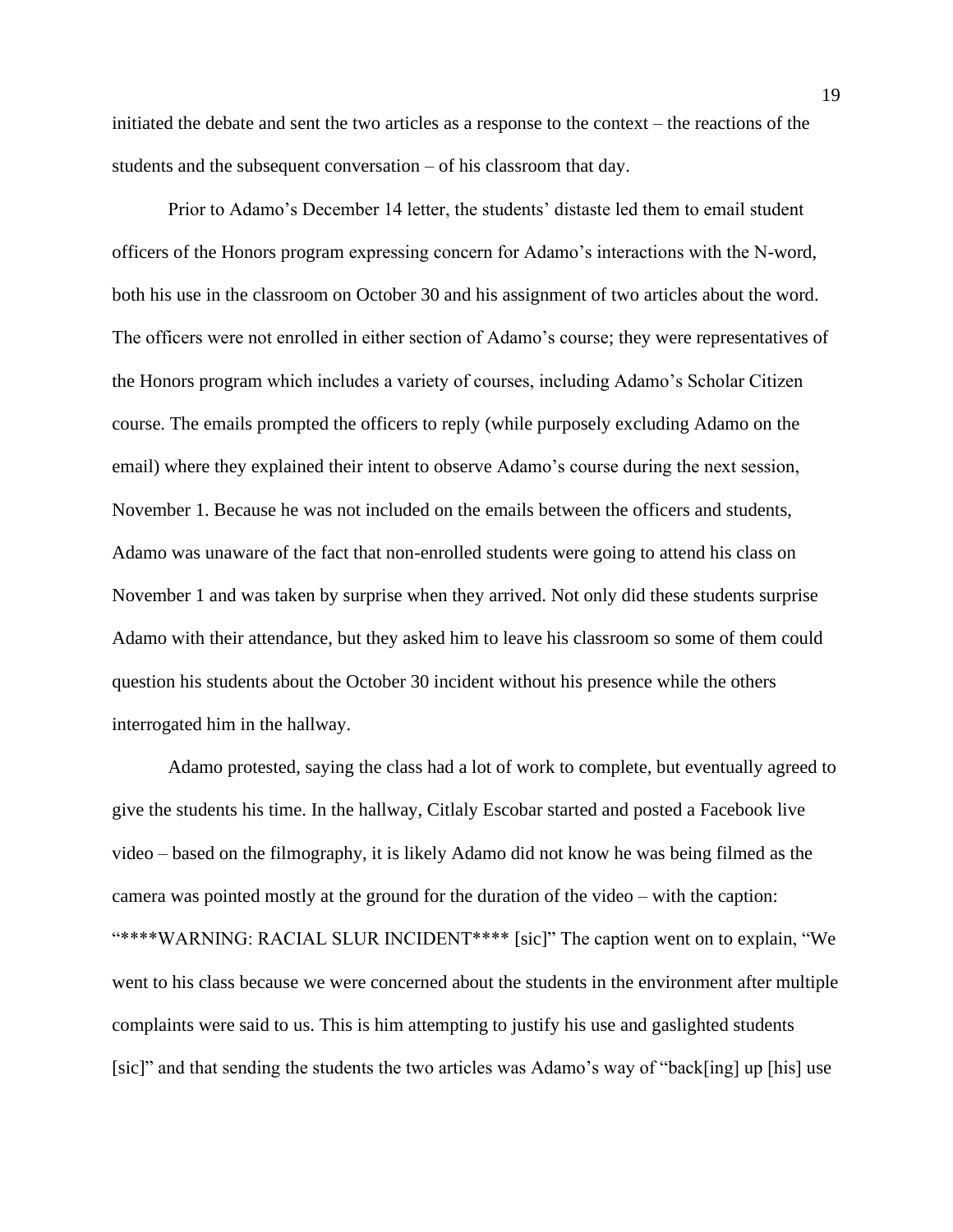initiated the debate and sent the two articles as a response to the context – the reactions of the students and the subsequent conversation – of his classroom that day.

Prior to Adamo's December 14 letter, the students' distaste led them to email student officers of the Honors program expressing concern for Adamo's interactions with the N-word, both his use in the classroom on October 30 and his assignment of two articles about the word. The officers were not enrolled in either section of Adamo's course; they were representatives of the Honors program which includes a variety of courses, including Adamo's Scholar Citizen course. The emails prompted the officers to reply (while purposely excluding Adamo on the email) where they explained their intent to observe Adamo's course during the next session, November 1. Because he was not included on the emails between the officers and students, Adamo was unaware of the fact that non-enrolled students were going to attend his class on November 1 and was taken by surprise when they arrived. Not only did these students surprise Adamo with their attendance, but they asked him to leave his classroom so some of them could question his students about the October 30 incident without his presence while the others interrogated him in the hallway.

Adamo protested, saying the class had a lot of work to complete, but eventually agreed to give the students his time. In the hallway, Citlaly Escobar started and posted a Facebook live video – based on the filmography, it is likely Adamo did not know he was being filmed as the camera was pointed mostly at the ground for the duration of the video – with the caption: "****WARNING: RACIAL SLUR INCIDENT**** [sic]" The caption went on to explain, "We went to his class because we were concerned about the students in the environment after multiple complaints were said to us. This is him attempting to justify his use and gaslighted students [sic]" and that sending the students the two articles was Adamo's way of "back[ing] up [his] use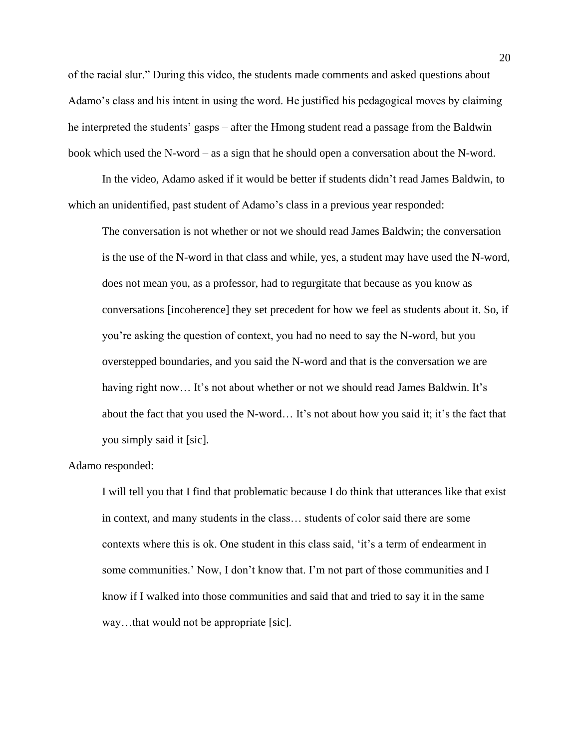of the racial slur." During this video, the students made comments and asked questions about Adamo's class and his intent in using the word. He justified his pedagogical moves by claiming he interpreted the students' gasps – after the Hmong student read a passage from the Baldwin book which used the N-word – as a sign that he should open a conversation about the N-word.

In the video, Adamo asked if it would be better if students didn't read James Baldwin, to which an unidentified, past student of Adamo's class in a previous year responded:

> The conversation is not whether or not we should read James Baldwin; the conversation is the use of the N-word in that class and while, yes, a student may have used the N-word, does not mean you, as a professor, had to regurgitate that because as you know as conversations [incoherence] they set precedent for how we feel as students about it. So, if you're asking the question of context, you had no need to say the N-word, but you overstepped boundaries, and you said the N-word and that is the conversation we are having right now… It's not about whether or not we should read James Baldwin. It's about the fact that you used the N-word… It's not about how you said it; it's the fact that you simply said it [sic].

Adamo responded:

> I will tell you that I find that problematic because I do think that utterances like that exist in context, and many students in the class… students of color said there are some contexts where this is ok. One student in this class said, 'it's a term of endearment in some communities.' Now, I don't know that. I'm not part of those communities and I know if I walked into those communities and said that and tried to say it in the same way…that would not be appropriate [sic].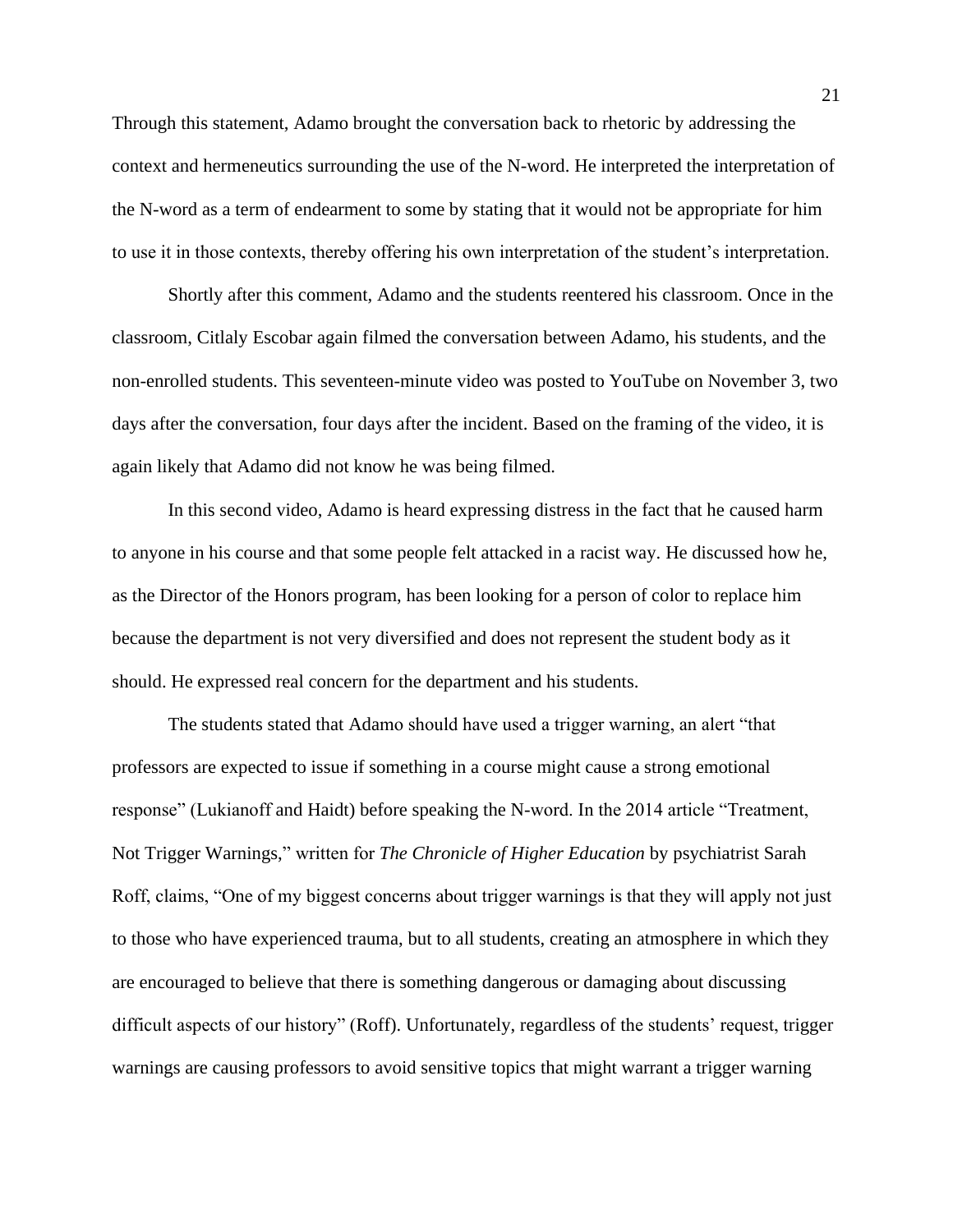Through this statement, Adamo brought the conversation back to rhetoric by addressing the context and hermeneutics surrounding the use of the N-word. He interpreted the interpretation of the N-word as a term of endearment to some by stating that it would not be appropriate for him to use it in those contexts, thereby offering his own interpretation of the student's interpretation.

Shortly after this comment, Adamo and the students reentered his classroom. Once in the classroom, Citlaly Escobar again filmed the conversation between Adamo, his students, and the non-enrolled students. This seventeen-minute video was posted to YouTube on November 3, two days after the conversation, four days after the incident. Based on the framing of the video, it is again likely that Adamo did not know he was being filmed.

In this second video, Adamo is heard expressing distress in the fact that he caused harm to anyone in his course and that some people felt attacked in a racist way. He discussed how he, as the Director of the Honors program, has been looking for a person of color to replace him because the department is not very diversified and does not represent the student body as it should. He expressed real concern for the department and his students.

The students stated that Adamo should have used a trigger warning, an alert "that professors are expected to issue if something in a course might cause a strong emotional response" (Lukianoff and Haidt) before speaking the N-word. In the 2014 article "Treatment, Not Trigger Warnings," written for *The Chronicle of Higher Education* by psychiatrist Sarah Roff, claims, "One of my biggest concerns about trigger warnings is that they will apply not just to those who have experienced trauma, but to all students, creating an atmosphere in which they are encouraged to believe that there is something dangerous or damaging about discussing difficult aspects of our history" (Roff). Unfortunately, regardless of the students' request, trigger warnings are causing professors to avoid sensitive topics that might warrant a trigger warning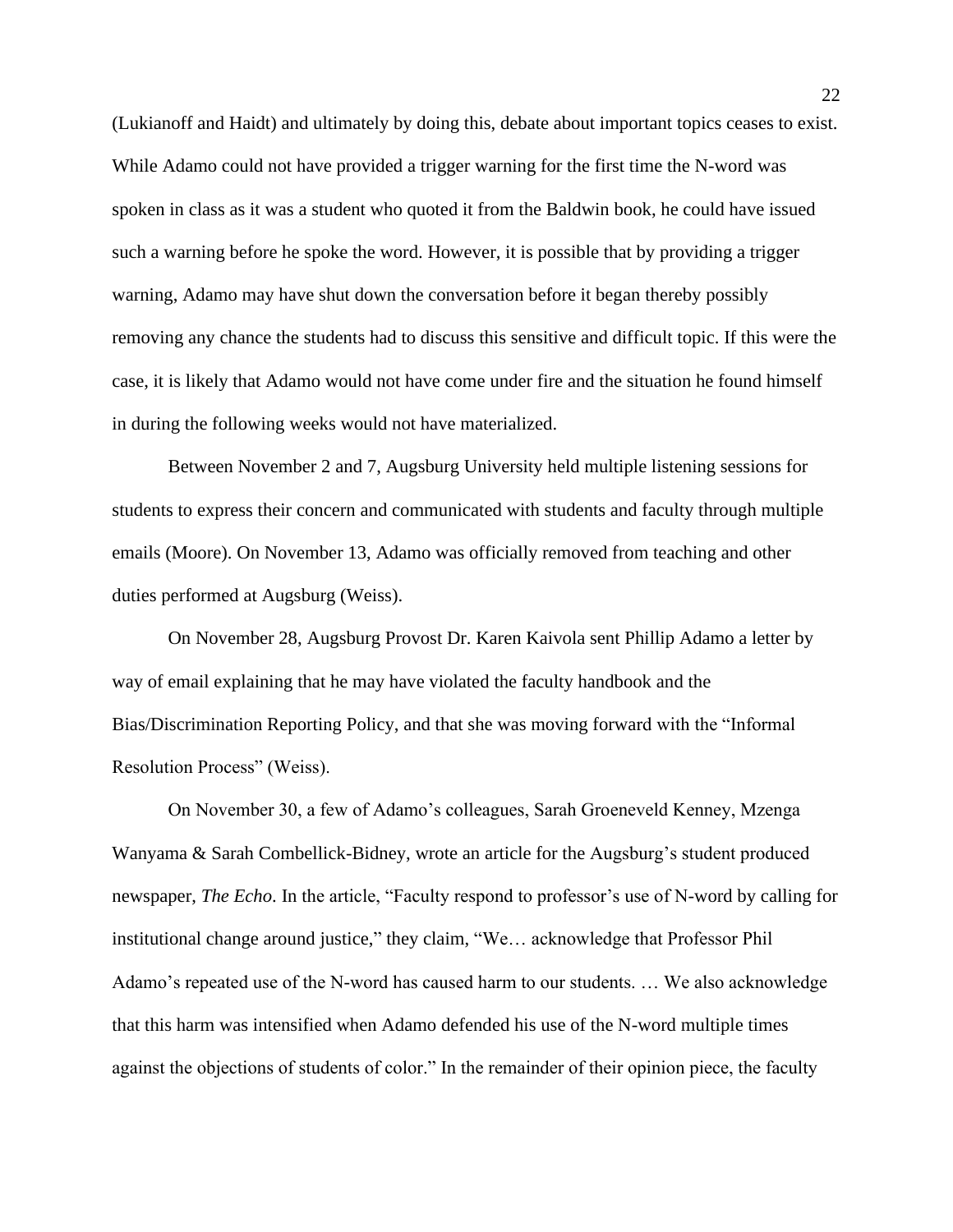(Lukianoff and Haidt) and ultimately by doing this, debate about important topics ceases to exist. While Adamo could not have provided a trigger warning for the first time the N-word was spoken in class as it was a student who quoted it from the Baldwin book, he could have issued such a warning before he spoke the word. However, it is possible that by providing a trigger warning, Adamo may have shut down the conversation before it began thereby possibly removing any chance the students had to discuss this sensitive and difficult topic. If this were the case, it is likely that Adamo would not have come under fire and the situation he found himself in during the following weeks would not have materialized.

Between November 2 and 7, Augsburg University held multiple listening sessions for students to express their concern and communicated with students and faculty through multiple emails (Moore). On November 13, Adamo was officially removed from teaching and other duties performed at Augsburg (Weiss).

On November 28, Augsburg Provost Dr. Karen Kaivola sent Phillip Adamo a letter by way of email explaining that he may have violated the faculty handbook and the Bias/Discrimination Reporting Policy, and that she was moving forward with the "Informal Resolution Process" (Weiss).

On November 30, a few of Adamo's colleagues, Sarah Groeneveld Kenney, Mzenga Wanyama & Sarah Combellick-Bidney, wrote an article for the Augsburg's student produced newspaper, *The Echo*. In the article, "Faculty respond to professor's use of N-word by calling for institutional change around justice," they claim, "We… acknowledge that Professor Phil Adamo's repeated use of the N-word has caused harm to our students. … We also acknowledge that this harm was intensified when Adamo defended his use of the N-word multiple times against the objections of students of color." In the remainder of their opinion piece, the faculty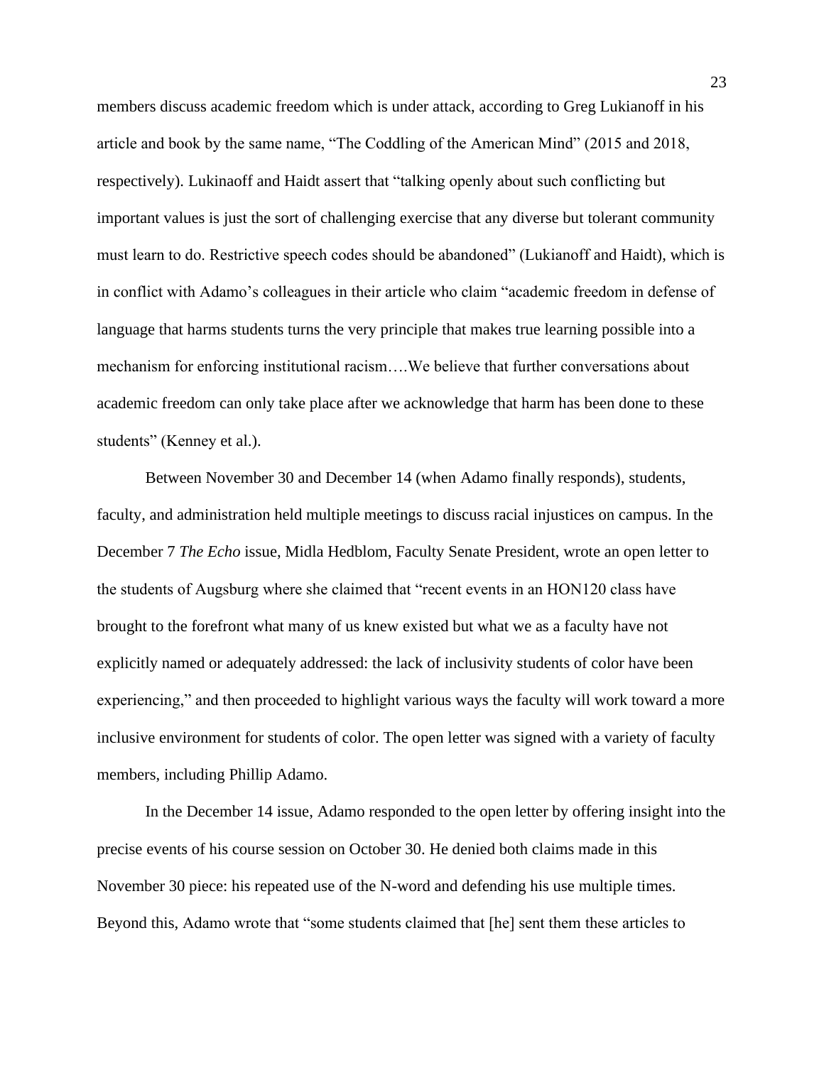members discuss academic freedom which is under attack, according to Greg Lukianoff in his article and book by the same name, "The Coddling of the American Mind" (2015 and 2018, respectively). Lukinaoff and Haidt assert that "talking openly about such conflicting but important values is just the sort of challenging exercise that any diverse but tolerant community must learn to do. Restrictive speech codes should be abandoned" (Lukianoff and Haidt), which is in conflict with Adamo's colleagues in their article who claim "academic freedom in defense of language that harms students turns the very principle that makes true learning possible into a mechanism for enforcing institutional racism….We believe that further conversations about academic freedom can only take place after we acknowledge that harm has been done to these students" (Kenney et al.).

Between November 30 and December 14 (when Adamo finally responds), students, faculty, and administration held multiple meetings to discuss racial injustices on campus. In the December 7 *The Echo* issue, Midla Hedblom, Faculty Senate President, wrote an open letter to the students of Augsburg where she claimed that "recent events in an HON120 class have brought to the forefront what many of us knew existed but what we as a faculty have not explicitly named or adequately addressed: the lack of inclusivity students of color have been experiencing," and then proceeded to highlight various ways the faculty will work toward a more inclusive environment for students of color. The open letter was signed with a variety of faculty members, including Phillip Adamo.

In the December 14 issue, Adamo responded to the open letter by offering insight into the precise events of his course session on October 30. He denied both claims made in this November 30 piece: his repeated use of the N-word and defending his use multiple times. Beyond this, Adamo wrote that "some students claimed that [he] sent them these articles to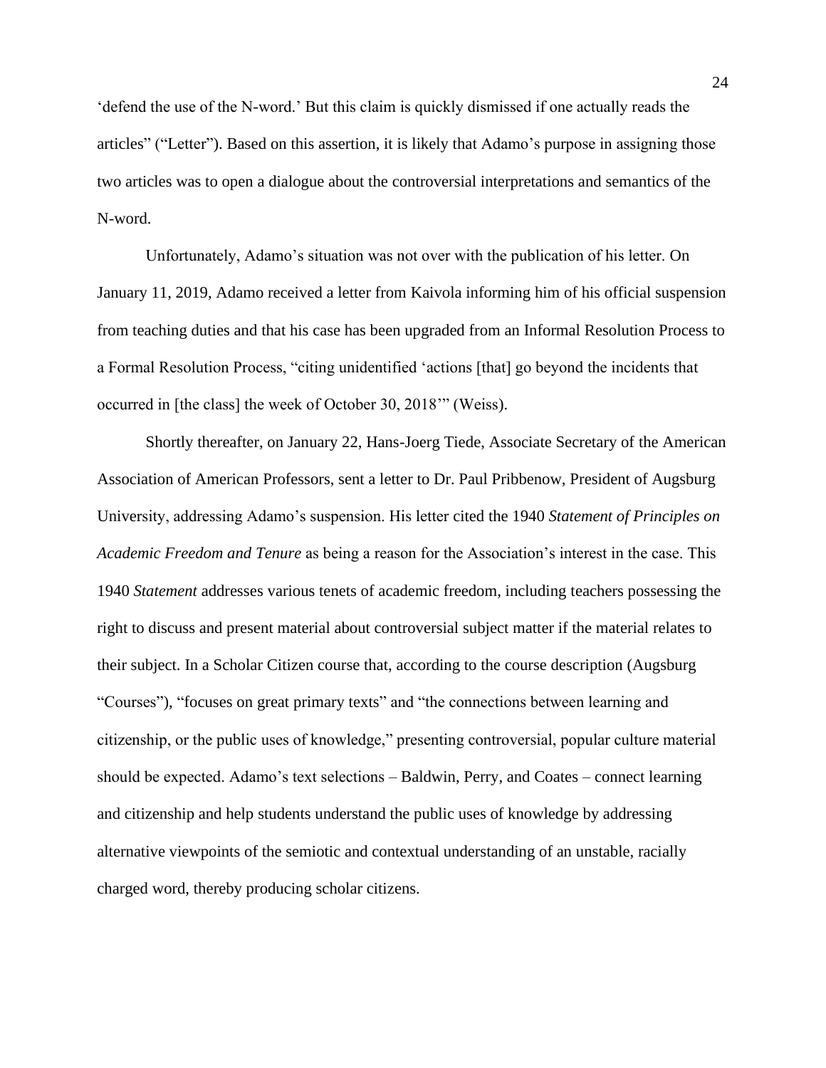'defend the use of the N-word.' But this claim is quickly dismissed if one actually reads the articles" ("Letter"). Based on this assertion, it is likely that Adamo's purpose in assigning those two articles was to open a dialogue about the controversial interpretations and semantics of the N-word.

Unfortunately, Adamo's situation was not over with the publication of his letter. On January 11, 2019, Adamo received a letter from Kaivola informing him of his official suspension from teaching duties and that his case has been upgraded from an Informal Resolution Process to a Formal Resolution Process, "citing unidentified 'actions [that] go beyond the incidents that occurred in [the class] the week of October 30, 2018'" (Weiss).

Shortly thereafter, on January 22, Hans-Joerg Tiede, Associate Secretary of the American Association of American Professors, sent a letter to Dr. Paul Pribbenow, President of Augsburg University, addressing Adamo's suspension. His letter cited the 1940 *Statement of Principles on Academic Freedom and Tenure* as being a reason for the Association's interest in the case. This 1940 *Statement* addresses various tenets of academic freedom, including teachers possessing the right to discuss and present material about controversial subject matter if the material relates to their subject. In a Scholar Citizen course that, according to the course description (Augsburg "Courses"), "focuses on great primary texts" and "the connections between learning and citizenship, or the public uses of knowledge," presenting controversial, popular culture material should be expected. Adamo's text selections – Baldwin, Perry, and Coates – connect learning and citizenship and help students understand the public uses of knowledge by addressing alternative viewpoints of the semiotic and contextual understanding of an unstable, racially charged word, thereby producing scholar citizens.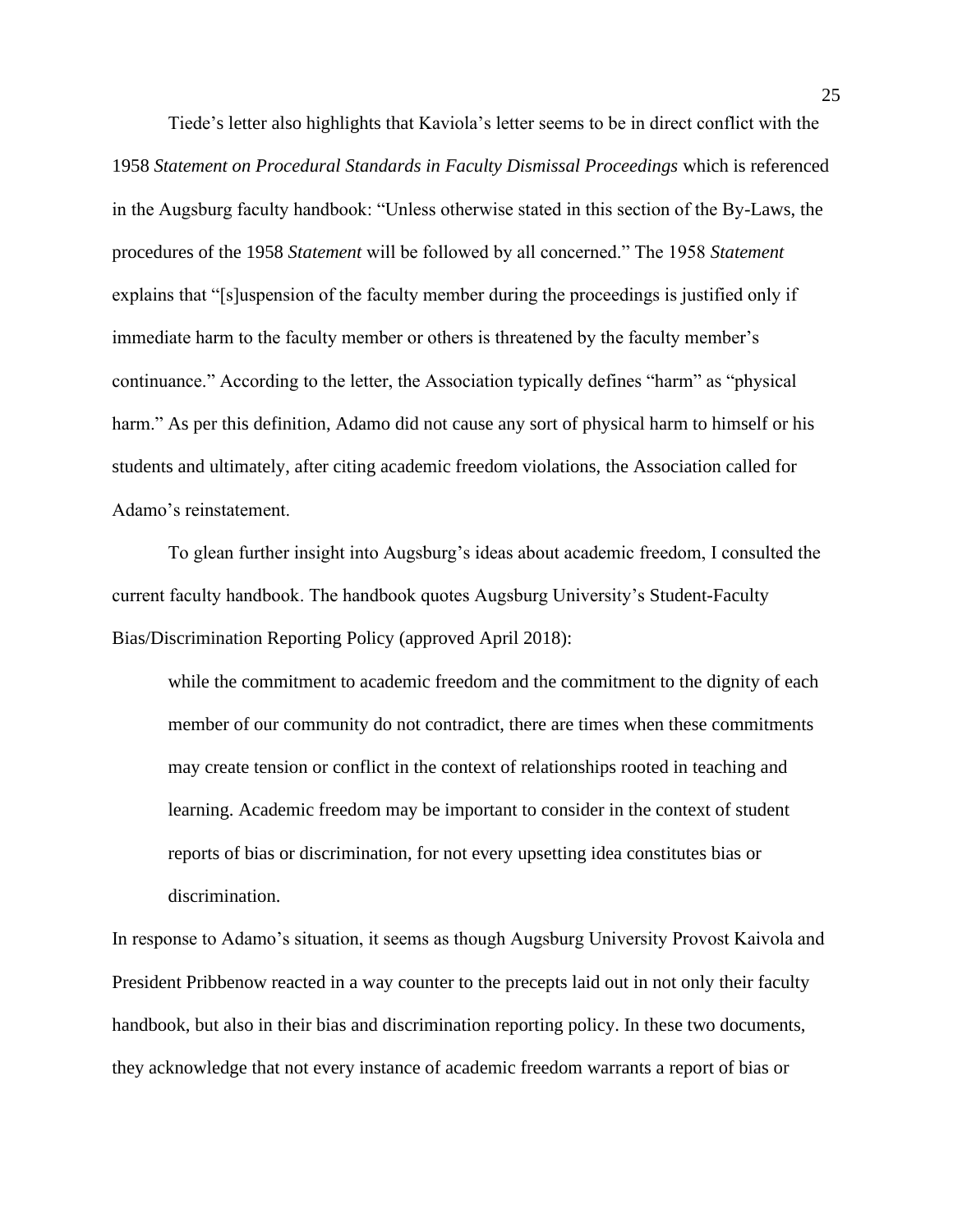Tiede's letter also highlights that Kaviola's letter seems to be in direct conflict with the 1958 *Statement on Procedural Standards in Faculty Dismissal Proceedings* which is referenced in the Augsburg faculty handbook: "Unless otherwise stated in this section of the By-Laws, the procedures of the 1958 *Statement* will be followed by all concerned." The 1958 *Statement* explains that "[s]uspension of the faculty member during the proceedings is justified only if immediate harm to the faculty member or others is threatened by the faculty member's continuance." According to the letter, the Association typically defines "harm" as "physical harm." As per this definition, Adamo did not cause any sort of physical harm to himself or his students and ultimately, after citing academic freedom violations, the Association called for Adamo's reinstatement.

To glean further insight into Augsburg's ideas about academic freedom, I consulted the current faculty handbook. The handbook quotes Augsburg University's Student-Faculty Bias/Discrimination Reporting Policy (approved April 2018):

> while the commitment to academic freedom and the commitment to the dignity of each member of our community do not contradict, there are times when these commitments may create tension or conflict in the context of relationships rooted in teaching and learning. Academic freedom may be important to consider in the context of student reports of bias or discrimination, for not every upsetting idea constitutes bias or discrimination.

In response to Adamo's situation, it seems as though Augsburg University Provost Kaivola and President Pribbenow reacted in a way counter to the precepts laid out in not only their faculty handbook, but also in their bias and discrimination reporting policy. In these two documents, they acknowledge that not every instance of academic freedom warrants a report of bias or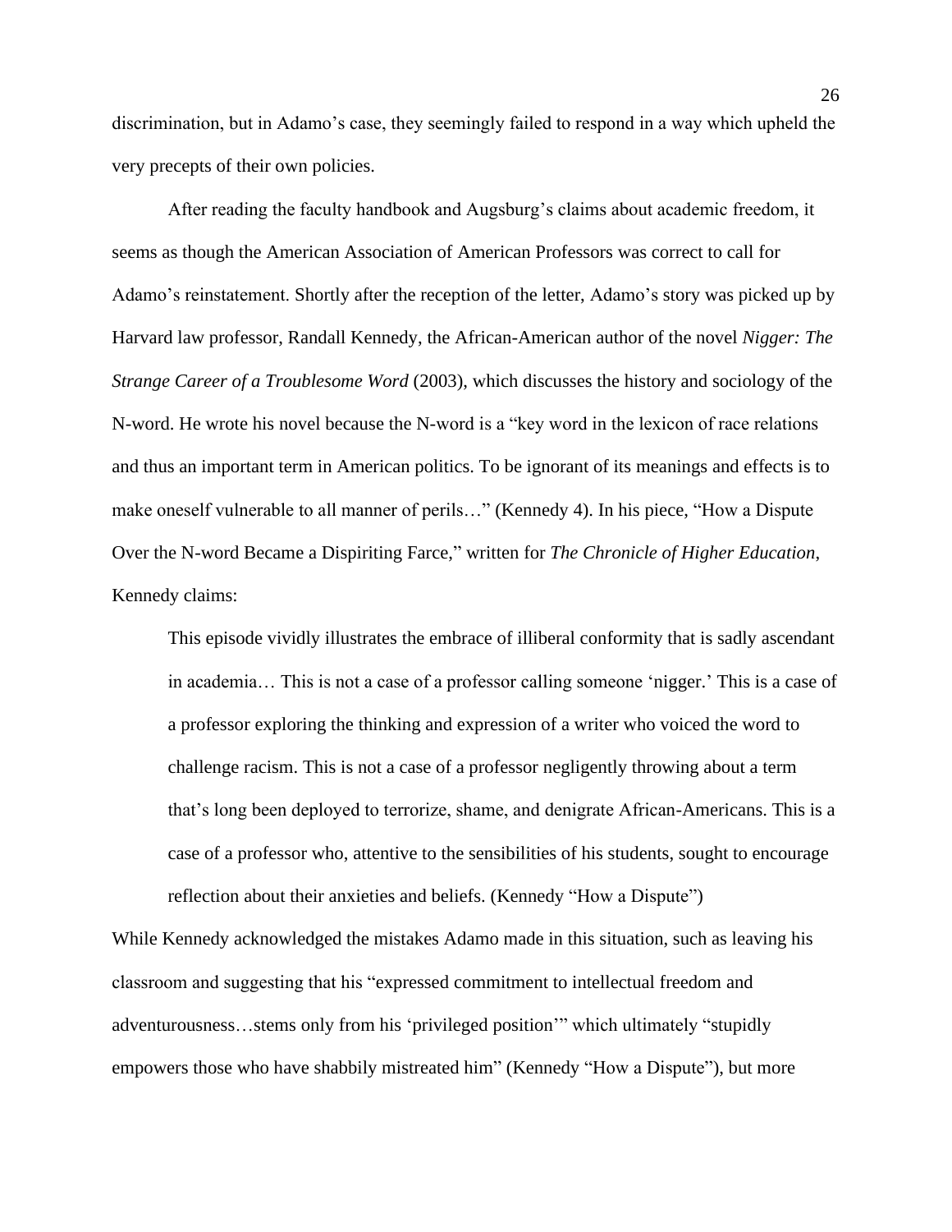discrimination, but in Adamo's case, they seemingly failed to respond in a way which upheld the very precepts of their own policies.

After reading the faculty handbook and Augsburg's claims about academic freedom, it seems as though the American Association of American Professors was correct to call for Adamo's reinstatement. Shortly after the reception of the letter, Adamo's story was picked up by Harvard law professor, Randall Kennedy, the African-American author of the novel *Nigger: The Strange Career of a Troublesome Word* (2003), which discusses the history and sociology of the N-word. He wrote his novel because the N-word is a "key word in the lexicon of race relations and thus an important term in American politics. To be ignorant of its meanings and effects is to make oneself vulnerable to all manner of perils…" (Kennedy 4). In his piece, "How a Dispute Over the N-word Became a Dispiriting Farce," written for *The Chronicle of Higher Education*, Kennedy claims:

> This episode vividly illustrates the embrace of illiberal conformity that is sadly ascendant in academia… This is not a case of a professor calling someone 'nigger.' This is a case of a professor exploring the thinking and expression of a writer who voiced the word to challenge racism. This is not a case of a professor negligently throwing about a term that's long been deployed to terrorize, shame, and denigrate African-Americans. This is a case of a professor who, attentive to the sensibilities of his students, sought to encourage reflection about their anxieties and beliefs. (Kennedy "How a Dispute")

While Kennedy acknowledged the mistakes Adamo made in this situation, such as leaving his classroom and suggesting that his "expressed commitment to intellectual freedom and adventurousness…stems only from his 'privileged position'" which ultimately "stupidly empowers those who have shabbily mistreated him" (Kennedy "How a Dispute"), but more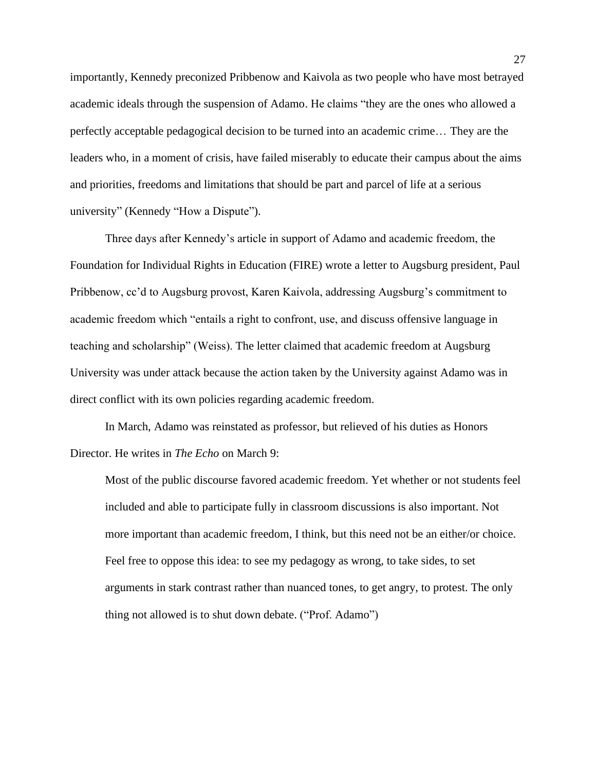importantly, Kennedy preconized Pribbenow and Kaivola as two people who have most betrayed academic ideals through the suspension of Adamo. He claims "they are the ones who allowed a perfectly acceptable pedagogical decision to be turned into an academic crime… They are the leaders who, in a moment of crisis, have failed miserably to educate their campus about the aims and priorities, freedoms and limitations that should be part and parcel of life at a serious university" (Kennedy "How a Dispute").

Three days after Kennedy's article in support of Adamo and academic freedom, the Foundation for Individual Rights in Education (FIRE) wrote a letter to Augsburg president, Paul Pribbenow, cc'd to Augsburg provost, Karen Kaivola, addressing Augsburg's commitment to academic freedom which "entails a right to confront, use, and discuss offensive language in teaching and scholarship" (Weiss). The letter claimed that academic freedom at Augsburg University was under attack because the action taken by the University against Adamo was in direct conflict with its own policies regarding academic freedom.

In March, Adamo was reinstated as professor, but relieved of his duties as Honors Director. He writes in *The Echo* on March 9:

> Most of the public discourse favored academic freedom. Yet whether or not students feel included and able to participate fully in classroom discussions is also important. Not more important than academic freedom, I think, but this need not be an either/or choice. Feel free to oppose this idea: to see my pedagogy as wrong, to take sides, to set arguments in stark contrast rather than nuanced tones, to get angry, to protest. The only thing not allowed is to shut down debate. ("Prof. Adamo")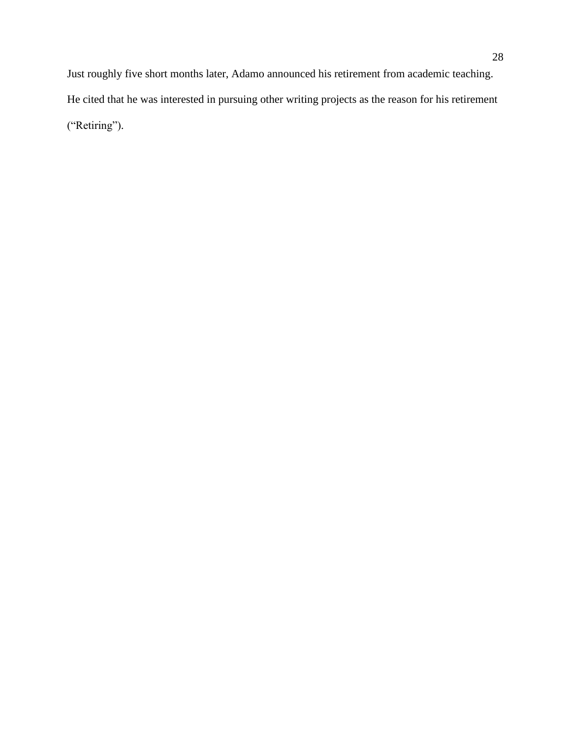Just roughly five short months later, Adamo announced his retirement from academic teaching. He cited that he was interested in pursuing other writing projects as the reason for his retirement ("Retiring").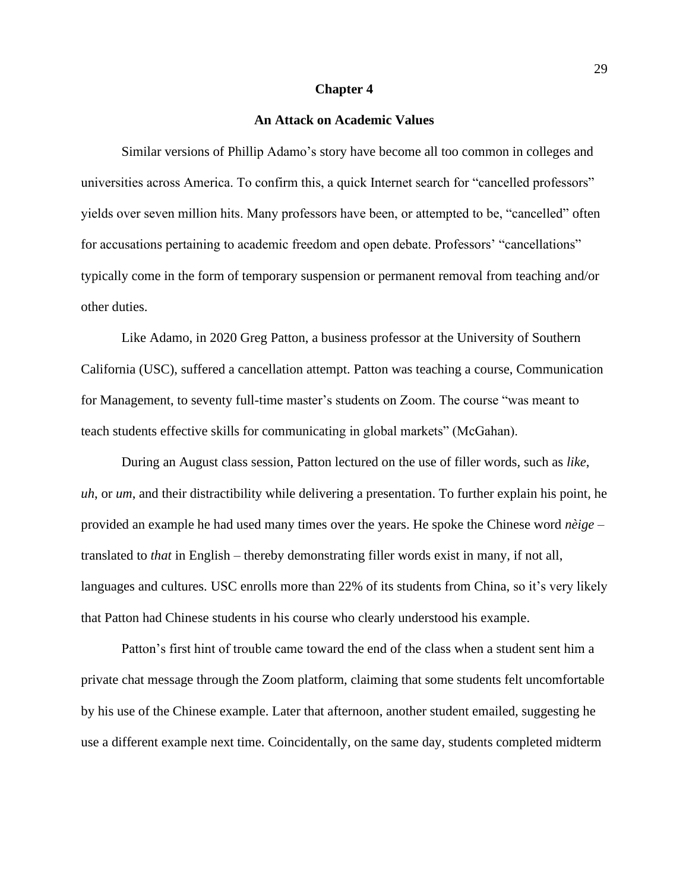# Chapter 4

## An Attack on Academic Values

Similar versions of Phillip Adamo's story have become all too common in colleges and universities across America. To confirm this, a quick Internet search for "cancelled professors" yields over seven million hits. Many professors have been, or attempted to be, "cancelled" often for accusations pertaining to academic freedom and open debate. Professors' "cancellations" typically come in the form of temporary suspension or permanent removal from teaching and/or other duties.

Like Adamo, in 2020 Greg Patton, a business professor at the University of Southern California (USC), suffered a cancellation attempt. Patton was teaching a course, Communication for Management, to seventy full-time master's students on Zoom. The course "was meant to teach students effective skills for communicating in global markets" (McGahan).

During an August class session, Patton lectured on the use of filler words, such as *like*, *uh*, or *um*, and their distractibility while delivering a presentation. To further explain his point, he provided an example he had used many times over the years. He spoke the Chinese word *nèige* – translated to *that* in English – thereby demonstrating filler words exist in many, if not all, languages and cultures. USC enrolls more than 22% of its students from China, so it's very likely that Patton had Chinese students in his course who clearly understood his example.

Patton's first hint of trouble came toward the end of the class when a student sent him a private chat message through the Zoom platform, claiming that some students felt uncomfortable by his use of the Chinese example. Later that afternoon, another student emailed, suggesting he use a different example next time. Coincidentally, on the same day, students completed midterm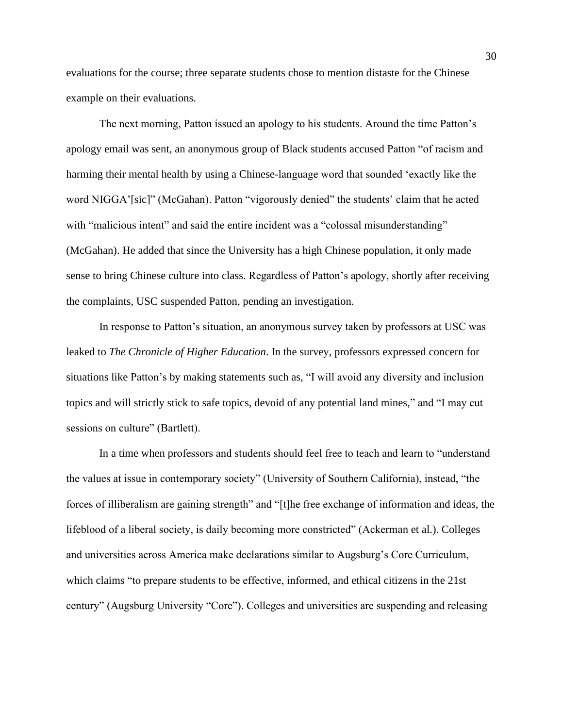evaluations for the course; three separate students chose to mention distaste for the Chinese example on their evaluations.

The next morning, Patton issued an apology to his students. Around the time Patton's apology email was sent, an anonymous group of Black students accused Patton "of racism and harming their mental health by using a Chinese-language word that sounded 'exactly like the word NIGGA'[sic]" (McGahan). Patton "vigorously denied" the students' claim that he acted with "malicious intent" and said the entire incident was a "colossal misunderstanding" (McGahan). He added that since the University has a high Chinese population, it only made sense to bring Chinese culture into class. Regardless of Patton's apology, shortly after receiving the complaints, USC suspended Patton, pending an investigation.

In response to Patton's situation, an anonymous survey taken by professors at USC was leaked to *The Chronicle of Higher Education*. In the survey, professors expressed concern for situations like Patton's by making statements such as, "I will avoid any diversity and inclusion topics and will strictly stick to safe topics, devoid of any potential land mines," and "I may cut sessions on culture" (Bartlett).

In a time when professors and students should feel free to teach and learn to "understand the values at issue in contemporary society" (University of Southern California), instead, "the forces of illiberalism are gaining strength" and "[t]he free exchange of information and ideas, the lifeblood of a liberal society, is daily becoming more constricted" (Ackerman et al.). Colleges and universities across America make declarations similar to Augsburg's Core Curriculum, which claims "to prepare students to be effective, informed, and ethical citizens in the 21st century" (Augsburg University "Core"). Colleges and universities are suspending and releasing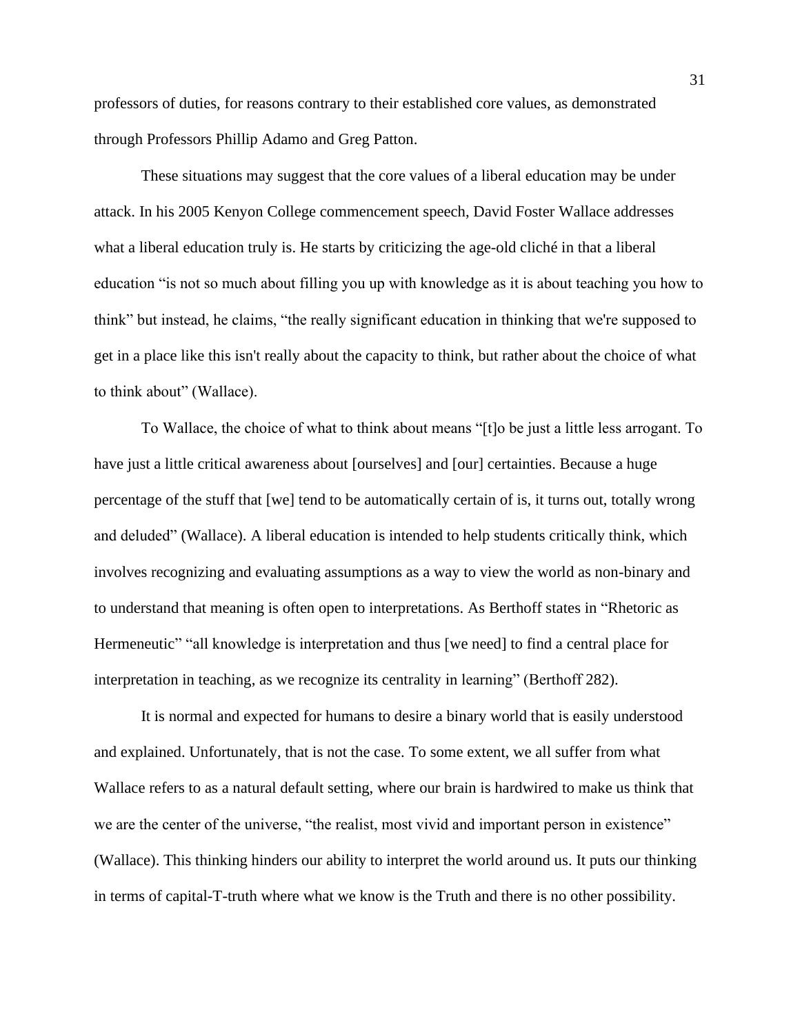professors of duties, for reasons contrary to their established core values, as demonstrated through Professors Phillip Adamo and Greg Patton.

These situations may suggest that the core values of a liberal education may be under attack. In his 2005 Kenyon College commencement speech, David Foster Wallace addresses what a liberal education truly is. He starts by criticizing the age-old cliché in that a liberal education "is not so much about filling you up with knowledge as it is about teaching you how to think" but instead, he claims, "the really significant education in thinking that we're supposed to get in a place like this isn't really about the capacity to think, but rather about the choice of what to think about" (Wallace).

To Wallace, the choice of what to think about means "[t]o be just a little less arrogant. To have just a little critical awareness about [ourselves] and [our] certainties. Because a huge percentage of the stuff that [we] tend to be automatically certain of is, it turns out, totally wrong and deluded" (Wallace). A liberal education is intended to help students critically think, which involves recognizing and evaluating assumptions as a way to view the world as non-binary and to understand that meaning is often open to interpretations. As Berthoff states in "Rhetoric as Hermeneutic" "all knowledge is interpretation and thus [we need] to find a central place for interpretation in teaching, as we recognize its centrality in learning" (Berthoff 282).

It is normal and expected for humans to desire a binary world that is easily understood and explained. Unfortunately, that is not the case. To some extent, we all suffer from what Wallace refers to as a natural default setting, where our brain is hardwired to make us think that we are the center of the universe, "the realist, most vivid and important person in existence" (Wallace). This thinking hinders our ability to interpret the world around us. It puts our thinking in terms of capital-T-truth where what we know is the Truth and there is no other possibility.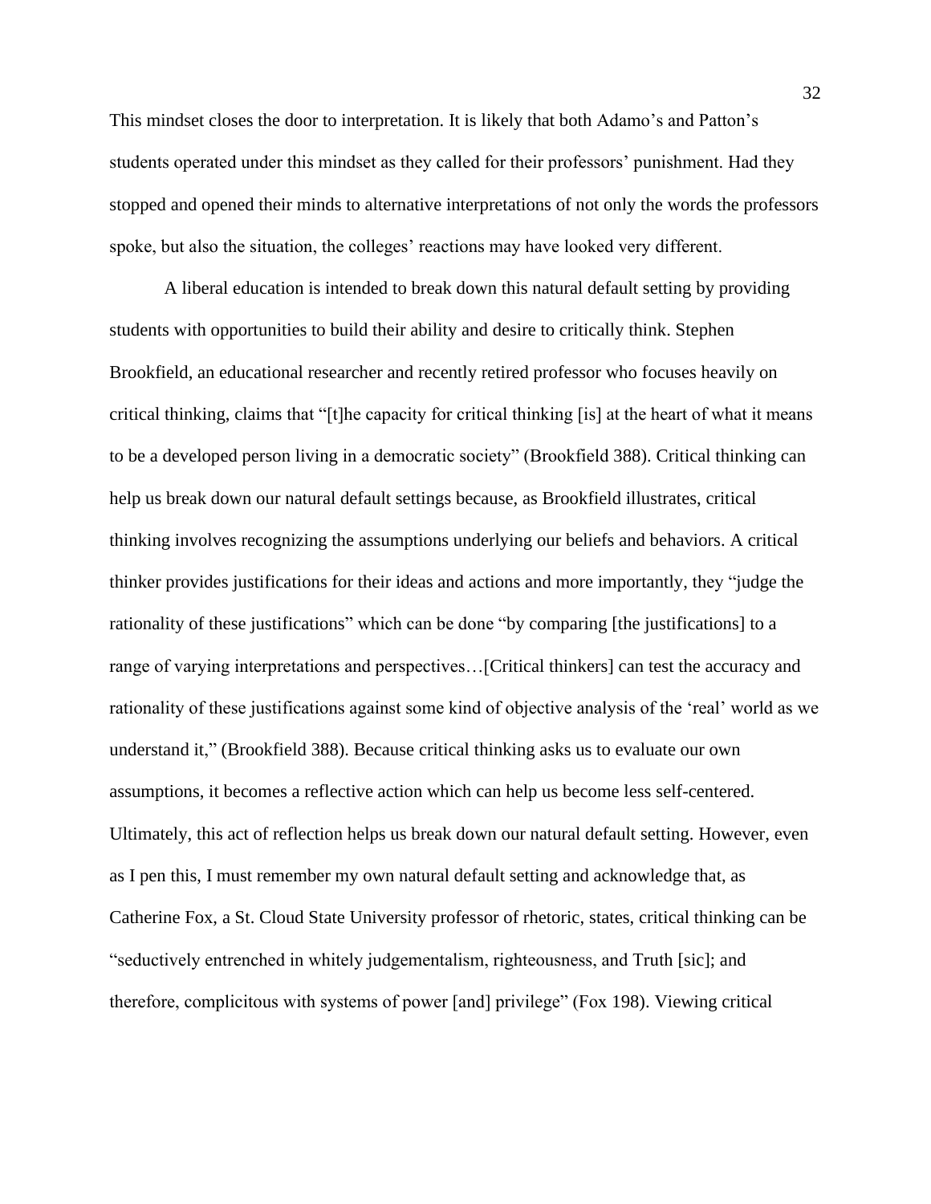This mindset closes the door to interpretation. It is likely that both Adamo's and Patton's students operated under this mindset as they called for their professors' punishment. Had they stopped and opened their minds to alternative interpretations of not only the words the professors spoke, but also the situation, the colleges' reactions may have looked very different.

A liberal education is intended to break down this natural default setting by providing students with opportunities to build their ability and desire to critically think. Stephen Brookfield, an educational researcher and recently retired professor who focuses heavily on critical thinking, claims that "[t]he capacity for critical thinking [is] at the heart of what it means to be a developed person living in a democratic society" (Brookfield 388). Critical thinking can help us break down our natural default settings because, as Brookfield illustrates, critical thinking involves recognizing the assumptions underlying our beliefs and behaviors. A critical thinker provides justifications for their ideas and actions and more importantly, they "judge the rationality of these justifications" which can be done "by comparing [the justifications] to a range of varying interpretations and perspectives…[Critical thinkers] can test the accuracy and rationality of these justifications against some kind of objective analysis of the 'real' world as we understand it," (Brookfield 388). Because critical thinking asks us to evaluate our own assumptions, it becomes a reflective action which can help us become less self-centered. Ultimately, this act of reflection helps us break down our natural default setting. However, even as I pen this, I must remember my own natural default setting and acknowledge that, as Catherine Fox, a St. Cloud State University professor of rhetoric, states, critical thinking can be "seductively entrenched in whitely judgementalism, righteousness, and Truth [sic]; and therefore, complicitous with systems of power [and] privilege" (Fox 198). Viewing critical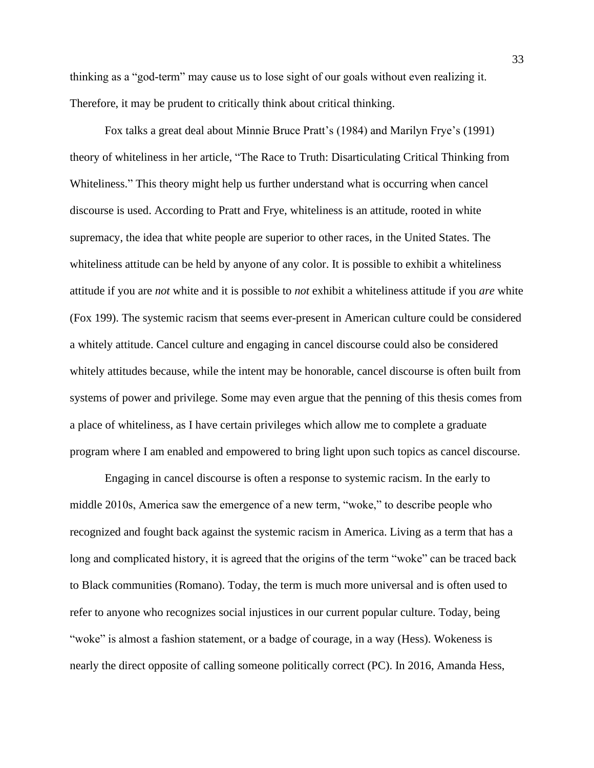thinking as a "god-term" may cause us to lose sight of our goals without even realizing it. Therefore, it may be prudent to critically think about critical thinking.

Fox talks a great deal about Minnie Bruce Pratt's (1984) and Marilyn Frye's (1991) theory of whiteliness in her article, "The Race to Truth: Disarticulating Critical Thinking from Whiteliness." This theory might help us further understand what is occurring when cancel discourse is used. According to Pratt and Frye, whiteliness is an attitude, rooted in white supremacy, the idea that white people are superior to other races, in the United States. The whiteliness attitude can be held by anyone of any color. It is possible to exhibit a whiteliness attitude if you are *not* white and it is possible to *not* exhibit a whiteliness attitude if you *are* white (Fox 199). The systemic racism that seems ever-present in American culture could be considered a whitely attitude. Cancel culture and engaging in cancel discourse could also be considered whitely attitudes because, while the intent may be honorable, cancel discourse is often built from systems of power and privilege. Some may even argue that the penning of this thesis comes from a place of whiteliness, as I have certain privileges which allow me to complete a graduate program where I am enabled and empowered to bring light upon such topics as cancel discourse.

Engaging in cancel discourse is often a response to systemic racism. In the early to middle 2010s, America saw the emergence of a new term, "woke," to describe people who recognized and fought back against the systemic racism in America. Living as a term that has a long and complicated history, it is agreed that the origins of the term "woke" can be traced back to Black communities (Romano). Today, the term is much more universal and is often used to refer to anyone who recognizes social injustices in our current popular culture. Today, being "woke" is almost a fashion statement, or a badge of courage, in a way (Hess). Wokeness is nearly the direct opposite of calling someone politically correct (PC). In 2016, Amanda Hess,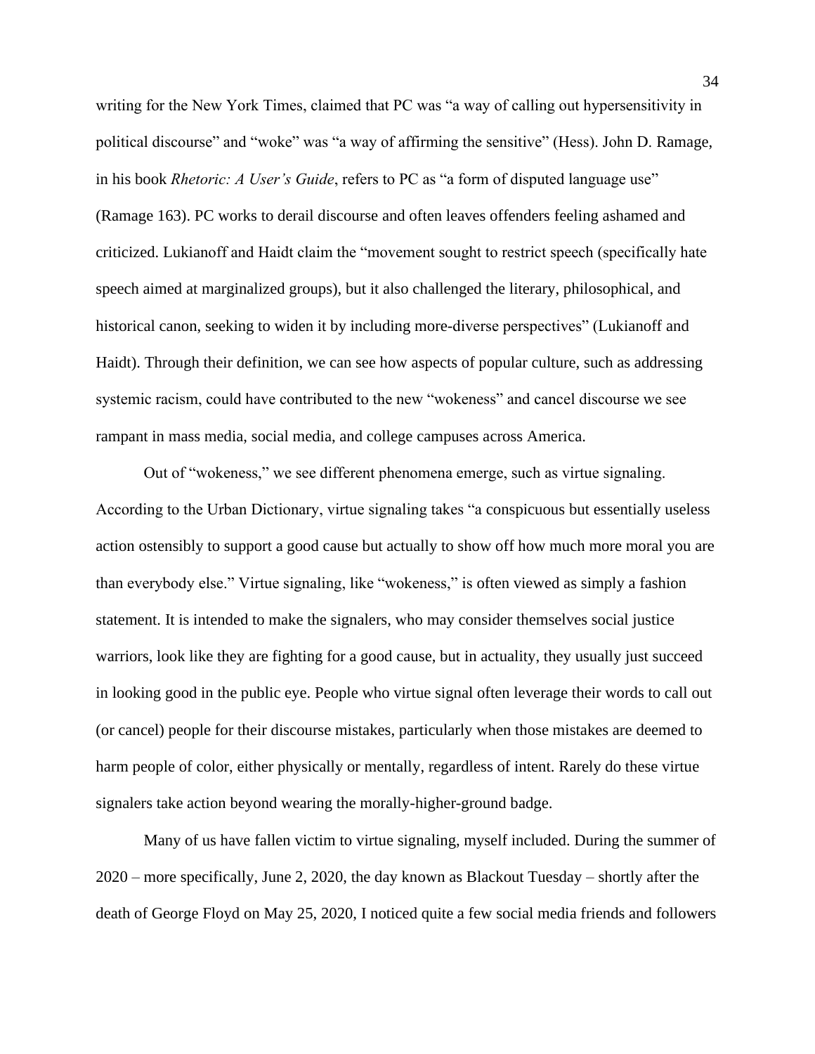writing for the New York Times, claimed that PC was "a way of calling out hypersensitivity in political discourse" and "woke" was "a way of affirming the sensitive" (Hess). John D. Ramage, in his book *Rhetoric: A User's Guide*, refers to PC as "a form of disputed language use" (Ramage 163). PC works to derail discourse and often leaves offenders feeling ashamed and criticized. Lukianoff and Haidt claim the "movement sought to restrict speech (specifically hate speech aimed at marginalized groups), but it also challenged the literary, philosophical, and historical canon, seeking to widen it by including more-diverse perspectives" (Lukianoff and Haidt). Through their definition, we can see how aspects of popular culture, such as addressing systemic racism, could have contributed to the new "wokeness" and cancel discourse we see rampant in mass media, social media, and college campuses across America.

Out of "wokeness," we see different phenomena emerge, such as virtue signaling. According to the Urban Dictionary, virtue signaling takes "a conspicuous but essentially useless action ostensibly to support a good cause but actually to show off how much more moral you are than everybody else." Virtue signaling, like "wokeness," is often viewed as simply a fashion statement. It is intended to make the signalers, who may consider themselves social justice warriors, look like they are fighting for a good cause, but in actuality, they usually just succeed in looking good in the public eye. People who virtue signal often leverage their words to call out (or cancel) people for their discourse mistakes, particularly when those mistakes are deemed to harm people of color, either physically or mentally, regardless of intent. Rarely do these virtue signalers take action beyond wearing the morally-higher-ground badge.

Many of us have fallen victim to virtue signaling, myself included. During the summer of 2020 – more specifically, June 2, 2020, the day known as Blackout Tuesday – shortly after the death of George Floyd on May 25, 2020, I noticed quite a few social media friends and followers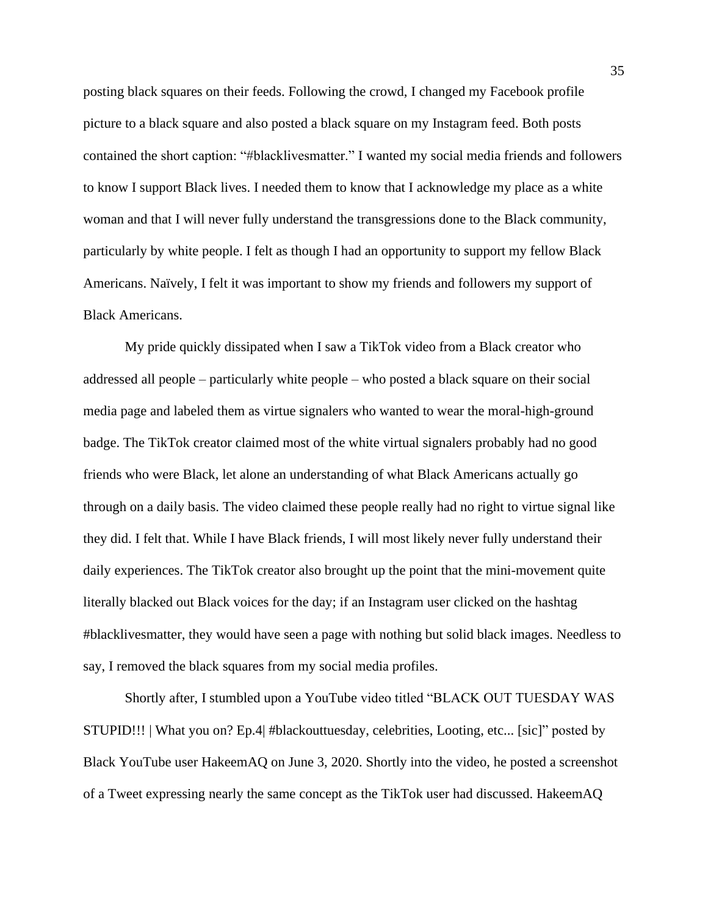posting black squares on their feeds. Following the crowd, I changed my Facebook profile picture to a black square and also posted a black square on my Instagram feed. Both posts contained the short caption: "#blacklivesmatter." I wanted my social media friends and followers to know I support Black lives. I needed them to know that I acknowledge my place as a white woman and that I will never fully understand the transgressions done to the Black community, particularly by white people. I felt as though I had an opportunity to support my fellow Black Americans. Naïvely, I felt it was important to show my friends and followers my support of Black Americans.

My pride quickly dissipated when I saw a TikTok video from a Black creator who addressed all people – particularly white people – who posted a black square on their social media page and labeled them as virtue signalers who wanted to wear the moral-high-ground badge. The TikTok creator claimed most of the white virtual signalers probably had no good friends who were Black, let alone an understanding of what Black Americans actually go through on a daily basis. The video claimed these people really had no right to virtue signal like they did. I felt that. While I have Black friends, I will most likely never fully understand their daily experiences. The TikTok creator also brought up the point that the mini-movement quite literally blacked out Black voices for the day; if an Instagram user clicked on the hashtag #blacklivesmatter, they would have seen a page with nothing but solid black images. Needless to say, I removed the black squares from my social media profiles.

Shortly after, I stumbled upon a YouTube video titled "BLACK OUT TUESDAY WAS STUPID!!! | What you on? Ep.4| #blackouttuesday, celebrities, Looting, etc... [sic]" posted by Black YouTube user HakeemAQ on June 3, 2020. Shortly into the video, he posted a screenshot of a Tweet expressing nearly the same concept as the TikTok user had discussed. HakeemAQ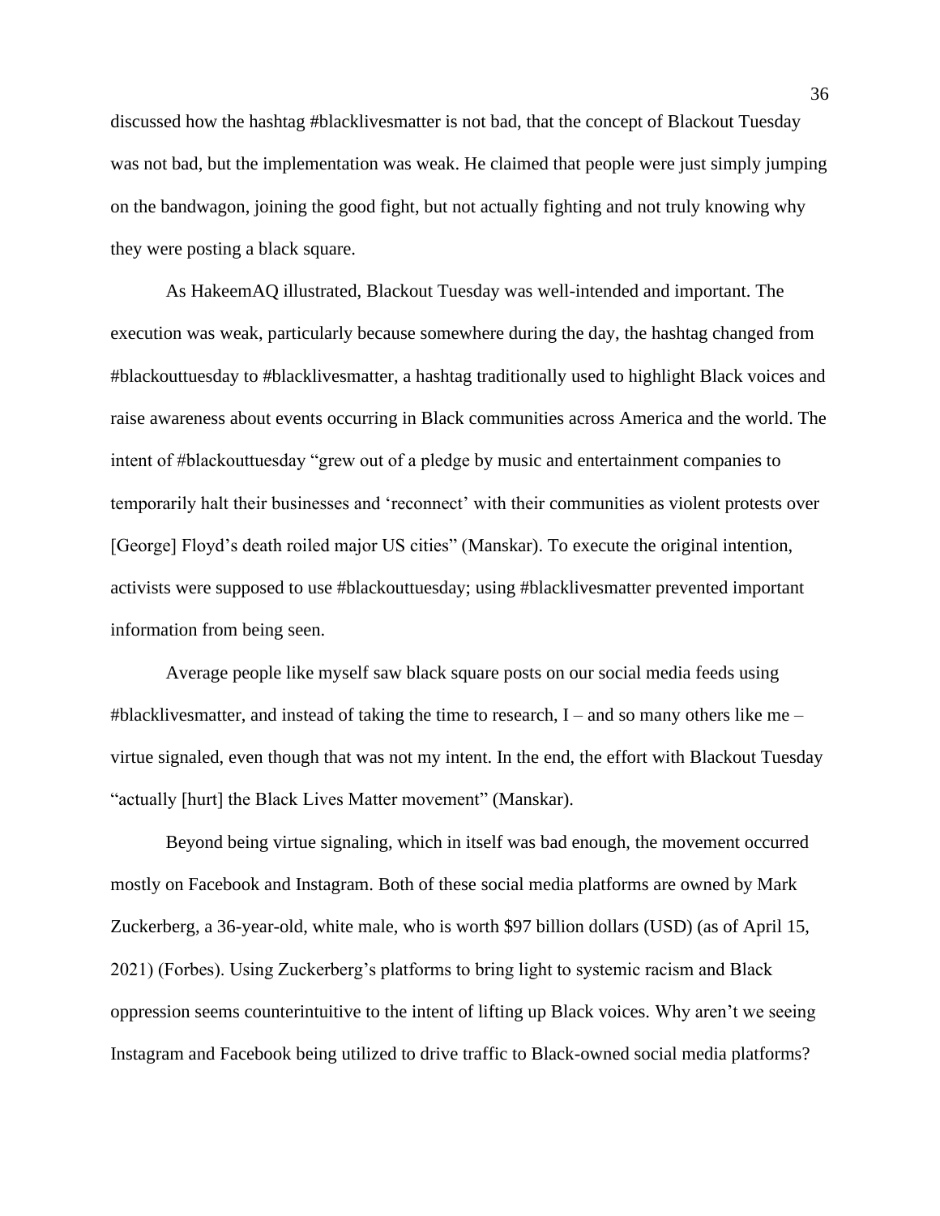discussed how the hashtag #blacklivesmatter is not bad, that the concept of Blackout Tuesday was not bad, but the implementation was weak. He claimed that people were just simply jumping on the bandwagon, joining the good fight, but not actually fighting and not truly knowing why they were posting a black square.

As HakeemAQ illustrated, Blackout Tuesday was well-intended and important. The execution was weak, particularly because somewhere during the day, the hashtag changed from #blackouttuesday to #blacklivesmatter, a hashtag traditionally used to highlight Black voices and raise awareness about events occurring in Black communities across America and the world. The intent of #blackouttuesday "grew out of a pledge by music and entertainment companies to temporarily halt their businesses and 'reconnect' with their communities as violent protests over [George] Floyd's death roiled major US cities" (Manskar). To execute the original intention, activists were supposed to use #blackouttuesday; using #blacklivesmatter prevented important information from being seen.

Average people like myself saw black square posts on our social media feeds using #blacklivesmatter, and instead of taking the time to research, I – and so many others like me – virtue signaled, even though that was not my intent. In the end, the effort with Blackout Tuesday "actually [hurt] the Black Lives Matter movement" (Manskar).

Beyond being virtue signaling, which in itself was bad enough, the movement occurred mostly on Facebook and Instagram. Both of these social media platforms are owned by Mark Zuckerberg, a 36-year-old, white male, who is worth $97 billion dollars (USD) (as of April 15, 2021) (Forbes). Using Zuckerberg's platforms to bring light to systemic racism and Black oppression seems counterintuitive to the intent of lifting up Black voices. Why aren't we seeing Instagram and Facebook being utilized to drive traffic to Black-owned social media platforms?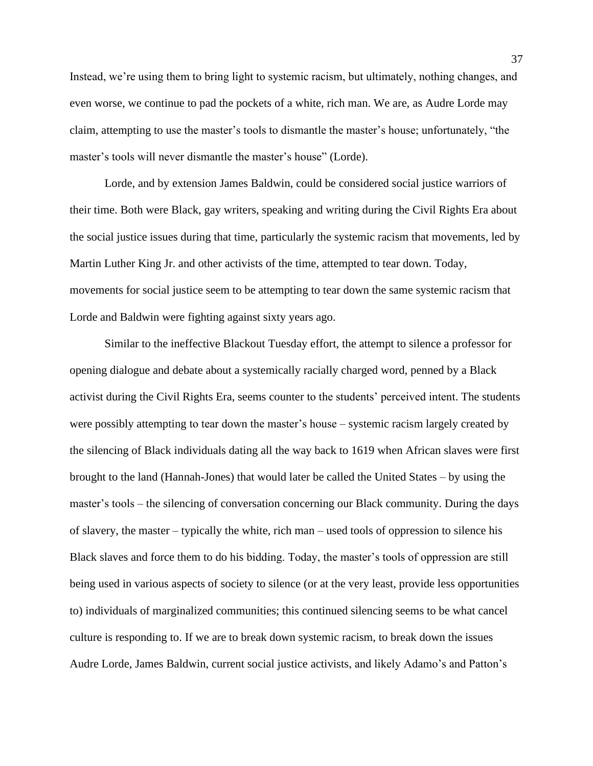Instead, we're using them to bring light to systemic racism, but ultimately, nothing changes, and even worse, we continue to pad the pockets of a white, rich man. We are, as Audre Lorde may claim, attempting to use the master's tools to dismantle the master's house; unfortunately, "the master's tools will never dismantle the master's house" (Lorde).

Lorde, and by extension James Baldwin, could be considered social justice warriors of their time. Both were Black, gay writers, speaking and writing during the Civil Rights Era about the social justice issues during that time, particularly the systemic racism that movements, led by Martin Luther King Jr. and other activists of the time, attempted to tear down. Today, movements for social justice seem to be attempting to tear down the same systemic racism that Lorde and Baldwin were fighting against sixty years ago.

Similar to the ineffective Blackout Tuesday effort, the attempt to silence a professor for opening dialogue and debate about a systemically racially charged word, penned by a Black activist during the Civil Rights Era, seems counter to the students' perceived intent. The students were possibly attempting to tear down the master's house – systemic racism largely created by the silencing of Black individuals dating all the way back to 1619 when African slaves were first brought to the land (Hannah-Jones) that would later be called the United States – by using the master's tools – the silencing of conversation concerning our Black community. During the days of slavery, the master – typically the white, rich man – used tools of oppression to silence his Black slaves and force them to do his bidding. Today, the master's tools of oppression are still being used in various aspects of society to silence (or at the very least, provide less opportunities to) individuals of marginalized communities; this continued silencing seems to be what cancel culture is responding to. If we are to break down systemic racism, to break down the issues Audre Lorde, James Baldwin, current social justice activists, and likely Adamo's and Patton's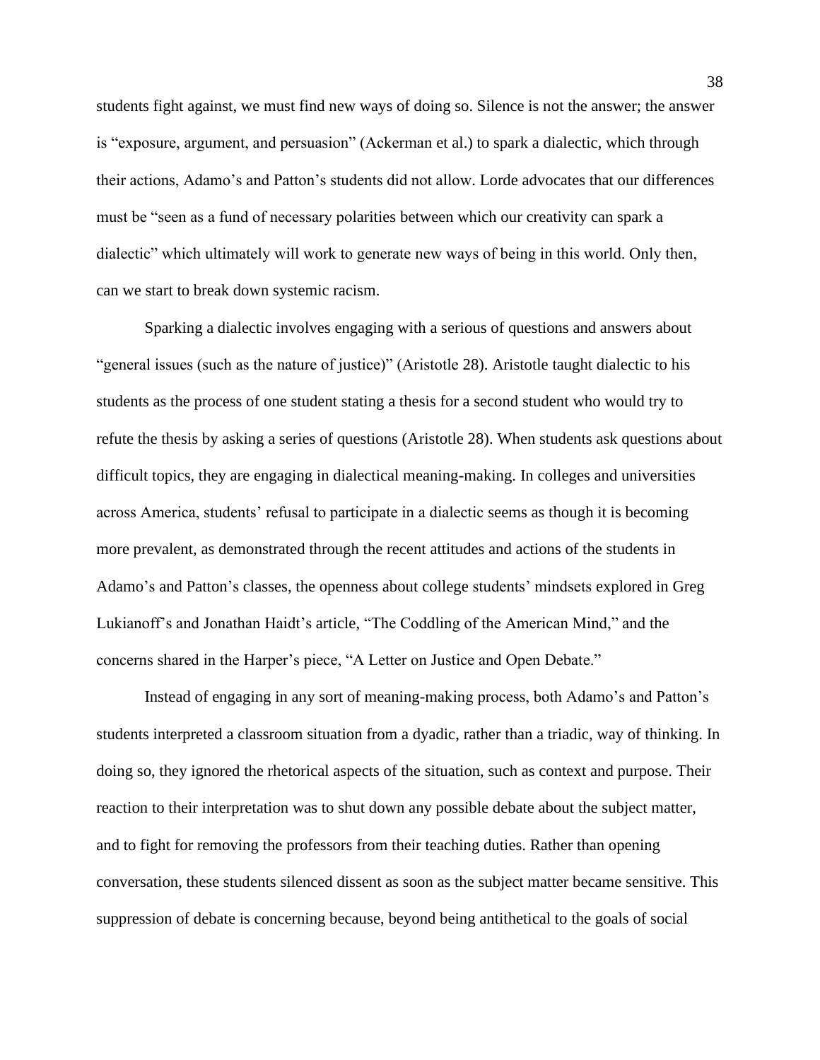students fight against, we must find new ways of doing so. Silence is not the answer; the answer is "exposure, argument, and persuasion" (Ackerman et al.) to spark a dialectic, which through their actions, Adamo's and Patton's students did not allow. Lorde advocates that our differences must be "seen as a fund of necessary polarities between which our creativity can spark a dialectic" which ultimately will work to generate new ways of being in this world. Only then, can we start to break down systemic racism.

Sparking a dialectic involves engaging with a serious of questions and answers about "general issues (such as the nature of justice)" (Aristotle 28). Aristotle taught dialectic to his students as the process of one student stating a thesis for a second student who would try to refute the thesis by asking a series of questions (Aristotle 28). When students ask questions about difficult topics, they are engaging in dialectical meaning-making. In colleges and universities across America, students' refusal to participate in a dialectic seems as though it is becoming more prevalent, as demonstrated through the recent attitudes and actions of the students in Adamo's and Patton's classes, the openness about college students' mindsets explored in Greg Lukianoff's and Jonathan Haidt's article, "The Coddling of the American Mind," and the concerns shared in the Harper's piece, "A Letter on Justice and Open Debate."

Instead of engaging in any sort of meaning-making process, both Adamo's and Patton's students interpreted a classroom situation from a dyadic, rather than a triadic, way of thinking. In doing so, they ignored the rhetorical aspects of the situation, such as context and purpose. Their reaction to their interpretation was to shut down any possible debate about the subject matter, and to fight for removing the professors from their teaching duties. Rather than opening conversation, these students silenced dissent as soon as the subject matter became sensitive. This suppression of debate is concerning because, beyond being antithetical to the goals of social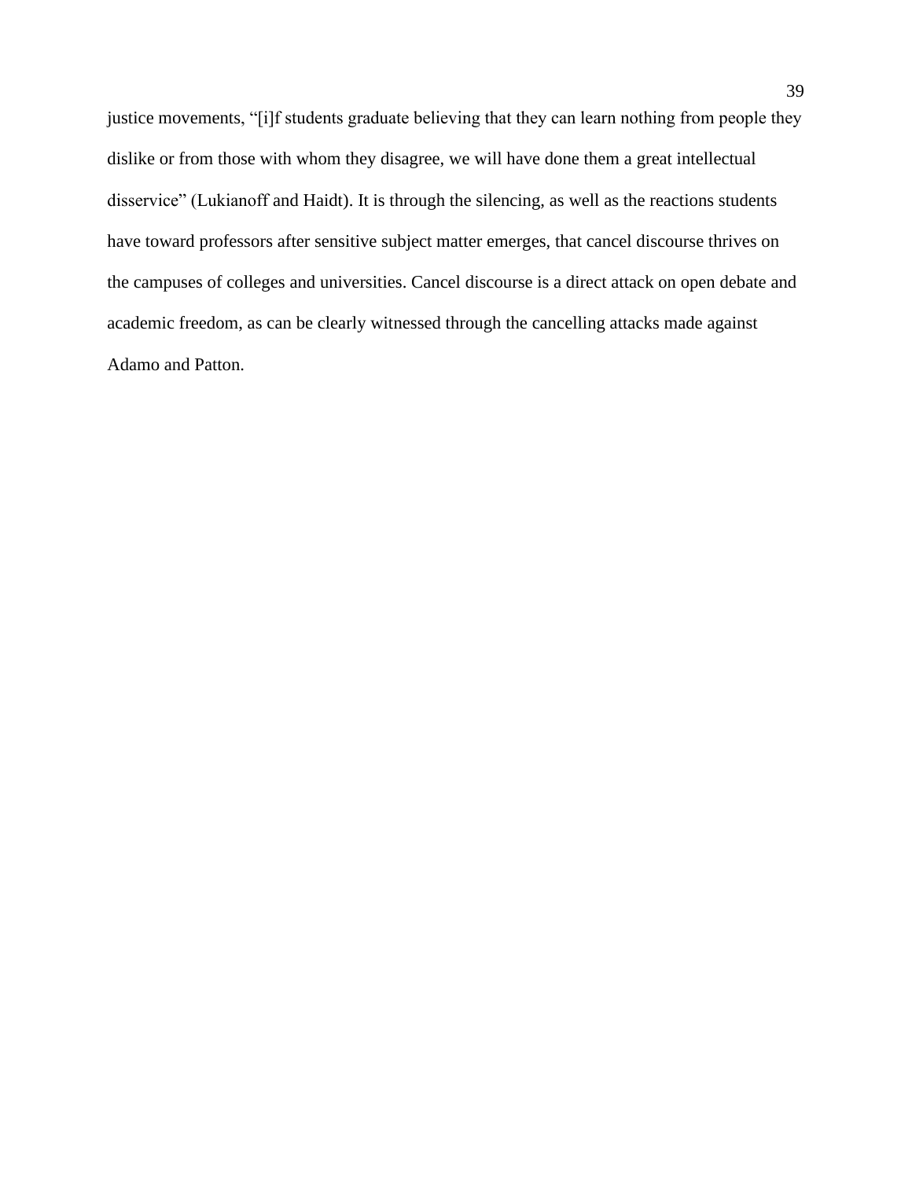justice movements, “[i]f students graduate believing that they can learn nothing from people they dislike or from those with whom they disagree, we will have done them a great intellectual disservice” (Lukianoff and Haidt). It is through the silencing, as well as the reactions students have toward professors after sensitive subject matter emerges, that cancel discourse thrives on the campuses of colleges and universities. Cancel discourse is a direct attack on open debate and academic freedom, as can be clearly witnessed through the cancelling attacks made against Adamo and Patton.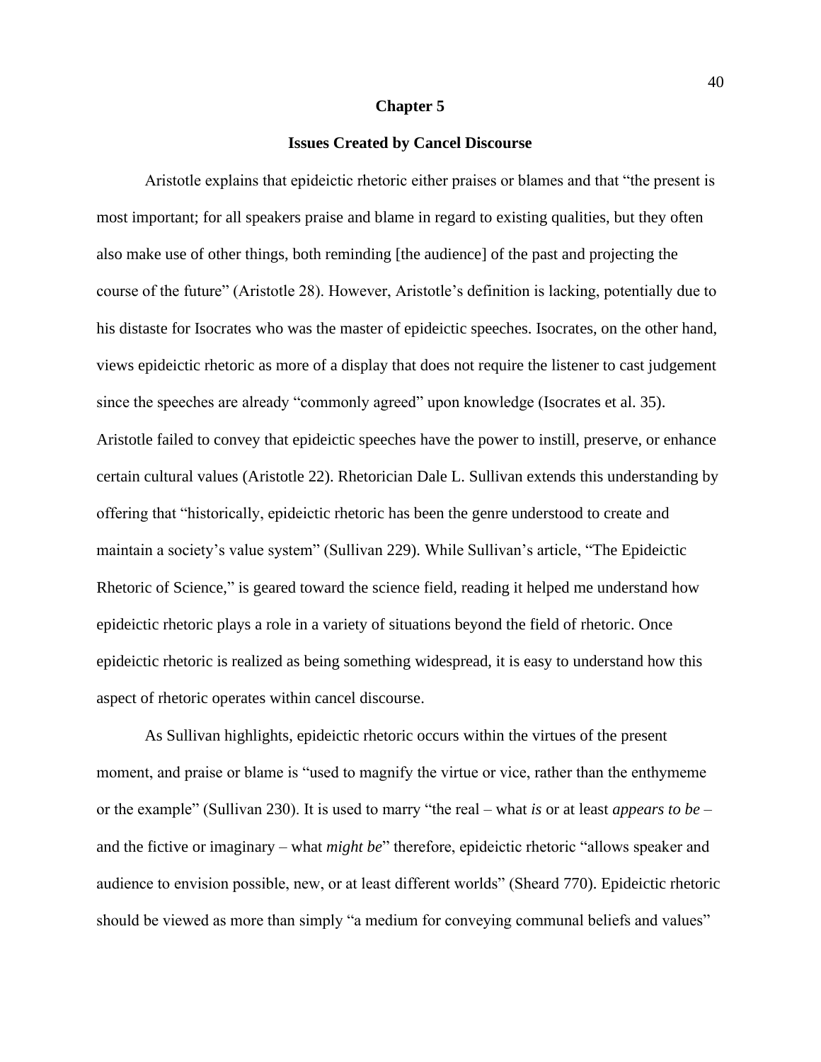# Chapter 5

## Issues Created by Cancel Discourse

Aristotle explains that epideictic rhetoric either praises or blames and that "the present is most important; for all speakers praise and blame in regard to existing qualities, but they often also make use of other things, both reminding [the audience] of the past and projecting the course of the future" (Aristotle 28). However, Aristotle's definition is lacking, potentially due to his distaste for Isocrates who was the master of epideictic speeches. Isocrates, on the other hand, views epideictic rhetoric as more of a display that does not require the listener to cast judgement since the speeches are already "commonly agreed" upon knowledge (Isocrates et al. 35). Aristotle failed to convey that epideictic speeches have the power to instill, preserve, or enhance certain cultural values (Aristotle 22). Rhetorician Dale L. Sullivan extends this understanding by offering that "historically, epideictic rhetoric has been the genre understood to create and maintain a society's value system" (Sullivan 229). While Sullivan's article, "The Epideictic Rhetoric of Science," is geared toward the science field, reading it helped me understand how epideictic rhetoric plays a role in a variety of situations beyond the field of rhetoric. Once epideictic rhetoric is realized as being something widespread, it is easy to understand how this aspect of rhetoric operates within cancel discourse.

As Sullivan highlights, epideictic rhetoric occurs within the virtues of the present moment, and praise or blame is "used to magnify the virtue or vice, rather than the enthymeme or the example" (Sullivan 230). It is used to marry "the real – what *is* or at least *appears to be* – and the fictive or imaginary – what *might be*" therefore, epideictic rhetoric "allows speaker and audience to envision possible, new, or at least different worlds" (Sheard 770). Epideictic rhetoric should be viewed as more than simply "a medium for conveying communal beliefs and values"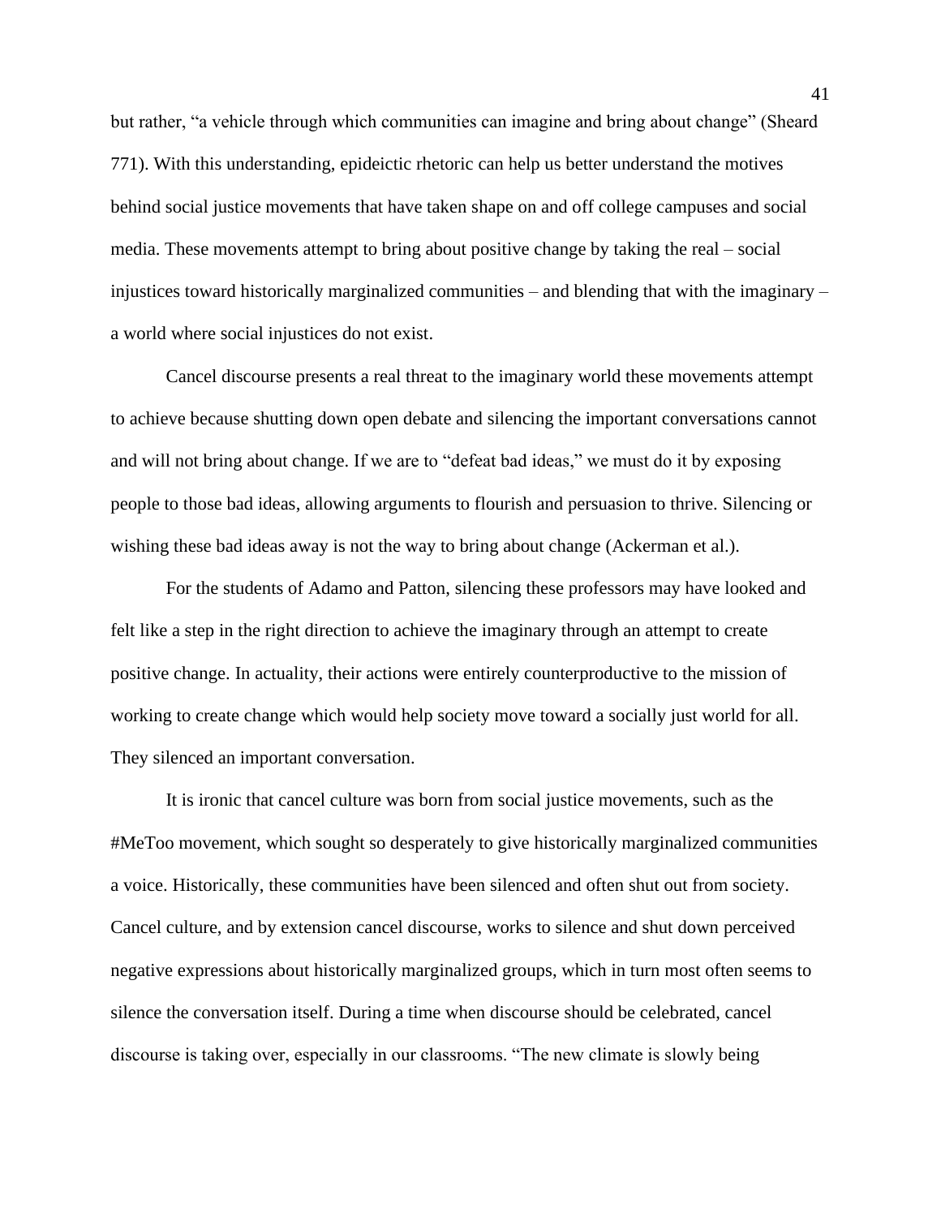but rather, "a vehicle through which communities can imagine and bring about change" (Sheard 771). With this understanding, epideictic rhetoric can help us better understand the motives behind social justice movements that have taken shape on and off college campuses and social media. These movements attempt to bring about positive change by taking the real – social injustices toward historically marginalized communities – and blending that with the imaginary – a world where social injustices do not exist.

Cancel discourse presents a real threat to the imaginary world these movements attempt to achieve because shutting down open debate and silencing the important conversations cannot and will not bring about change. If we are to "defeat bad ideas," we must do it by exposing people to those bad ideas, allowing arguments to flourish and persuasion to thrive. Silencing or wishing these bad ideas away is not the way to bring about change (Ackerman et al.).

For the students of Adamo and Patton, silencing these professors may have looked and felt like a step in the right direction to achieve the imaginary through an attempt to create positive change. In actuality, their actions were entirely counterproductive to the mission of working to create change which would help society move toward a socially just world for all. They silenced an important conversation.

It is ironic that cancel culture was born from social justice movements, such as the #MeToo movement, which sought so desperately to give historically marginalized communities a voice. Historically, these communities have been silenced and often shut out from society. Cancel culture, and by extension cancel discourse, works to silence and shut down perceived negative expressions about historically marginalized groups, which in turn most often seems to silence the conversation itself. During a time when discourse should be celebrated, cancel discourse is taking over, especially in our classrooms. "The new climate is slowly being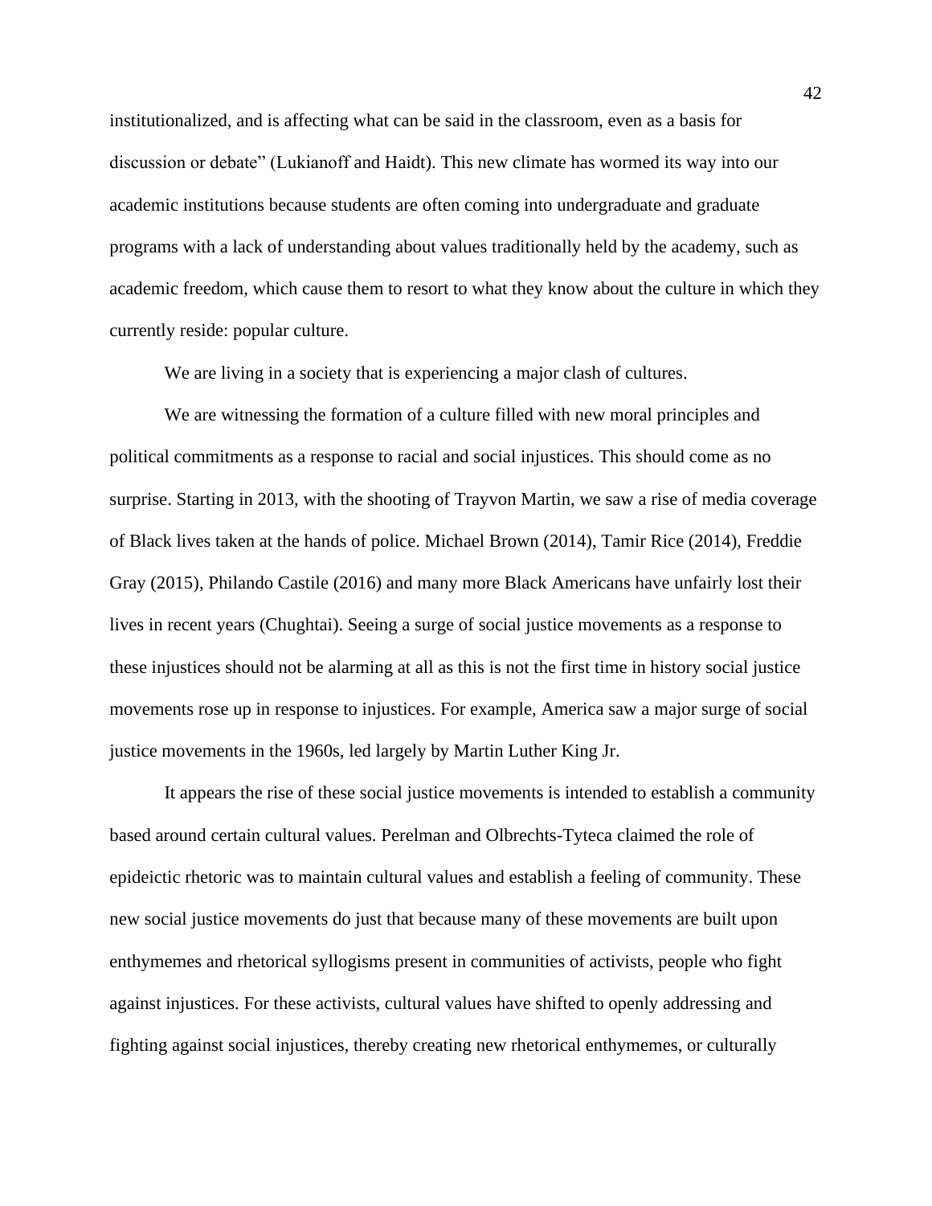institutionalized, and is affecting what can be said in the classroom, even as a basis for discussion or debate" (Lukianoff and Haidt). This new climate has wormed its way into our academic institutions because students are often coming into undergraduate and graduate programs with a lack of understanding about values traditionally held by the academy, such as academic freedom, which cause them to resort to what they know about the culture in which they currently reside: popular culture.

We are living in a society that is experiencing a major clash of cultures.

We are witnessing the formation of a culture filled with new moral principles and political commitments as a response to racial and social injustices. This should come as no surprise. Starting in 2013, with the shooting of Trayvon Martin, we saw a rise of media coverage of Black lives taken at the hands of police. Michael Brown (2014), Tamir Rice (2014), Freddie Gray (2015), Philando Castile (2016) and many more Black Americans have unfairly lost their lives in recent years (Chughtai). Seeing a surge of social justice movements as a response to these injustices should not be alarming at all as this is not the first time in history social justice movements rose up in response to injustices. For example, America saw a major surge of social justice movements in the 1960s, led largely by Martin Luther King Jr.

It appears the rise of these social justice movements is intended to establish a community based around certain cultural values. Perelman and Olbrechts-Tyteca claimed the role of epideictic rhetoric was to maintain cultural values and establish a feeling of community. These new social justice movements do just that because many of these movements are built upon enthymemes and rhetorical syllogisms present in communities of activists, people who fight against injustices. For these activists, cultural values have shifted to openly addressing and fighting against social injustices, thereby creating new rhetorical enthymemes, or culturally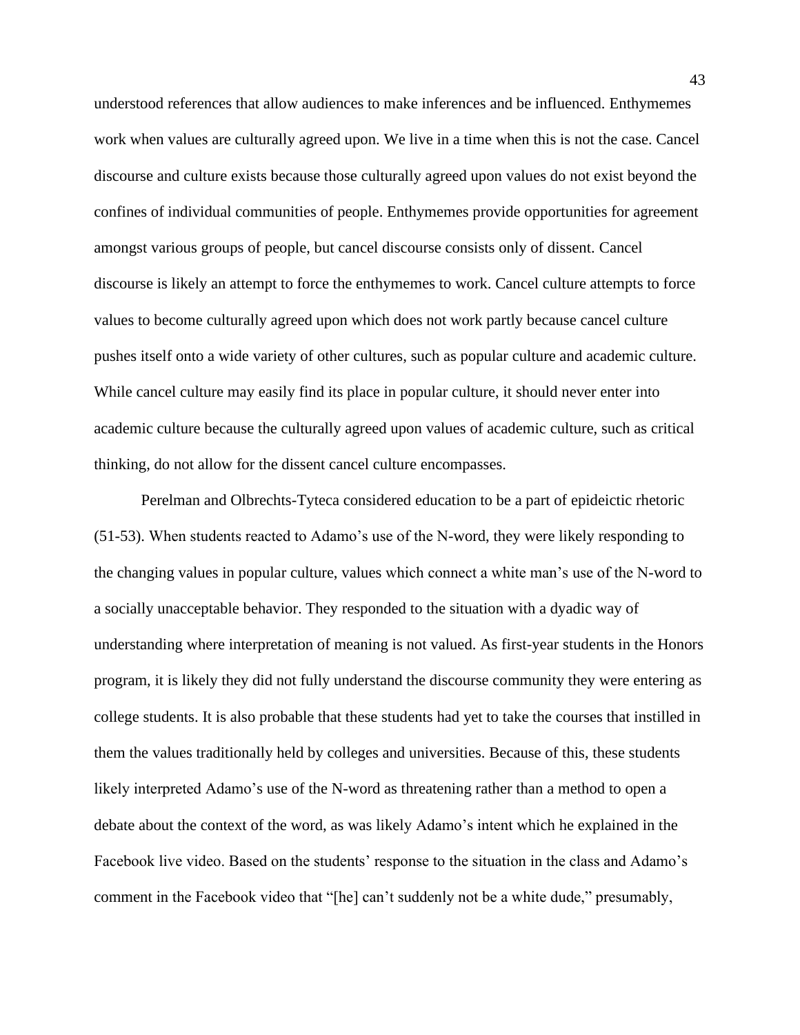understood references that allow audiences to make inferences and be influenced. Enthymemes work when values are culturally agreed upon. We live in a time when this is not the case. Cancel discourse and culture exists because those culturally agreed upon values do not exist beyond the confines of individual communities of people. Enthymemes provide opportunities for agreement amongst various groups of people, but cancel discourse consists only of dissent. Cancel discourse is likely an attempt to force the enthymemes to work. Cancel culture attempts to force values to become culturally agreed upon which does not work partly because cancel culture pushes itself onto a wide variety of other cultures, such as popular culture and academic culture. While cancel culture may easily find its place in popular culture, it should never enter into academic culture because the culturally agreed upon values of academic culture, such as critical thinking, do not allow for the dissent cancel culture encompasses.

Perelman and Olbrechts-Tyteca considered education to be a part of epideictic rhetoric (51-53). When students reacted to Adamo's use of the N-word, they were likely responding to the changing values in popular culture, values which connect a white man's use of the N-word to a socially unacceptable behavior. They responded to the situation with a dyadic way of understanding where interpretation of meaning is not valued. As first-year students in the Honors program, it is likely they did not fully understand the discourse community they were entering as college students. It is also probable that these students had yet to take the courses that instilled in them the values traditionally held by colleges and universities. Because of this, these students likely interpreted Adamo's use of the N-word as threatening rather than a method to open a debate about the context of the word, as was likely Adamo's intent which he explained in the Facebook live video. Based on the students' response to the situation in the class and Adamo's comment in the Facebook video that "[he] can't suddenly not be a white dude," presumably,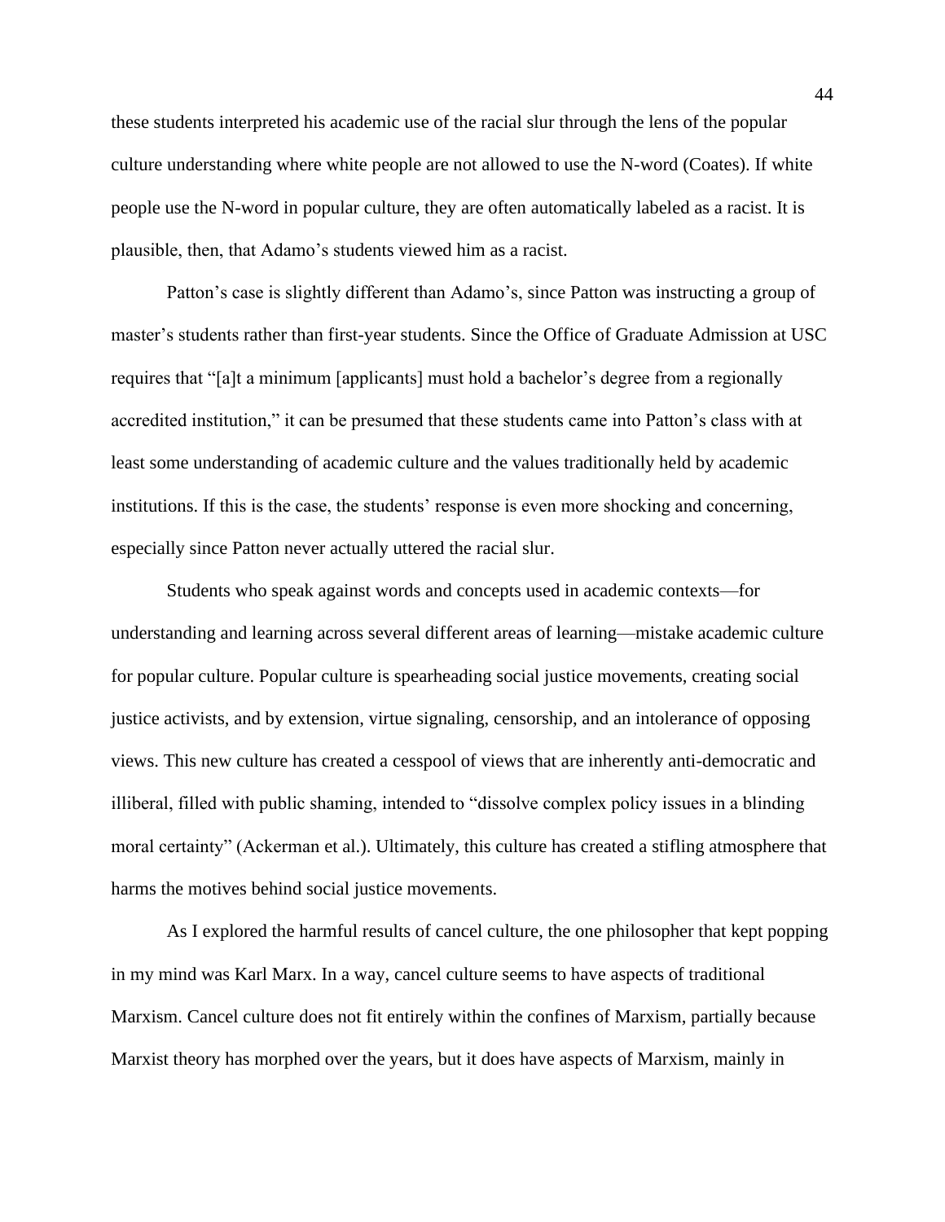these students interpreted his academic use of the racial slur through the lens of the popular culture understanding where white people are not allowed to use the N-word (Coates). If white people use the N-word in popular culture, they are often automatically labeled as a racist. It is plausible, then, that Adamo's students viewed him as a racist.

Patton's case is slightly different than Adamo's, since Patton was instructing a group of master's students rather than first-year students. Since the Office of Graduate Admission at USC requires that "[a]t a minimum [applicants] must hold a bachelor's degree from a regionally accredited institution," it can be presumed that these students came into Patton's class with at least some understanding of academic culture and the values traditionally held by academic institutions. If this is the case, the students' response is even more shocking and concerning, especially since Patton never actually uttered the racial slur.

Students who speak against words and concepts used in academic contexts—for understanding and learning across several different areas of learning—mistake academic culture for popular culture. Popular culture is spearheading social justice movements, creating social justice activists, and by extension, virtue signaling, censorship, and an intolerance of opposing views. This new culture has created a cesspool of views that are inherently anti-democratic and illiberal, filled with public shaming, intended to "dissolve complex policy issues in a blinding moral certainty" (Ackerman et al.). Ultimately, this culture has created a stifling atmosphere that harms the motives behind social justice movements.

As I explored the harmful results of cancel culture, the one philosopher that kept popping in my mind was Karl Marx. In a way, cancel culture seems to have aspects of traditional Marxism. Cancel culture does not fit entirely within the confines of Marxism, partially because Marxist theory has morphed over the years, but it does have aspects of Marxism, mainly in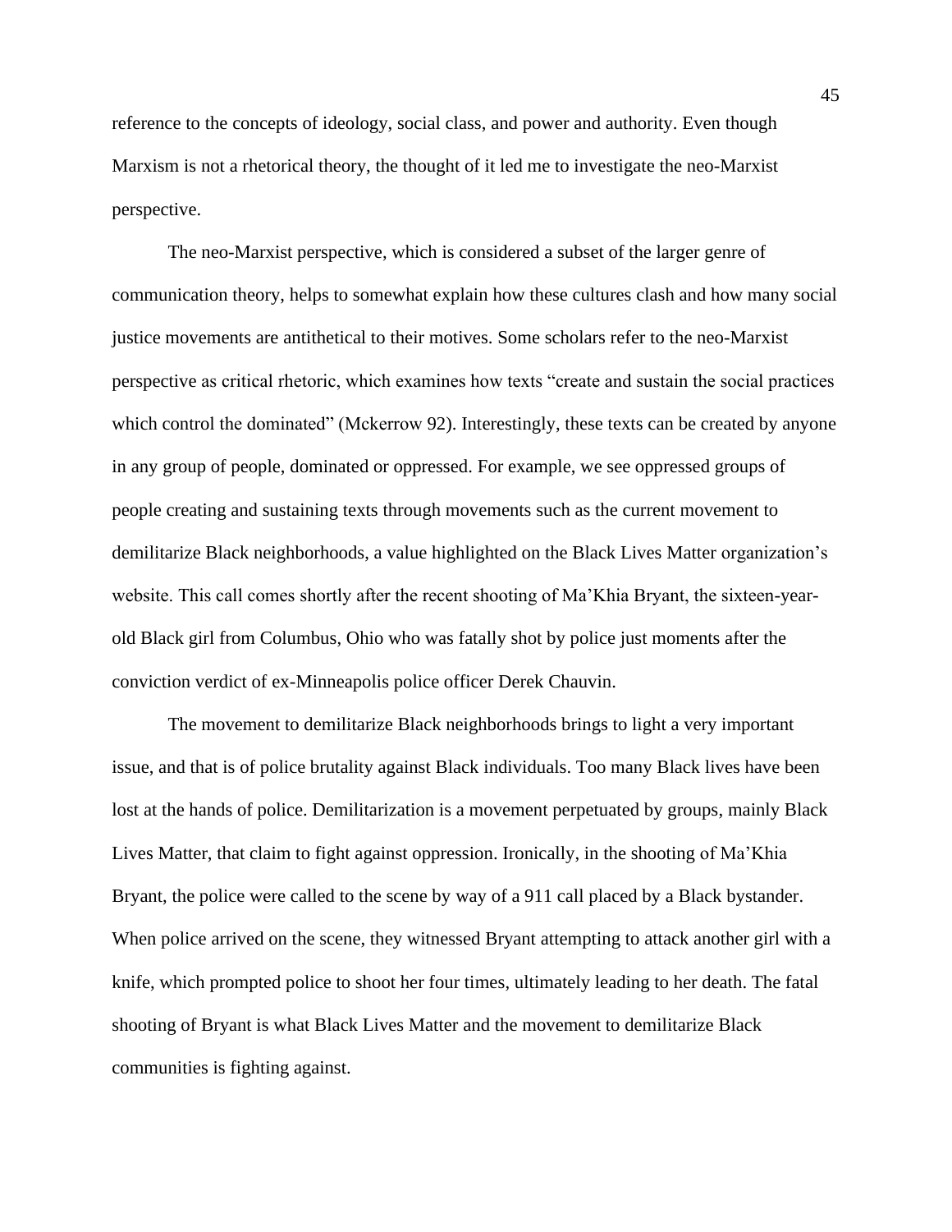reference to the concepts of ideology, social class, and power and authority. Even though Marxism is not a rhetorical theory, the thought of it led me to investigate the neo-Marxist perspective.

The neo-Marxist perspective, which is considered a subset of the larger genre of communication theory, helps to somewhat explain how these cultures clash and how many social justice movements are antithetical to their motives. Some scholars refer to the neo-Marxist perspective as critical rhetoric, which examines how texts "create and sustain the social practices which control the dominated" (Mckerrow 92). Interestingly, these texts can be created by anyone in any group of people, dominated or oppressed. For example, we see oppressed groups of people creating and sustaining texts through movements such as the current movement to demilitarize Black neighborhoods, a value highlighted on the Black Lives Matter organization's website. This call comes shortly after the recent shooting of Ma'Khia Bryant, the sixteen-year-old Black girl from Columbus, Ohio who was fatally shot by police just moments after the conviction verdict of ex-Minneapolis police officer Derek Chauvin.

The movement to demilitarize Black neighborhoods brings to light a very important issue, and that is of police brutality against Black individuals. Too many Black lives have been lost at the hands of police. Demilitarization is a movement perpetuated by groups, mainly Black Lives Matter, that claim to fight against oppression. Ironically, in the shooting of Ma'Khia Bryant, the police were called to the scene by way of a 911 call placed by a Black bystander. When police arrived on the scene, they witnessed Bryant attempting to attack another girl with a knife, which prompted police to shoot her four times, ultimately leading to her death. The fatal shooting of Bryant is what Black Lives Matter and the movement to demilitarize Black communities is fighting against.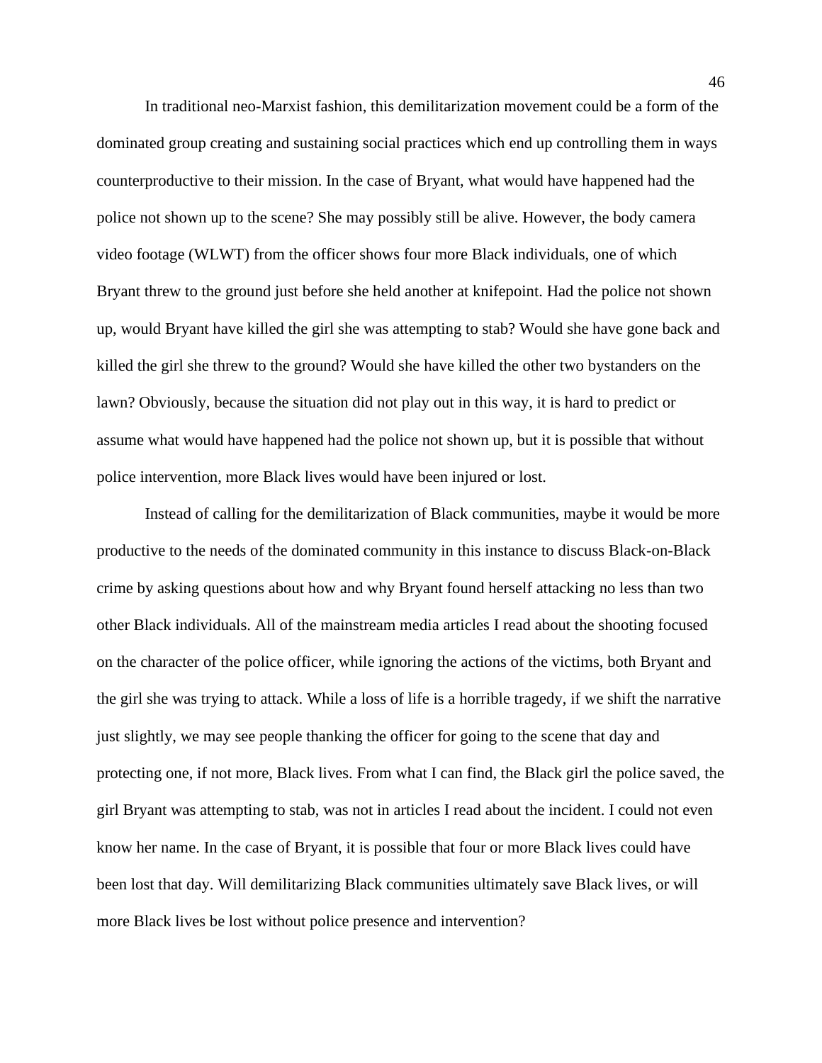In traditional neo-Marxist fashion, this demilitarization movement could be a form of the dominated group creating and sustaining social practices which end up controlling them in ways counterproductive to their mission. In the case of Bryant, what would have happened had the police not shown up to the scene? She may possibly still be alive. However, the body camera video footage (WLWT) from the officer shows four more Black individuals, one of which Bryant threw to the ground just before she held another at knifepoint. Had the police not shown up, would Bryant have killed the girl she was attempting to stab? Would she have gone back and killed the girl she threw to the ground? Would she have killed the other two bystanders on the lawn? Obviously, because the situation did not play out in this way, it is hard to predict or assume what would have happened had the police not shown up, but it is possible that without police intervention, more Black lives would have been injured or lost.

Instead of calling for the demilitarization of Black communities, maybe it would be more productive to the needs of the dominated community in this instance to discuss Black-on-Black crime by asking questions about how and why Bryant found herself attacking no less than two other Black individuals. All of the mainstream media articles I read about the shooting focused on the character of the police officer, while ignoring the actions of the victims, both Bryant and the girl she was trying to attack. While a loss of life is a horrible tragedy, if we shift the narrative just slightly, we may see people thanking the officer for going to the scene that day and protecting one, if not more, Black lives. From what I can find, the Black girl the police saved, the girl Bryant was attempting to stab, was not in articles I read about the incident. I could not even know her name. In the case of Bryant, it is possible that four or more Black lives could have been lost that day. Will demilitarizing Black communities ultimately save Black lives, or will more Black lives be lost without police presence and intervention?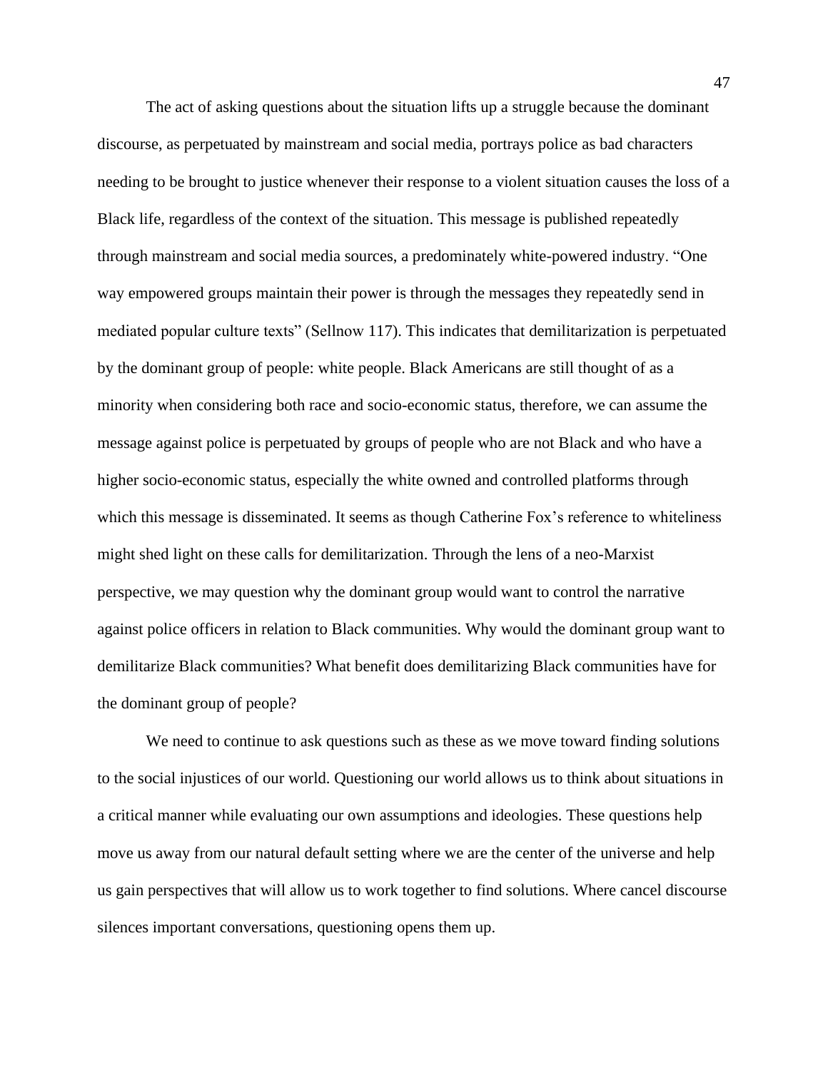The act of asking questions about the situation lifts up a struggle because the dominant discourse, as perpetuated by mainstream and social media, portrays police as bad characters needing to be brought to justice whenever their response to a violent situation causes the loss of a Black life, regardless of the context of the situation. This message is published repeatedly through mainstream and social media sources, a predominately white-powered industry. "One way empowered groups maintain their power is through the messages they repeatedly send in mediated popular culture texts" (Sellnow 117). This indicates that demilitarization is perpetuated by the dominant group of people: white people. Black Americans are still thought of as a minority when considering both race and socio-economic status, therefore, we can assume the message against police is perpetuated by groups of people who are not Black and who have a higher socio-economic status, especially the white owned and controlled platforms through which this message is disseminated. It seems as though Catherine Fox's reference to whiteliness might shed light on these calls for demilitarization. Through the lens of a neo-Marxist perspective, we may question why the dominant group would want to control the narrative against police officers in relation to Black communities. Why would the dominant group want to demilitarize Black communities? What benefit does demilitarizing Black communities have for the dominant group of people?

We need to continue to ask questions such as these as we move toward finding solutions to the social injustices of our world. Questioning our world allows us to think about situations in a critical manner while evaluating our own assumptions and ideologies. These questions help move us away from our natural default setting where we are the center of the universe and help us gain perspectives that will allow us to work together to find solutions. Where cancel discourse silences important conversations, questioning opens them up.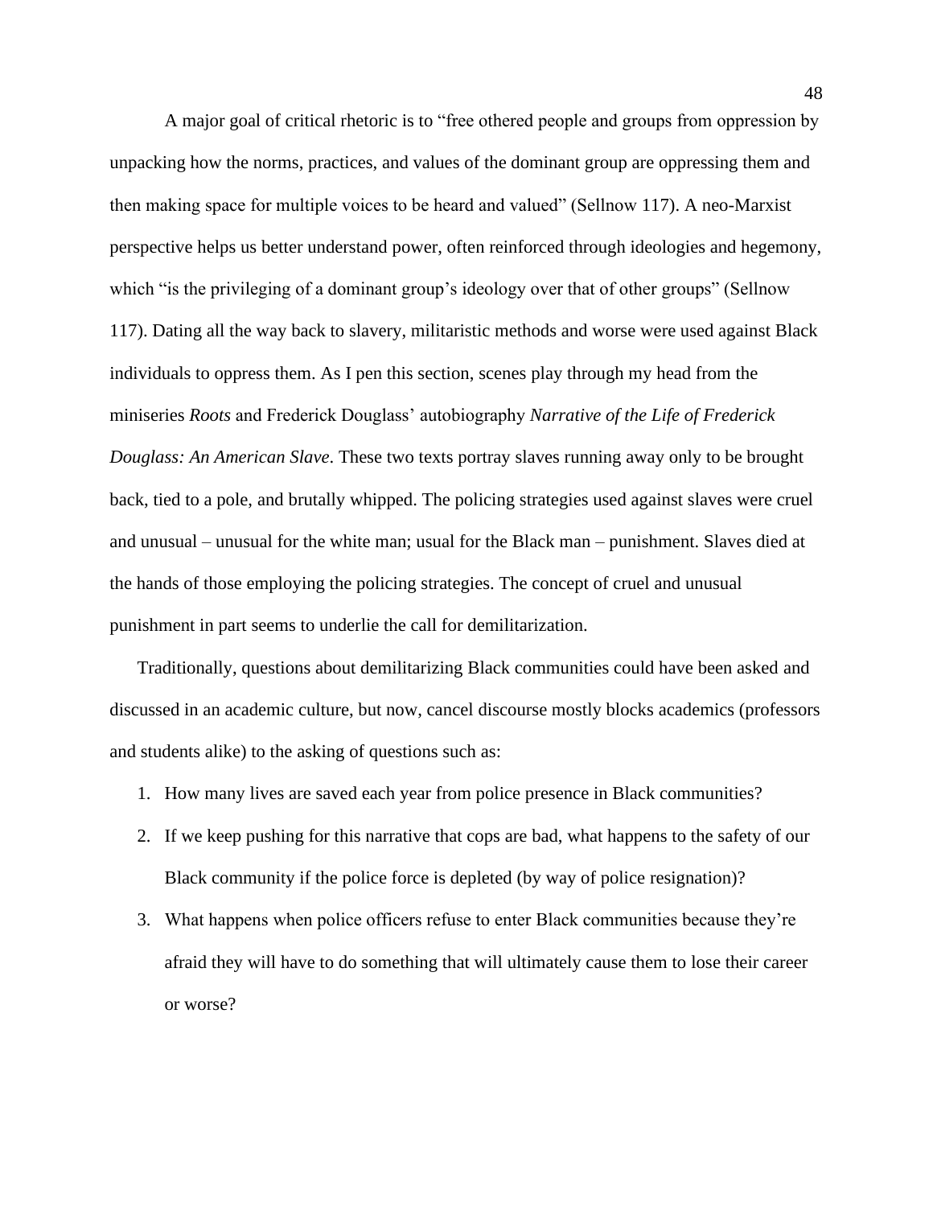A major goal of critical rhetoric is to "free othered people and groups from oppression by unpacking how the norms, practices, and values of the dominant group are oppressing them and then making space for multiple voices to be heard and valued" (Sellnow 117). A neo-Marxist perspective helps us better understand power, often reinforced through ideologies and hegemony, which "is the privileging of a dominant group's ideology over that of other groups" (Sellnow 117). Dating all the way back to slavery, militaristic methods and worse were used against Black individuals to oppress them. As I pen this section, scenes play through my head from the miniseries *Roots* and Frederick Douglass' autobiography *Narrative of the Life of Frederick Douglass: An American Slave*. These two texts portray slaves running away only to be brought back, tied to a pole, and brutally whipped. The policing strategies used against slaves were cruel and unusual – unusual for the white man; usual for the Black man – punishment. Slaves died at the hands of those employing the policing strategies. The concept of cruel and unusual punishment in part seems to underlie the call for demilitarization.

Traditionally, questions about demilitarizing Black communities could have been asked and discussed in an academic culture, but now, cancel discourse mostly blocks academics (professors and students alike) to the asking of questions such as:

1. How many lives are saved each year from police presence in Black communities?
2. If we keep pushing for this narrative that cops are bad, what happens to the safety of our Black community if the police force is depleted (by way of police resignation)?
3. What happens when police officers refuse to enter Black communities because they're afraid they will have to do something that will ultimately cause them to lose their career or worse?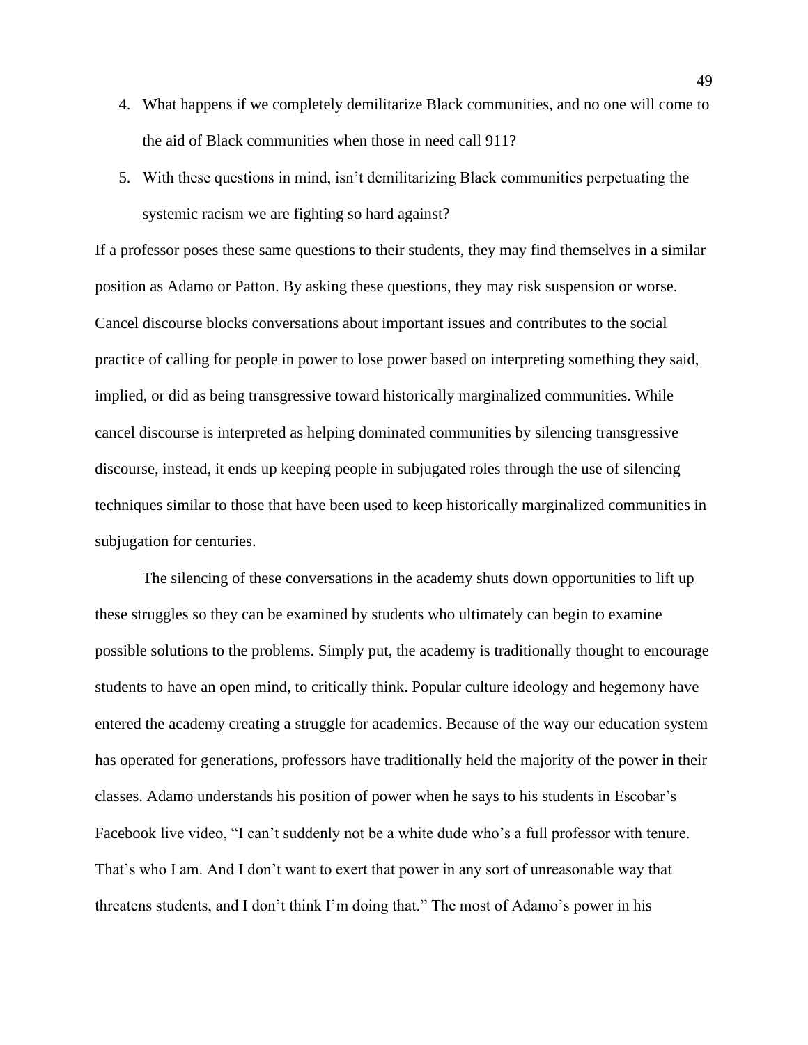4. What happens if we completely demilitarize Black communities, and no one will come to the aid of Black communities when those in need call 911?
5. With these questions in mind, isn't demilitarizing Black communities perpetuating the systemic racism we are fighting so hard against?

If a professor poses these same questions to their students, they may find themselves in a similar position as Adamo or Patton. By asking these questions, they may risk suspension or worse. Cancel discourse blocks conversations about important issues and contributes to the social practice of calling for people in power to lose power based on interpreting something they said, implied, or did as being transgressive toward historically marginalized communities. While cancel discourse is interpreted as helping dominated communities by silencing transgressive discourse, instead, it ends up keeping people in subjugated roles through the use of silencing techniques similar to those that have been used to keep historically marginalized communities in subjugation for centuries.

The silencing of these conversations in the academy shuts down opportunities to lift up these struggles so they can be examined by students who ultimately can begin to examine possible solutions to the problems. Simply put, the academy is traditionally thought to encourage students to have an open mind, to critically think. Popular culture ideology and hegemony have entered the academy creating a struggle for academics. Because of the way our education system has operated for generations, professors have traditionally held the majority of the power in their classes. Adamo understands his position of power when he says to his students in Escobar's Facebook live video, "I can't suddenly not be a white dude who's a full professor with tenure. That's who I am. And I don't want to exert that power in any sort of unreasonable way that threatens students, and I don't think I'm doing that." The most of Adamo's power in his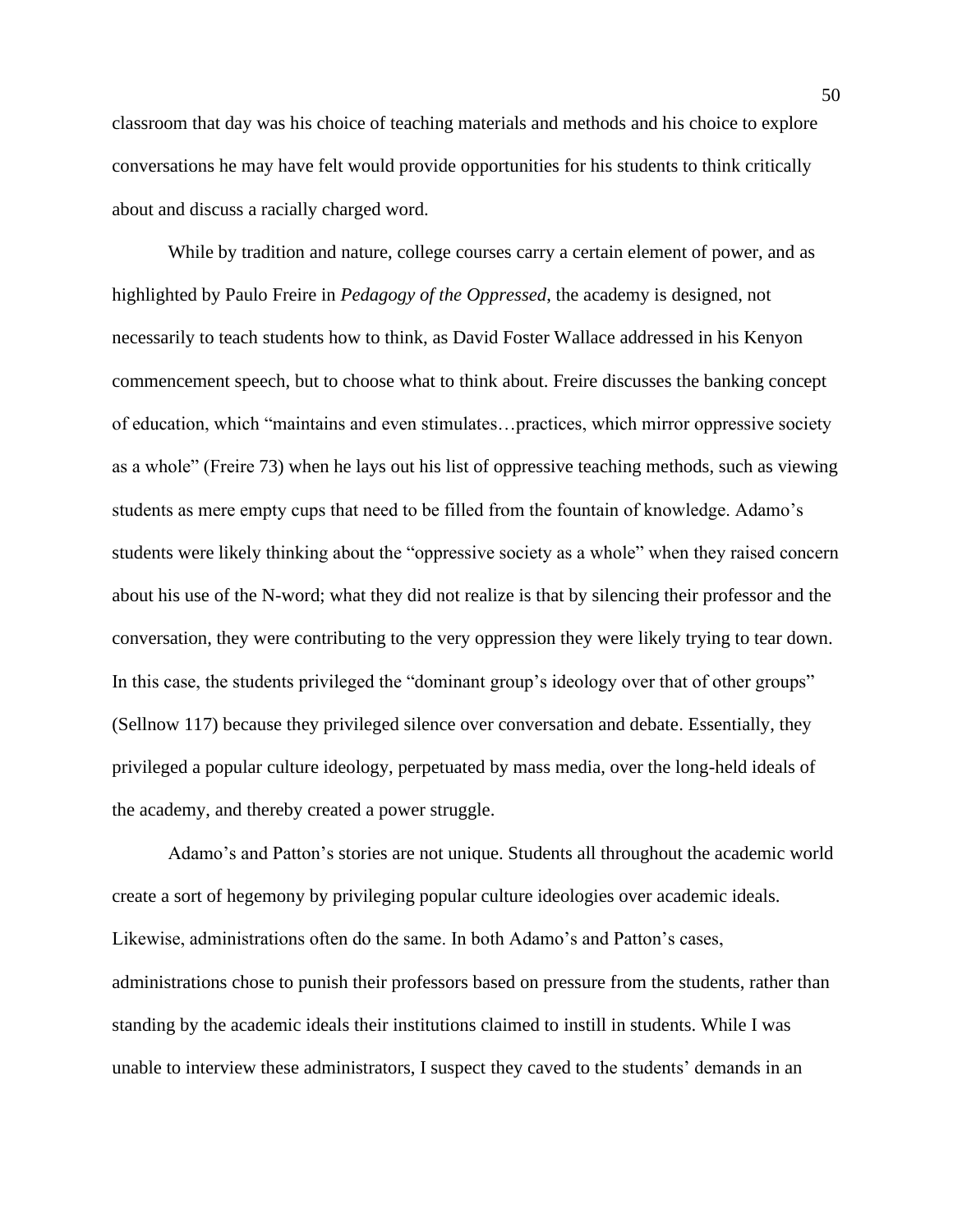classroom that day was his choice of teaching materials and methods and his choice to explore conversations he may have felt would provide opportunities for his students to think critically about and discuss a racially charged word.

While by tradition and nature, college courses carry a certain element of power, and as highlighted by Paulo Freire in *Pedagogy of the Oppressed*, the academy is designed, not necessarily to teach students how to think, as David Foster Wallace addressed in his Kenyon commencement speech, but to choose what to think about. Freire discusses the banking concept of education, which "maintains and even stimulates…practices, which mirror oppressive society as a whole" (Freire 73) when he lays out his list of oppressive teaching methods, such as viewing students as mere empty cups that need to be filled from the fountain of knowledge. Adamo's students were likely thinking about the "oppressive society as a whole" when they raised concern about his use of the N-word; what they did not realize is that by silencing their professor and the conversation, they were contributing to the very oppression they were likely trying to tear down. In this case, the students privileged the "dominant group's ideology over that of other groups" (Sellnow 117) because they privileged silence over conversation and debate. Essentially, they privileged a popular culture ideology, perpetuated by mass media, over the long-held ideals of the academy, and thereby created a power struggle.

Adamo's and Patton's stories are not unique. Students all throughout the academic world create a sort of hegemony by privileging popular culture ideologies over academic ideals. Likewise, administrations often do the same. In both Adamo's and Patton's cases, administrations chose to punish their professors based on pressure from the students, rather than standing by the academic ideals their institutions claimed to instill in students. While I was unable to interview these administrators, I suspect they caved to the students' demands in an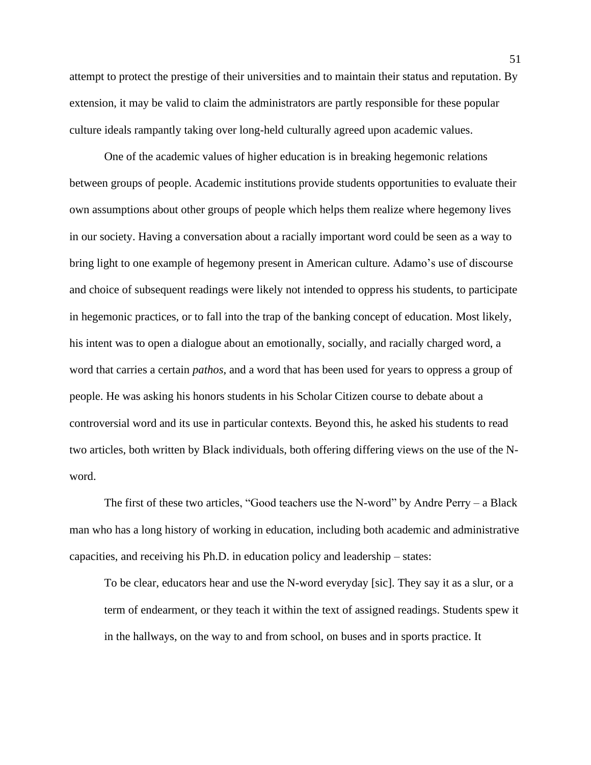attempt to protect the prestige of their universities and to maintain their status and reputation. By extension, it may be valid to claim the administrators are partly responsible for these popular culture ideals rampantly taking over long-held culturally agreed upon academic values.

One of the academic values of higher education is in breaking hegemonic relations between groups of people. Academic institutions provide students opportunities to evaluate their own assumptions about other groups of people which helps them realize where hegemony lives in our society. Having a conversation about a racially important word could be seen as a way to bring light to one example of hegemony present in American culture. Adamo's use of discourse and choice of subsequent readings were likely not intended to oppress his students, to participate in hegemonic practices, or to fall into the trap of the banking concept of education. Most likely, his intent was to open a dialogue about an emotionally, socially, and racially charged word, a word that carries a certain *pathos*, and a word that has been used for years to oppress a group of people. He was asking his honors students in his Scholar Citizen course to debate about a controversial word and its use in particular contexts. Beyond this, he asked his students to read two articles, both written by Black individuals, both offering differing views on the use of the N-word.

The first of these two articles, "Good teachers use the N-word" by Andre Perry – a Black man who has a long history of working in education, including both academic and administrative capacities, and receiving his Ph.D. in education policy and leadership – states:

> To be clear, educators hear and use the N-word everyday [sic]. They say it as a slur, or a term of endearment, or they teach it within the text of assigned readings. Students spew it in the hallways, on the way to and from school, on buses and in sports practice. It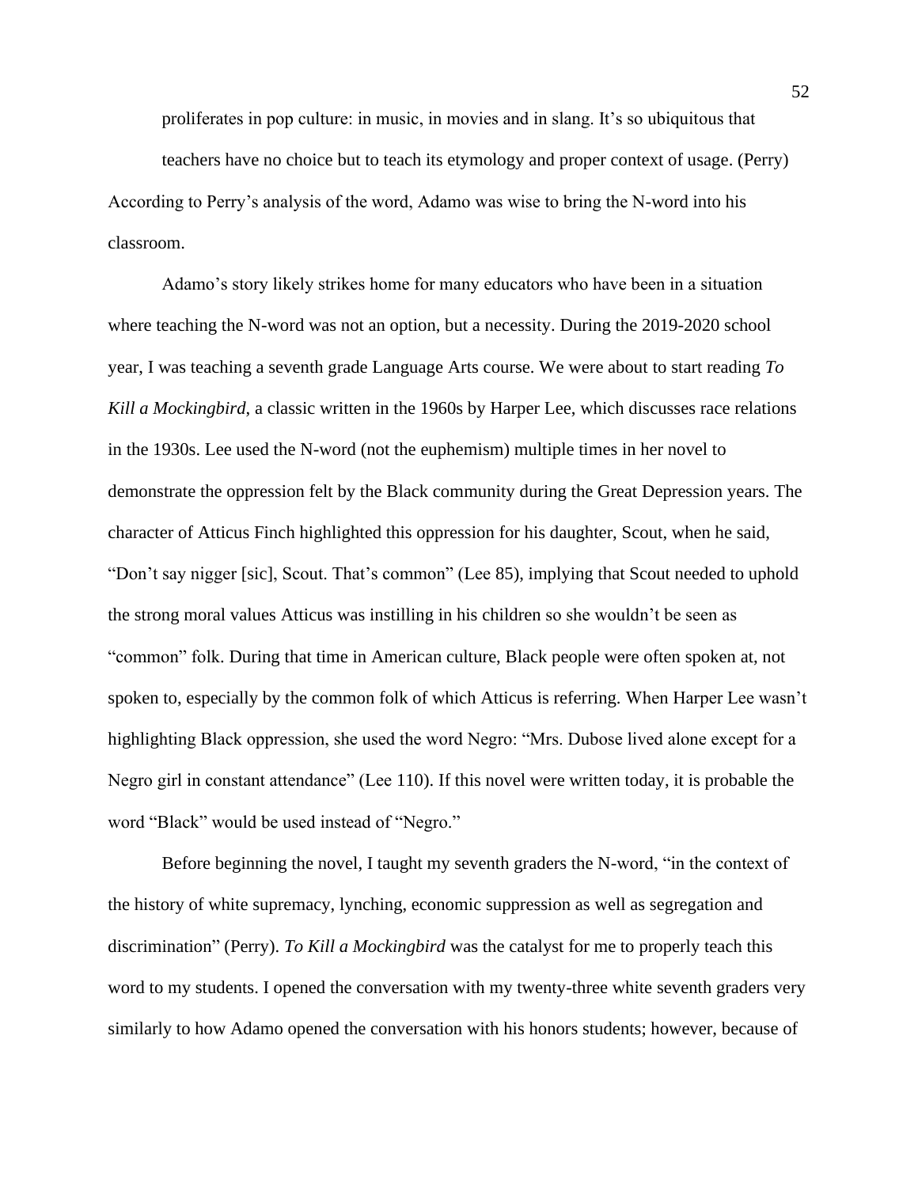proliferates in pop culture: in music, in movies and in slang. It's so ubiquitous that teachers have no choice but to teach its etymology and proper context of usage. (Perry)

According to Perry's analysis of the word, Adamo was wise to bring the N-word into his classroom.

Adamo's story likely strikes home for many educators who have been in a situation where teaching the N-word was not an option, but a necessity. During the 2019-2020 school year, I was teaching a seventh grade Language Arts course. We were about to start reading *To Kill a Mockingbird*, a classic written in the 1960s by Harper Lee, which discusses race relations in the 1930s. Lee used the N-word (not the euphemism) multiple times in her novel to demonstrate the oppression felt by the Black community during the Great Depression years. The character of Atticus Finch highlighted this oppression for his daughter, Scout, when he said, "Don't say nigger [sic], Scout. That's common" (Lee 85), implying that Scout needed to uphold the strong moral values Atticus was instilling in his children so she wouldn't be seen as "common" folk. During that time in American culture, Black people were often spoken at, not spoken to, especially by the common folk of which Atticus is referring. When Harper Lee wasn't highlighting Black oppression, she used the word Negro: "Mrs. Dubose lived alone except for a Negro girl in constant attendance" (Lee 110). If this novel were written today, it is probable the word "Black" would be used instead of "Negro."

Before beginning the novel, I taught my seventh graders the N-word, "in the context of the history of white supremacy, lynching, economic suppression as well as segregation and discrimination" (Perry). *To Kill a Mockingbird* was the catalyst for me to properly teach this word to my students. I opened the conversation with my twenty-three white seventh graders very similarly to how Adamo opened the conversation with his honors students; however, because of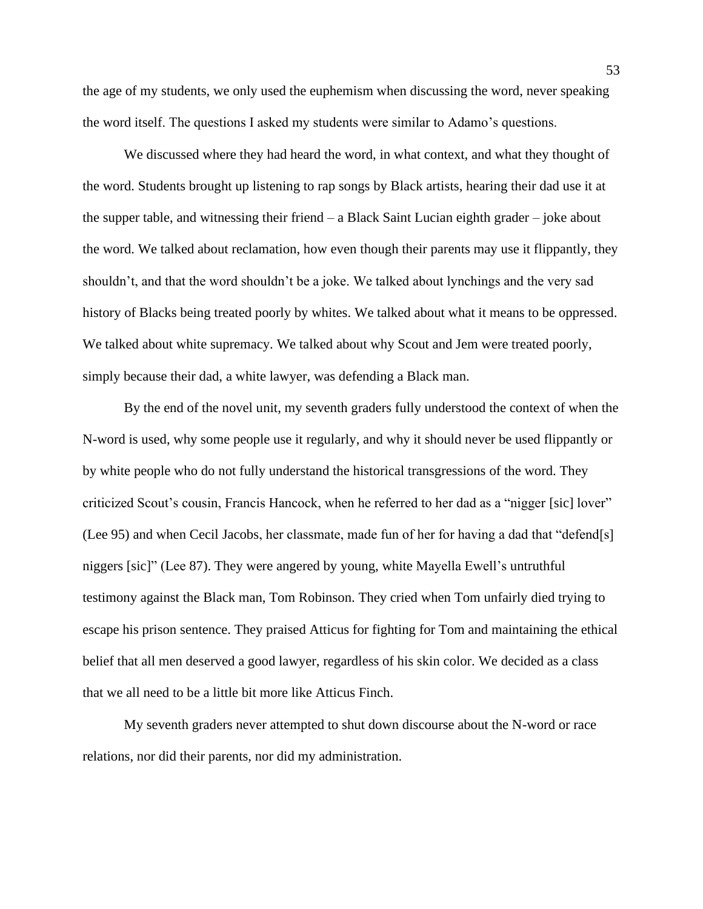the age of my students, we only used the euphemism when discussing the word, never speaking the word itself. The questions I asked my students were similar to Adamo's questions.

We discussed where they had heard the word, in what context, and what they thought of the word. Students brought up listening to rap songs by Black artists, hearing their dad use it at the supper table, and witnessing their friend – a Black Saint Lucian eighth grader – joke about the word. We talked about reclamation, how even though their parents may use it flippantly, they shouldn't, and that the word shouldn't be a joke. We talked about lynchings and the very sad history of Blacks being treated poorly by whites. We talked about what it means to be oppressed. We talked about white supremacy. We talked about why Scout and Jem were treated poorly, simply because their dad, a white lawyer, was defending a Black man.

By the end of the novel unit, my seventh graders fully understood the context of when the N-word is used, why some people use it regularly, and why it should never be used flippantly or by white people who do not fully understand the historical transgressions of the word. They criticized Scout's cousin, Francis Hancock, when he referred to her dad as a "nigger [sic] lover" (Lee 95) and when Cecil Jacobs, her classmate, made fun of her for having a dad that "defend[s] niggers [sic]" (Lee 87). They were angered by young, white Mayella Ewell's untruthful testimony against the Black man, Tom Robinson. They cried when Tom unfairly died trying to escape his prison sentence. They praised Atticus for fighting for Tom and maintaining the ethical belief that all men deserved a good lawyer, regardless of his skin color. We decided as a class that we all need to be a little bit more like Atticus Finch.

My seventh graders never attempted to shut down discourse about the N-word or race relations, nor did their parents, nor did my administration.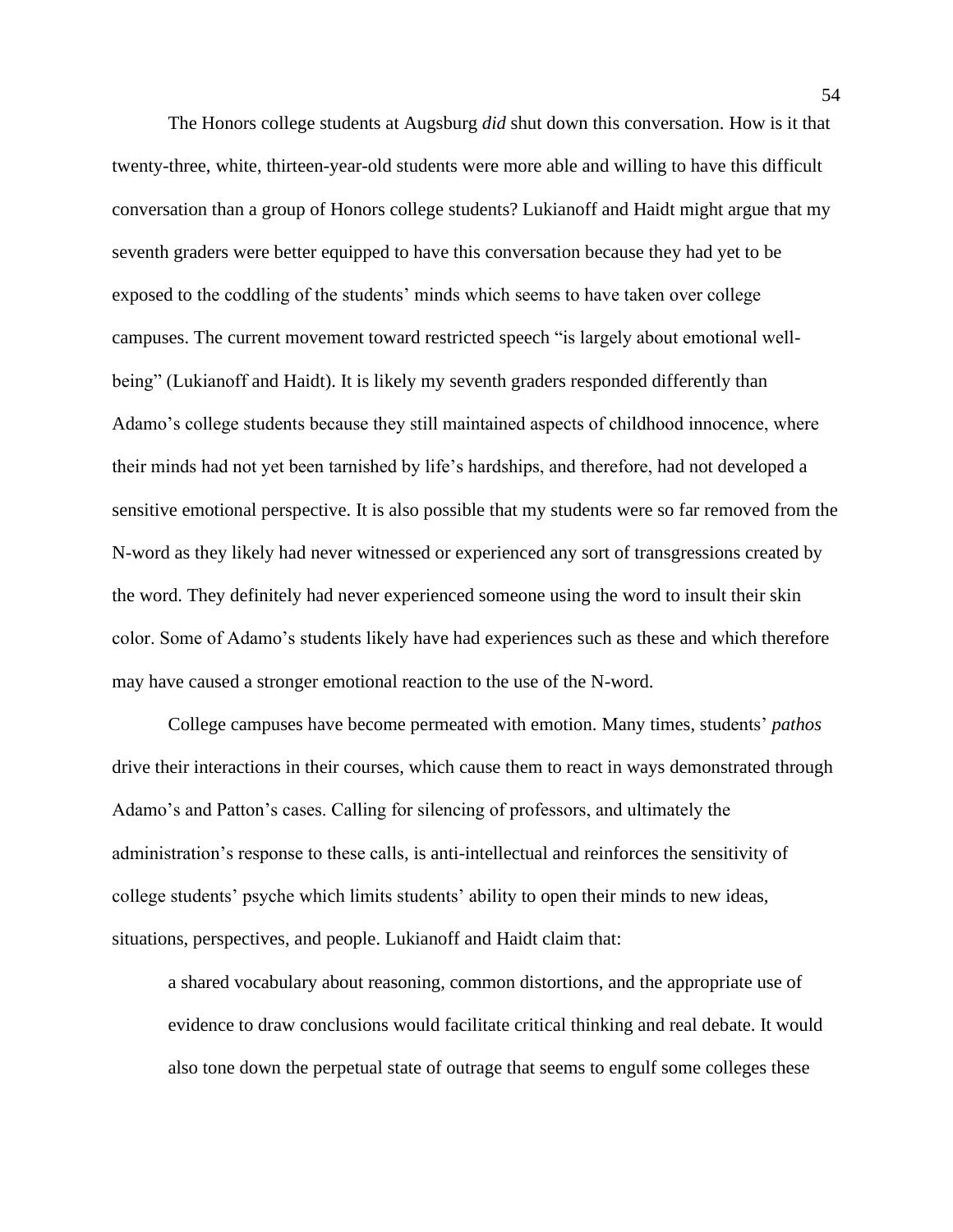The Honors college students at Augsburg *did* shut down this conversation. How is it that twenty-three, white, thirteen-year-old students were more able and willing to have this difficult conversation than a group of Honors college students? Lukianoff and Haidt might argue that my seventh graders were better equipped to have this conversation because they had yet to be exposed to the coddling of the students' minds which seems to have taken over college campuses. The current movement toward restricted speech "is largely about emotional well-being" (Lukianoff and Haidt). It is likely my seventh graders responded differently than Adamo's college students because they still maintained aspects of childhood innocence, where their minds had not yet been tarnished by life's hardships, and therefore, had not developed a sensitive emotional perspective. It is also possible that my students were so far removed from the N-word as they likely had never witnessed or experienced any sort of transgressions created by the word. They definitely had never experienced someone using the word to insult their skin color. Some of Adamo's students likely have had experiences such as these and which therefore may have caused a stronger emotional reaction to the use of the N-word.

College campuses have become permeated with emotion. Many times, students' *pathos* drive their interactions in their courses, which cause them to react in ways demonstrated through Adamo's and Patton's cases. Calling for silencing of professors, and ultimately the administration's response to these calls, is anti-intellectual and reinforces the sensitivity of college students' psyche which limits students' ability to open their minds to new ideas, situations, perspectives, and people. Lukianoff and Haidt claim that:

> a shared vocabulary about reasoning, common distortions, and the appropriate use of evidence to draw conclusions would facilitate critical thinking and real debate. It would also tone down the perpetual state of outrage that seems to engulf some colleges these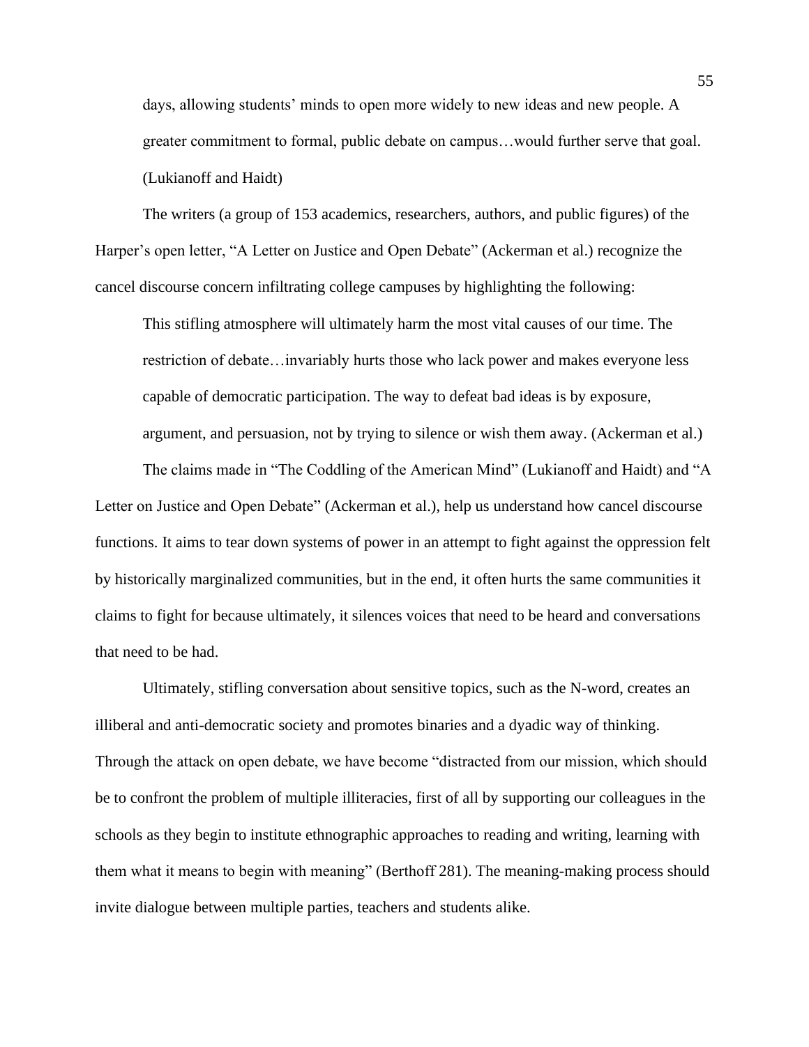> days, allowing students' minds to open more widely to new ideas and new people. A greater commitment to formal, public debate on campus…would further serve that goal. (Lukianoff and Haidt)

The writers (a group of 153 academics, researchers, authors, and public figures) of the Harper's open letter, "A Letter on Justice and Open Debate" (Ackerman et al.) recognize the cancel discourse concern infiltrating college campuses by highlighting the following:

> This stifling atmosphere will ultimately harm the most vital causes of our time. The restriction of debate…invariably hurts those who lack power and makes everyone less capable of democratic participation. The way to defeat bad ideas is by exposure, argument, and persuasion, not by trying to silence or wish them away. (Ackerman et al.)

The claims made in "The Coddling of the American Mind" (Lukianoff and Haidt) and "A Letter on Justice and Open Debate" (Ackerman et al.), help us understand how cancel discourse functions. It aims to tear down systems of power in an attempt to fight against the oppression felt by historically marginalized communities, but in the end, it often hurts the same communities it claims to fight for because ultimately, it silences voices that need to be heard and conversations that need to be had.

Ultimately, stifling conversation about sensitive topics, such as the N-word, creates an illiberal and anti-democratic society and promotes binaries and a dyadic way of thinking. Through the attack on open debate, we have become "distracted from our mission, which should be to confront the problem of multiple illiteracies, first of all by supporting our colleagues in the schools as they begin to institute ethnographic approaches to reading and writing, learning with them what it means to begin with meaning" (Berthoff 281). The meaning-making process should invite dialogue between multiple parties, teachers and students alike.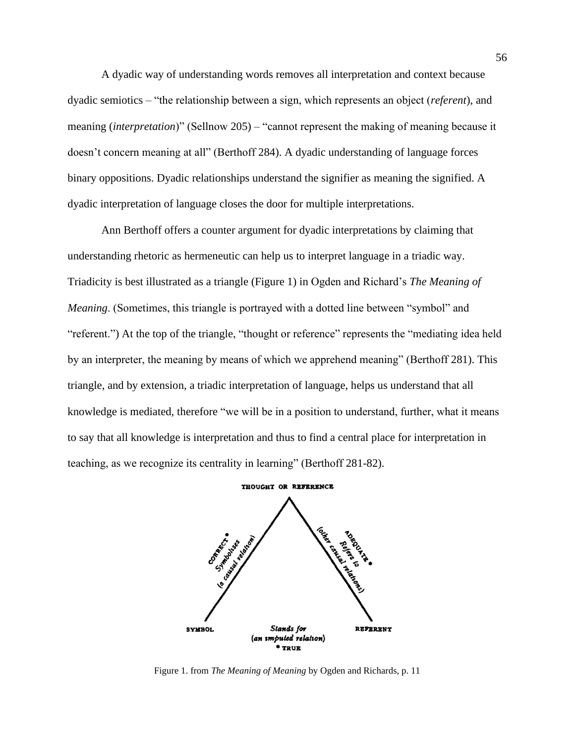A dyadic way of understanding words removes all interpretation and context because dyadic semiotics – "the relationship between a sign, which represents an object (*referent*), and meaning (*interpretation*)" (Sellnow 205) – "cannot represent the making of meaning because it doesn't concern meaning at all" (Berthoff 284). A dyadic understanding of language forces binary oppositions. Dyadic relationships understand the signifier as meaning the signified. A dyadic interpretation of language closes the door for multiple interpretations.

Ann Berthoff offers a counter argument for dyadic interpretations by claiming that understanding rhetoric as hermeneutic can help us to interpret language in a triadic way. Triadicity is best illustrated as a triangle (Figure 1) in Ogden and Richard's *The Meaning of Meaning*. (Sometimes, this triangle is portrayed with a dotted line between "symbol" and "referent.") At the top of the triangle, "thought or reference" represents the "mediating idea held by an interpreter, the meaning by means of which we apprehend meaning" (Berthoff 281). This triangle, and by extension, a triadic interpretation of language, helps us understand that all knowledge is mediated, therefore "we will be in a position to understand, further, what it means to say that all knowledge is interpretation and thus to find a central place for interpretation in teaching, as we recognize its centrality in learning" (Berthoff 281-82).

THOUGHT OR REFERENCE

CORRECT* Symbolises (a causal relation)

ADEQUATE* Refers to (other causal relations)

SYMBOL

Stands for (an imputed relation) *TRUE

REFERENT

Figure 1. from *The Meaning of Meaning* by Ogden and Richards, p. 11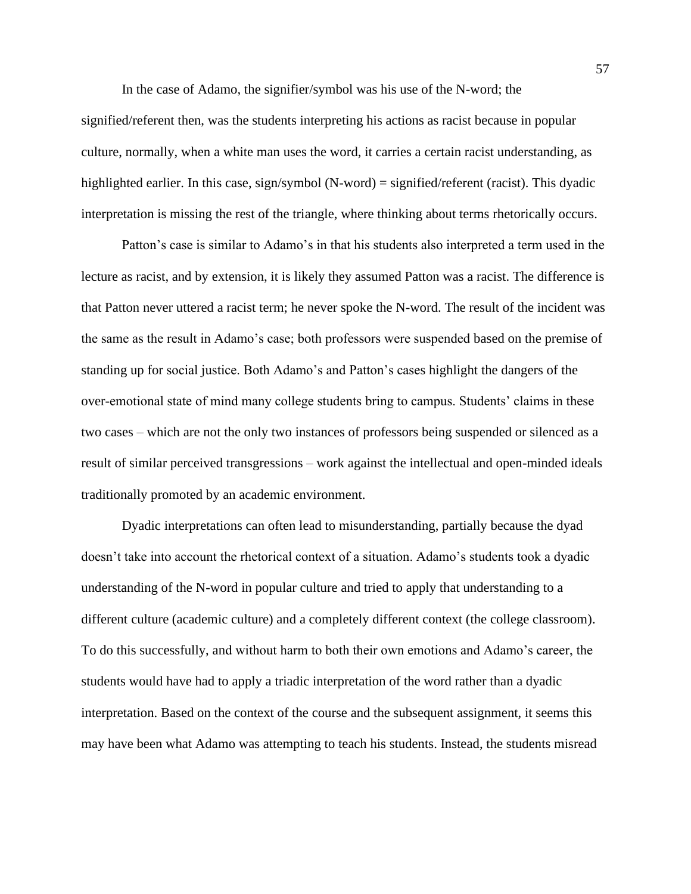In the case of Adamo, the signifier/symbol was his use of the N-word; the signified/referent then, was the students interpreting his actions as racist because in popular culture, normally, when a white man uses the word, it carries a certain racist understanding, as highlighted earlier. In this case, sign/symbol (N-word) = signified/referent (racist). This dyadic interpretation is missing the rest of the triangle, where thinking about terms rhetorically occurs.

Patton's case is similar to Adamo's in that his students also interpreted a term used in the lecture as racist, and by extension, it is likely they assumed Patton was a racist. The difference is that Patton never uttered a racist term; he never spoke the N-word. The result of the incident was the same as the result in Adamo's case; both professors were suspended based on the premise of standing up for social justice. Both Adamo's and Patton's cases highlight the dangers of the over-emotional state of mind many college students bring to campus. Students' claims in these two cases – which are not the only two instances of professors being suspended or silenced as a result of similar perceived transgressions – work against the intellectual and open-minded ideals traditionally promoted by an academic environment.

Dyadic interpretations can often lead to misunderstanding, partially because the dyad doesn't take into account the rhetorical context of a situation. Adamo's students took a dyadic understanding of the N-word in popular culture and tried to apply that understanding to a different culture (academic culture) and a completely different context (the college classroom). To do this successfully, and without harm to both their own emotions and Adamo's career, the students would have had to apply a triadic interpretation of the word rather than a dyadic interpretation. Based on the context of the course and the subsequent assignment, it seems this may have been what Adamo was attempting to teach his students. Instead, the students misread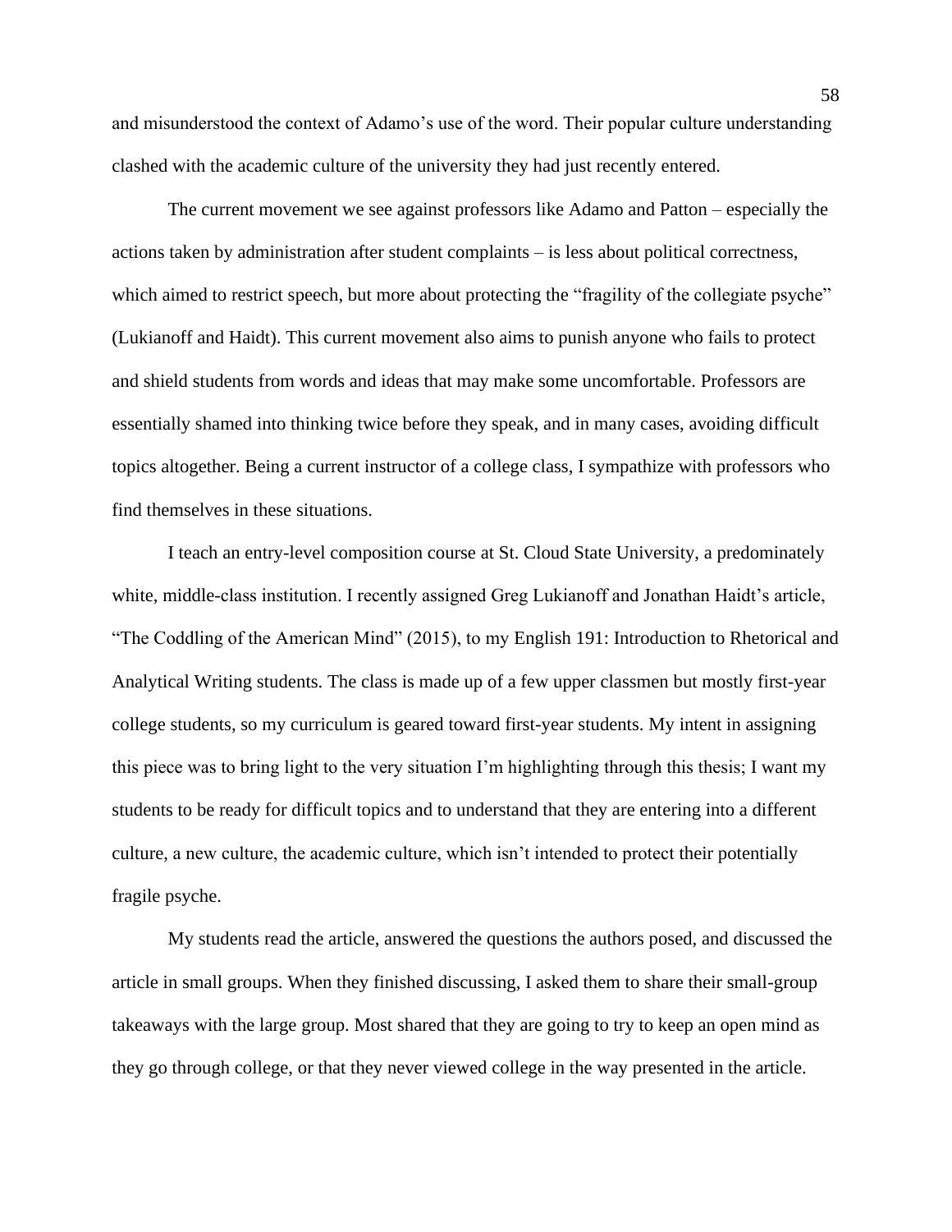and misunderstood the context of Adamo's use of the word. Their popular culture understanding clashed with the academic culture of the university they had just recently entered.

The current movement we see against professors like Adamo and Patton – especially the actions taken by administration after student complaints – is less about political correctness, which aimed to restrict speech, but more about protecting the "fragility of the collegiate psyche" (Lukianoff and Haidt). This current movement also aims to punish anyone who fails to protect and shield students from words and ideas that may make some uncomfortable. Professors are essentially shamed into thinking twice before they speak, and in many cases, avoiding difficult topics altogether. Being a current instructor of a college class, I sympathize with professors who find themselves in these situations.

I teach an entry-level composition course at St. Cloud State University, a predominately white, middle-class institution. I recently assigned Greg Lukianoff and Jonathan Haidt's article, "The Coddling of the American Mind" (2015), to my English 191: Introduction to Rhetorical and Analytical Writing students. The class is made up of a few upper classmen but mostly first-year college students, so my curriculum is geared toward first-year students. My intent in assigning this piece was to bring light to the very situation I'm highlighting through this thesis; I want my students to be ready for difficult topics and to understand that they are entering into a different culture, a new culture, the academic culture, which isn't intended to protect their potentially fragile psyche.

My students read the article, answered the questions the authors posed, and discussed the article in small groups. When they finished discussing, I asked them to share their small-group takeaways with the large group. Most shared that they are going to try to keep an open mind as they go through college, or that they never viewed college in the way presented in the article.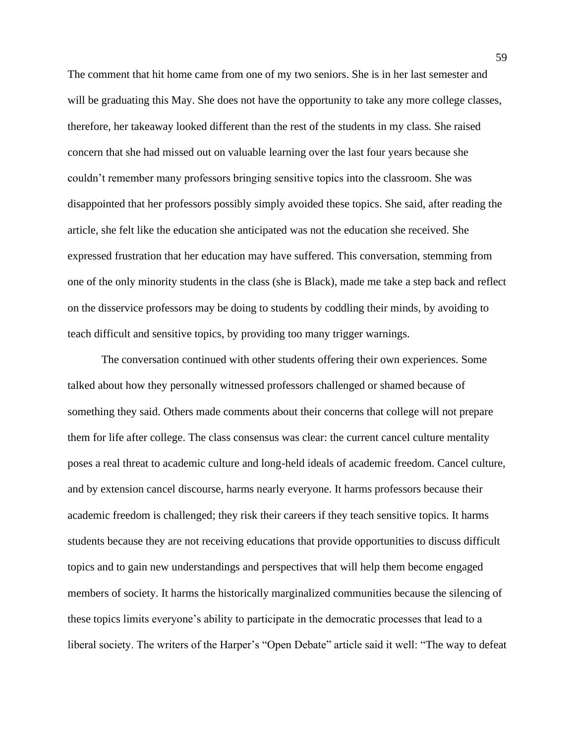The comment that hit home came from one of my two seniors. She is in her last semester and will be graduating this May. She does not have the opportunity to take any more college classes, therefore, her takeaway looked different than the rest of the students in my class. She raised concern that she had missed out on valuable learning over the last four years because she couldn't remember many professors bringing sensitive topics into the classroom. She was disappointed that her professors possibly simply avoided these topics. She said, after reading the article, she felt like the education she anticipated was not the education she received. She expressed frustration that her education may have suffered. This conversation, stemming from one of the only minority students in the class (she is Black), made me take a step back and reflect on the disservice professors may be doing to students by coddling their minds, by avoiding to teach difficult and sensitive topics, by providing too many trigger warnings.

The conversation continued with other students offering their own experiences. Some talked about how they personally witnessed professors challenged or shamed because of something they said. Others made comments about their concerns that college will not prepare them for life after college. The class consensus was clear: the current cancel culture mentality poses a real threat to academic culture and long-held ideals of academic freedom. Cancel culture, and by extension cancel discourse, harms nearly everyone. It harms professors because their academic freedom is challenged; they risk their careers if they teach sensitive topics. It harms students because they are not receiving educations that provide opportunities to discuss difficult topics and to gain new understandings and perspectives that will help them become engaged members of society. It harms the historically marginalized communities because the silencing of these topics limits everyone's ability to participate in the democratic processes that lead to a liberal society. The writers of the Harper's "Open Debate" article said it well: "The way to defeat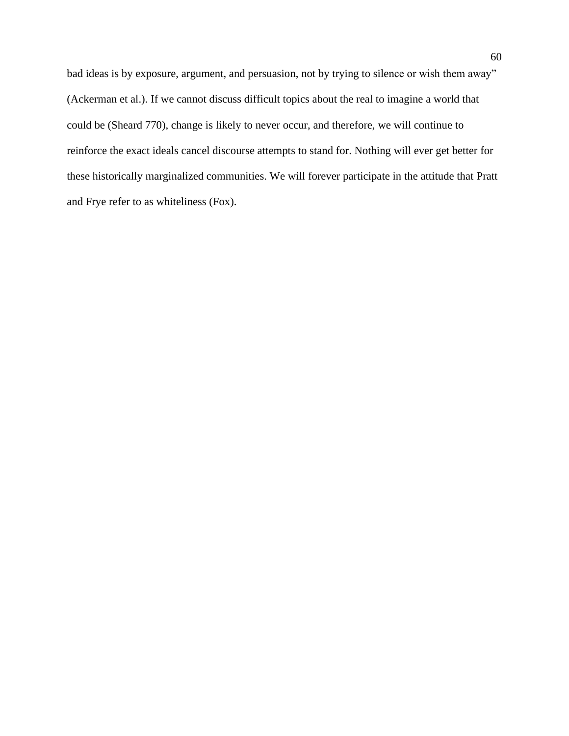bad ideas is by exposure, argument, and persuasion, not by trying to silence or wish them away" (Ackerman et al.). If we cannot discuss difficult topics about the real to imagine a world that could be (Sheard 770), change is likely to never occur, and therefore, we will continue to reinforce the exact ideals cancel discourse attempts to stand for. Nothing will ever get better for these historically marginalized communities. We will forever participate in the attitude that Pratt and Frye refer to as whiteliness (Fox).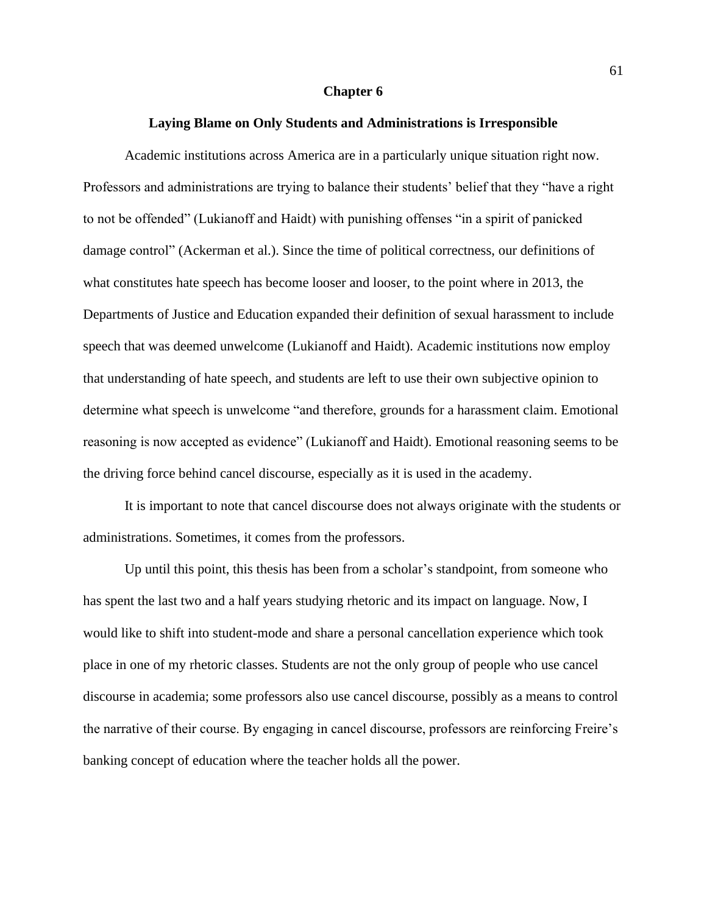# Chapter 6

## Laying Blame on Only Students and Administrations is Irresponsible

Academic institutions across America are in a particularly unique situation right now. Professors and administrations are trying to balance their students' belief that they "have a right to not be offended" (Lukianoff and Haidt) with punishing offenses "in a spirit of panicked damage control" (Ackerman et al.). Since the time of political correctness, our definitions of what constitutes hate speech has become looser and looser, to the point where in 2013, the Departments of Justice and Education expanded their definition of sexual harassment to include speech that was deemed unwelcome (Lukianoff and Haidt). Academic institutions now employ that understanding of hate speech, and students are left to use their own subjective opinion to determine what speech is unwelcome "and therefore, grounds for a harassment claim. Emotional reasoning is now accepted as evidence" (Lukianoff and Haidt). Emotional reasoning seems to be the driving force behind cancel discourse, especially as it is used in the academy.

It is important to note that cancel discourse does not always originate with the students or administrations. Sometimes, it comes from the professors.

Up until this point, this thesis has been from a scholar's standpoint, from someone who has spent the last two and a half years studying rhetoric and its impact on language. Now, I would like to shift into student-mode and share a personal cancellation experience which took place in one of my rhetoric classes. Students are not the only group of people who use cancel discourse in academia; some professors also use cancel discourse, possibly as a means to control the narrative of their course. By engaging in cancel discourse, professors are reinforcing Freire's banking concept of education where the teacher holds all the power.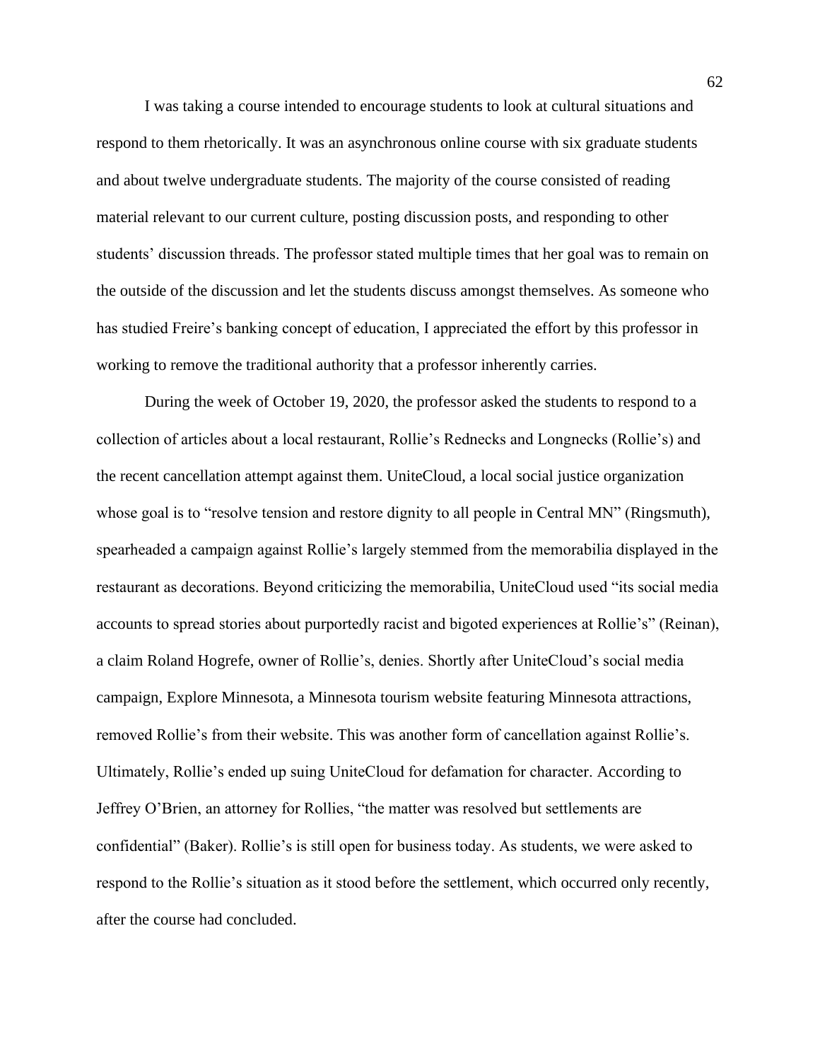I was taking a course intended to encourage students to look at cultural situations and respond to them rhetorically. It was an asynchronous online course with six graduate students and about twelve undergraduate students. The majority of the course consisted of reading material relevant to our current culture, posting discussion posts, and responding to other students' discussion threads. The professor stated multiple times that her goal was to remain on the outside of the discussion and let the students discuss amongst themselves. As someone who has studied Freire's banking concept of education, I appreciated the effort by this professor in working to remove the traditional authority that a professor inherently carries.

During the week of October 19, 2020, the professor asked the students to respond to a collection of articles about a local restaurant, Rollie's Rednecks and Longnecks (Rollie's) and the recent cancellation attempt against them. UniteCloud, a local social justice organization whose goal is to "resolve tension and restore dignity to all people in Central MN" (Ringsmuth), spearheaded a campaign against Rollie's largely stemmed from the memorabilia displayed in the restaurant as decorations. Beyond criticizing the memorabilia, UniteCloud used "its social media accounts to spread stories about purportedly racist and bigoted experiences at Rollie's" (Reinan), a claim Roland Hogrefe, owner of Rollie's, denies. Shortly after UniteCloud's social media campaign, Explore Minnesota, a Minnesota tourism website featuring Minnesota attractions, removed Rollie's from their website. This was another form of cancellation against Rollie's. Ultimately, Rollie's ended up suing UniteCloud for defamation for character. According to Jeffrey O'Brien, an attorney for Rollies, "the matter was resolved but settlements are confidential" (Baker). Rollie's is still open for business today. As students, we were asked to respond to the Rollie's situation as it stood before the settlement, which occurred only recently, after the course had concluded.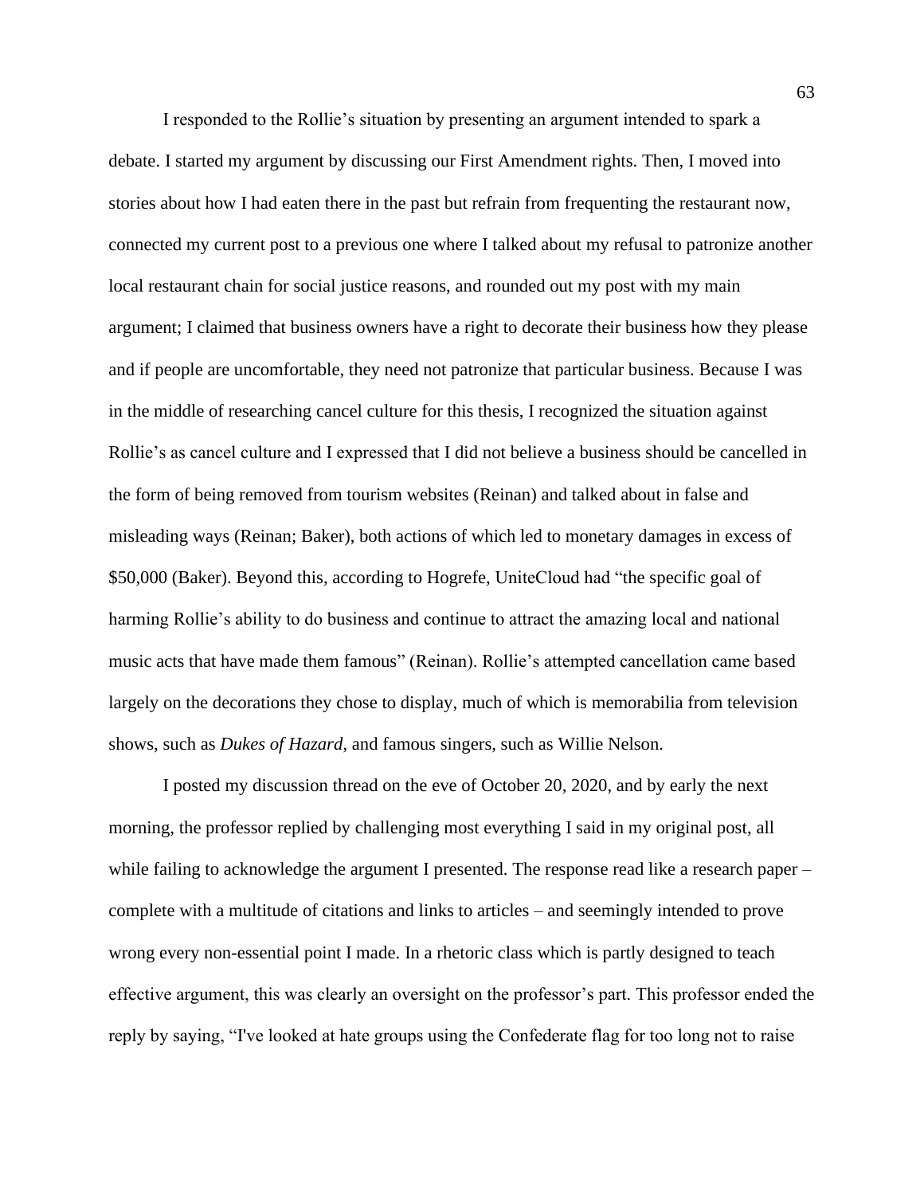I responded to the Rollie's situation by presenting an argument intended to spark a debate. I started my argument by discussing our First Amendment rights. Then, I moved into stories about how I had eaten there in the past but refrain from frequenting the restaurant now, connected my current post to a previous one where I talked about my refusal to patronize another local restaurant chain for social justice reasons, and rounded out my post with my main argument; I claimed that business owners have a right to decorate their business how they please and if people are uncomfortable, they need not patronize that particular business. Because I was in the middle of researching cancel culture for this thesis, I recognized the situation against Rollie's as cancel culture and I expressed that I did not believe a business should be cancelled in the form of being removed from tourism websites (Reinan) and talked about in false and misleading ways (Reinan; Baker), both actions of which led to monetary damages in excess of $50,000 (Baker). Beyond this, according to Hogrefe, UniteCloud had "the specific goal of harming Rollie's ability to do business and continue to attract the amazing local and national music acts that have made them famous" (Reinan). Rollie's attempted cancellation came based largely on the decorations they chose to display, much of which is memorabilia from television shows, such as *Dukes of Hazard*, and famous singers, such as Willie Nelson.

I posted my discussion thread on the eve of October 20, 2020, and by early the next morning, the professor replied by challenging most everything I said in my original post, all while failing to acknowledge the argument I presented. The response read like a research paper – complete with a multitude of citations and links to articles – and seemingly intended to prove wrong every non-essential point I made. In a rhetoric class which is partly designed to teach effective argument, this was clearly an oversight on the professor's part. This professor ended the reply by saying, "I've looked at hate groups using the Confederate flag for too long not to raise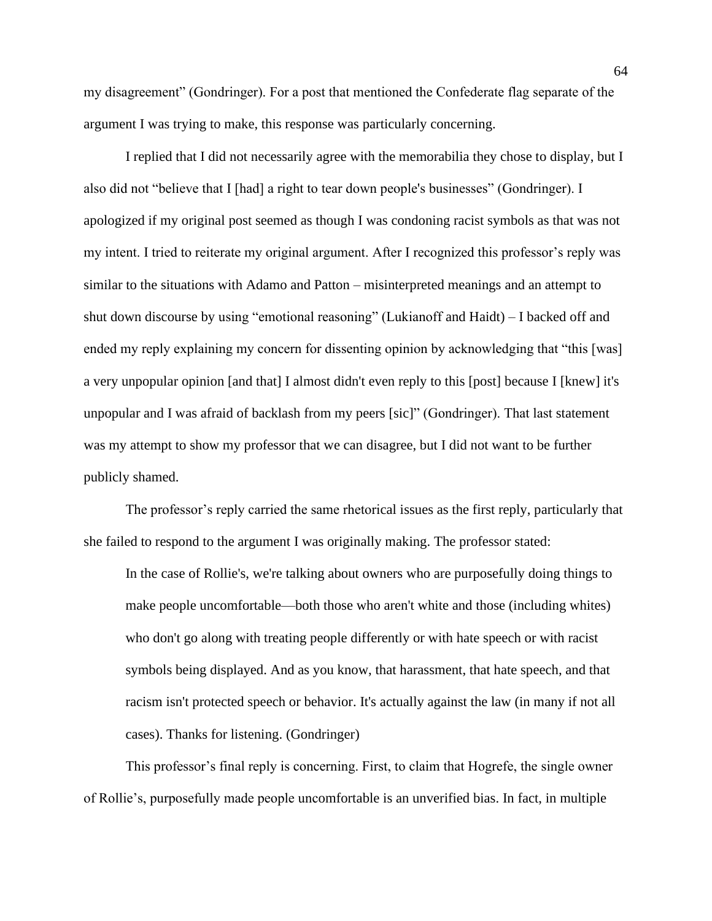my disagreement" (Gondringer). For a post that mentioned the Confederate flag separate of the argument I was trying to make, this response was particularly concerning.

I replied that I did not necessarily agree with the memorabilia they chose to display, but I also did not "believe that I [had] a right to tear down people's businesses" (Gondringer). I apologized if my original post seemed as though I was condoning racist symbols as that was not my intent. I tried to reiterate my original argument. After I recognized this professor's reply was similar to the situations with Adamo and Patton – misinterpreted meanings and an attempt to shut down discourse by using "emotional reasoning" (Lukianoff and Haidt) – I backed off and ended my reply explaining my concern for dissenting opinion by acknowledging that "this [was] a very unpopular opinion [and that] I almost didn't even reply to this [post] because I [knew] it's unpopular and I was afraid of backlash from my peers [sic]" (Gondringer). That last statement was my attempt to show my professor that we can disagree, but I did not want to be further publicly shamed.

The professor's reply carried the same rhetorical issues as the first reply, particularly that she failed to respond to the argument I was originally making. The professor stated:

> In the case of Rollie's, we're talking about owners who are purposefully doing things to make people uncomfortable—both those who aren't white and those (including whites) who don't go along with treating people differently or with hate speech or with racist symbols being displayed. And as you know, that harassment, that hate speech, and that racism isn't protected speech or behavior. It's actually against the law (in many if not all cases). Thanks for listening. (Gondringer)

This professor's final reply is concerning. First, to claim that Hogrefe, the single owner of Rollie's, purposefully made people uncomfortable is an unverified bias. In fact, in multiple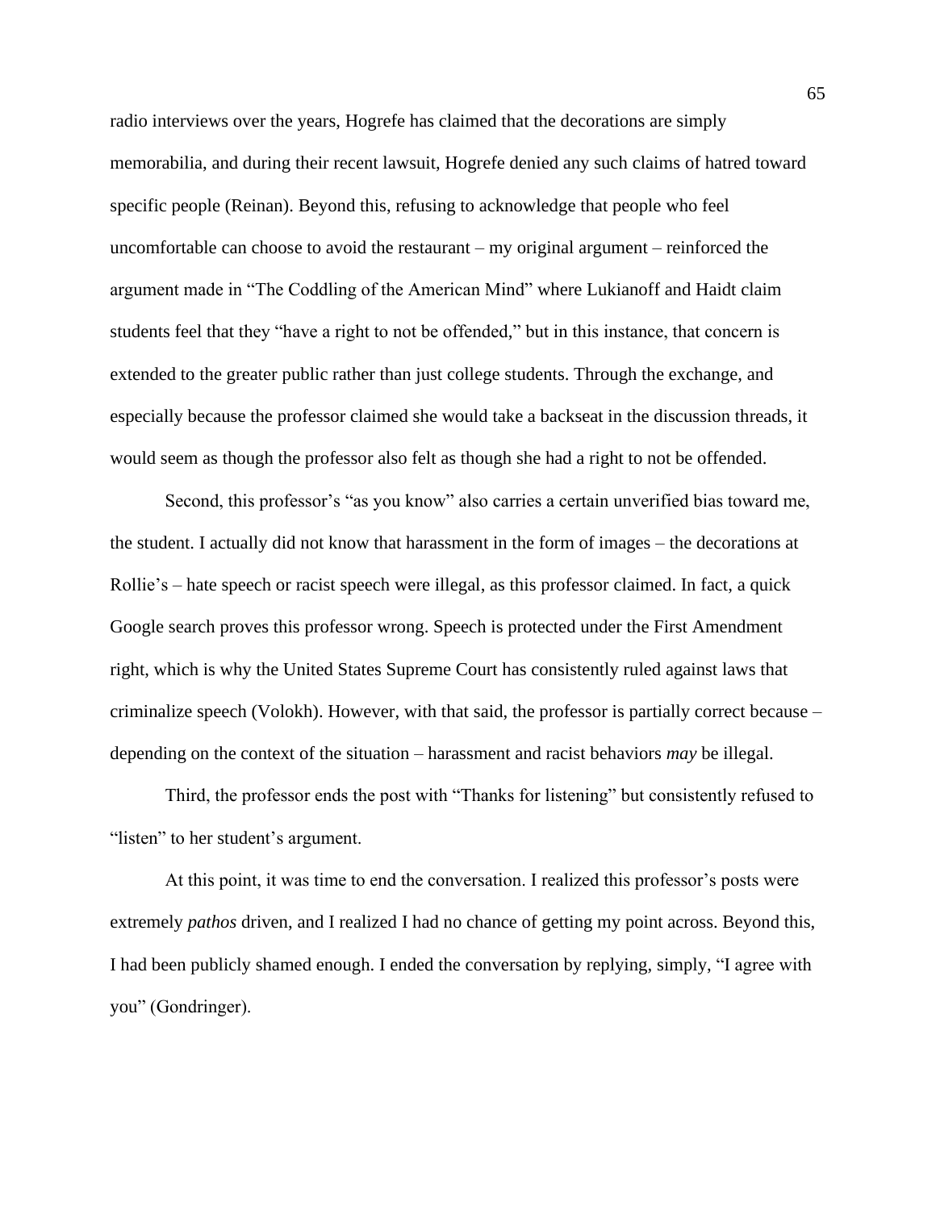radio interviews over the years, Hogrefe has claimed that the decorations are simply memorabilia, and during their recent lawsuit, Hogrefe denied any such claims of hatred toward specific people (Reinan). Beyond this, refusing to acknowledge that people who feel uncomfortable can choose to avoid the restaurant – my original argument – reinforced the argument made in "The Coddling of the American Mind" where Lukianoff and Haidt claim students feel that they "have a right to not be offended," but in this instance, that concern is extended to the greater public rather than just college students. Through the exchange, and especially because the professor claimed she would take a backseat in the discussion threads, it would seem as though the professor also felt as though she had a right to not be offended.

Second, this professor's "as you know" also carries a certain unverified bias toward me, the student. I actually did not know that harassment in the form of images – the decorations at Rollie's – hate speech or racist speech were illegal, as this professor claimed. In fact, a quick Google search proves this professor wrong. Speech is protected under the First Amendment right, which is why the United States Supreme Court has consistently ruled against laws that criminalize speech (Volokh). However, with that said, the professor is partially correct because – depending on the context of the situation – harassment and racist behaviors *may* be illegal.

Third, the professor ends the post with "Thanks for listening" but consistently refused to "listen" to her student's argument.

At this point, it was time to end the conversation. I realized this professor's posts were extremely *pathos* driven, and I realized I had no chance of getting my point across. Beyond this, I had been publicly shamed enough. I ended the conversation by replying, simply, "I agree with you" (Gondringer).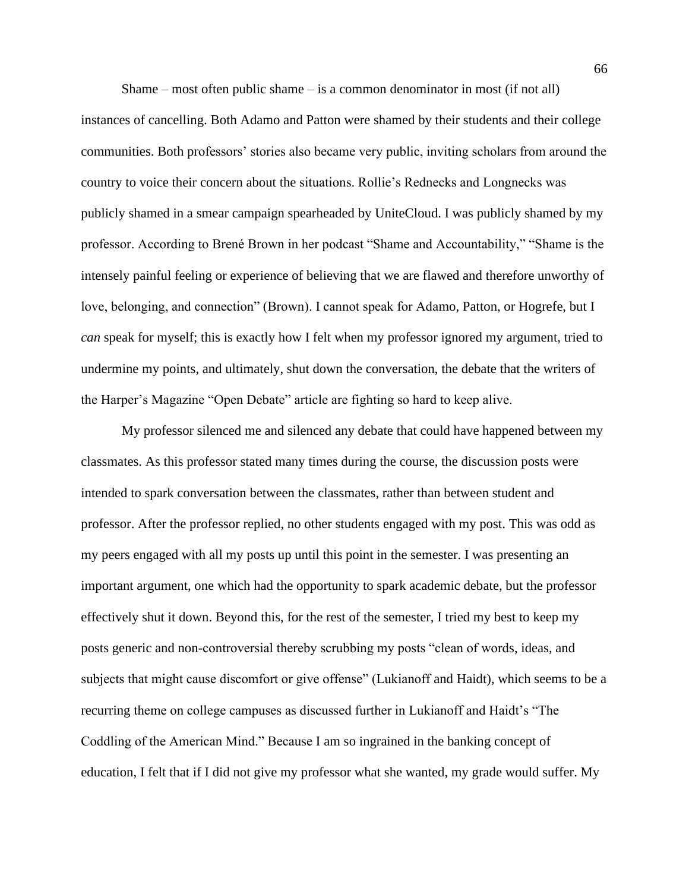Shame – most often public shame – is a common denominator in most (if not all) instances of cancelling. Both Adamo and Patton were shamed by their students and their college communities. Both professors' stories also became very public, inviting scholars from around the country to voice their concern about the situations. Rollie's Rednecks and Longnecks was publicly shamed in a smear campaign spearheaded by UniteCloud. I was publicly shamed by my professor. According to Brené Brown in her podcast "Shame and Accountability," "Shame is the intensely painful feeling or experience of believing that we are flawed and therefore unworthy of love, belonging, and connection" (Brown). I cannot speak for Adamo, Patton, or Hogrefe, but I *can* speak for myself; this is exactly how I felt when my professor ignored my argument, tried to undermine my points, and ultimately, shut down the conversation, the debate that the writers of the Harper's Magazine "Open Debate" article are fighting so hard to keep alive.

My professor silenced me and silenced any debate that could have happened between my classmates. As this professor stated many times during the course, the discussion posts were intended to spark conversation between the classmates, rather than between student and professor. After the professor replied, no other students engaged with my post. This was odd as my peers engaged with all my posts up until this point in the semester. I was presenting an important argument, one which had the opportunity to spark academic debate, but the professor effectively shut it down. Beyond this, for the rest of the semester, I tried my best to keep my posts generic and non-controversial thereby scrubbing my posts "clean of words, ideas, and subjects that might cause discomfort or give offense" (Lukianoff and Haidt), which seems to be a recurring theme on college campuses as discussed further in Lukianoff and Haidt's "The Coddling of the American Mind." Because I am so ingrained in the banking concept of education, I felt that if I did not give my professor what she wanted, my grade would suffer. My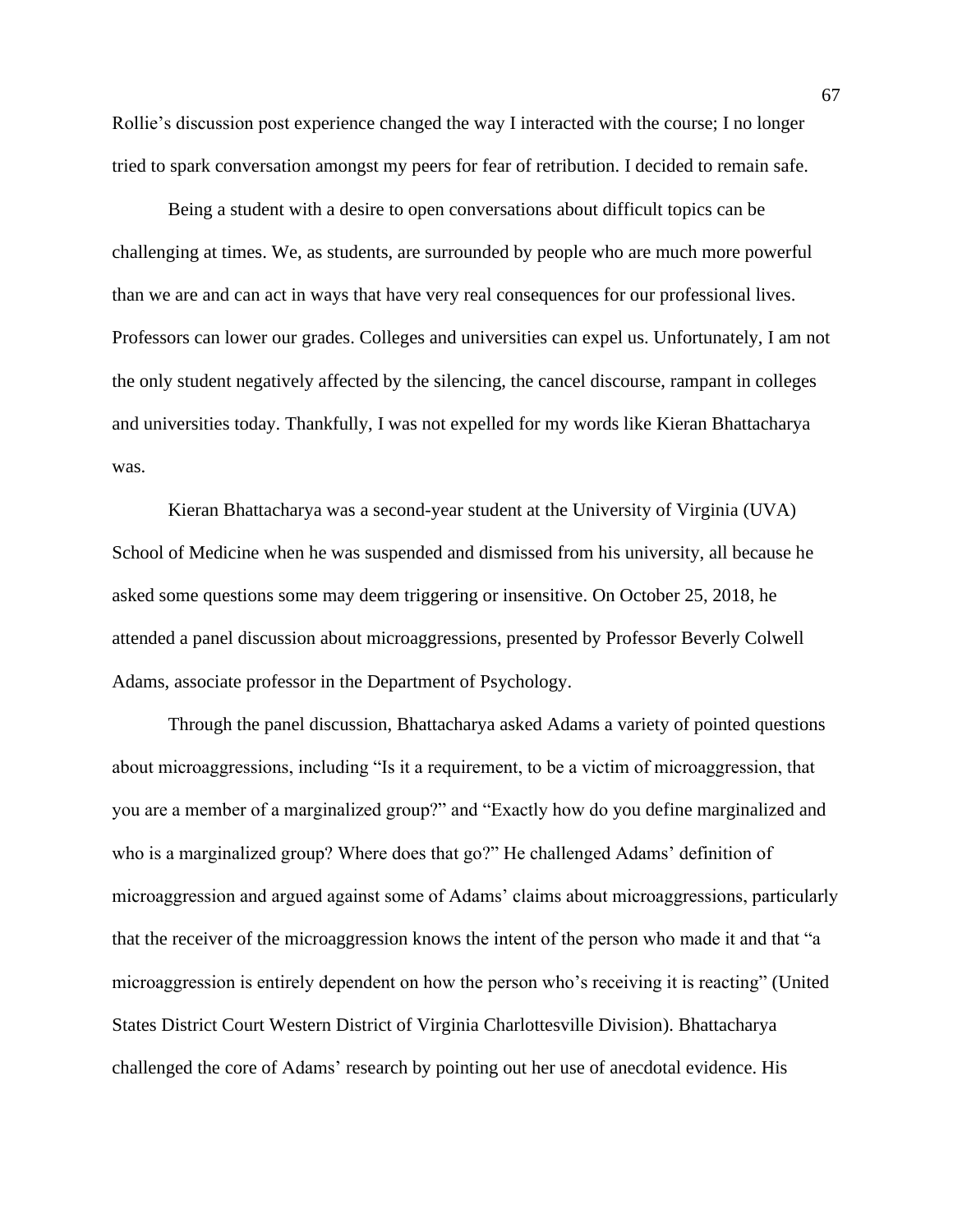Rollie's discussion post experience changed the way I interacted with the course; I no longer tried to spark conversation amongst my peers for fear of retribution. I decided to remain safe.

Being a student with a desire to open conversations about difficult topics can be challenging at times. We, as students, are surrounded by people who are much more powerful than we are and can act in ways that have very real consequences for our professional lives. Professors can lower our grades. Colleges and universities can expel us. Unfortunately, I am not the only student negatively affected by the silencing, the cancel discourse, rampant in colleges and universities today. Thankfully, I was not expelled for my words like Kieran Bhattacharya was.

Kieran Bhattacharya was a second-year student at the University of Virginia (UVA) School of Medicine when he was suspended and dismissed from his university, all because he asked some questions some may deem triggering or insensitive. On October 25, 2018, he attended a panel discussion about microaggressions, presented by Professor Beverly Colwell Adams, associate professor in the Department of Psychology.

Through the panel discussion, Bhattacharya asked Adams a variety of pointed questions about microaggressions, including "Is it a requirement, to be a victim of microaggression, that you are a member of a marginalized group?" and "Exactly how do you define marginalized and who is a marginalized group? Where does that go?" He challenged Adams' definition of microaggression and argued against some of Adams' claims about microaggressions, particularly that the receiver of the microaggression knows the intent of the person who made it and that "a microaggression is entirely dependent on how the person who's receiving it is reacting" (United States District Court Western District of Virginia Charlottesville Division). Bhattacharya challenged the core of Adams' research by pointing out her use of anecdotal evidence. His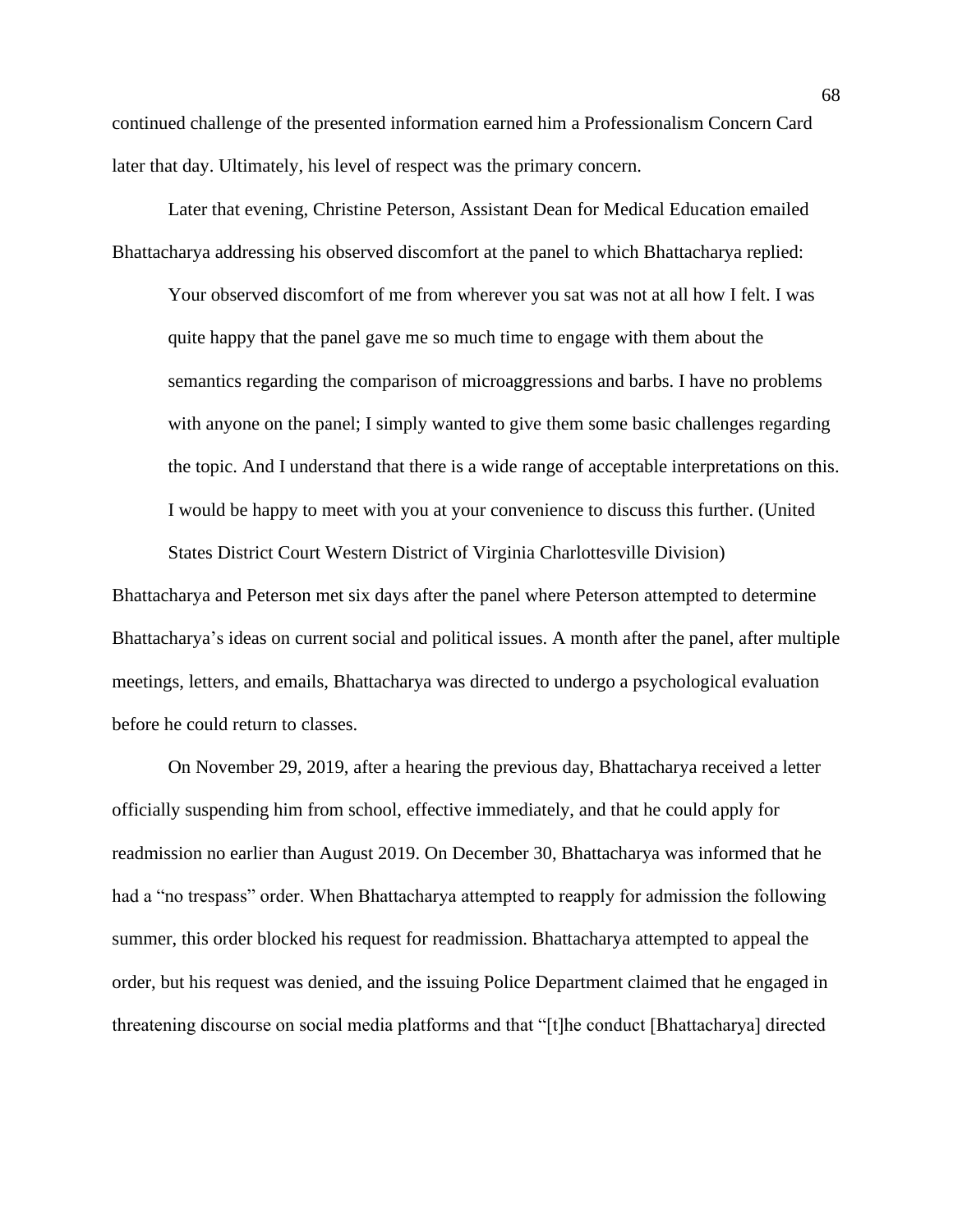continued challenge of the presented information earned him a Professionalism Concern Card later that day. Ultimately, his level of respect was the primary concern.

Later that evening, Christine Peterson, Assistant Dean for Medical Education emailed Bhattacharya addressing his observed discomfort at the panel to which Bhattacharya replied:

> Your observed discomfort of me from wherever you sat was not at all how I felt. I was quite happy that the panel gave me so much time to engage with them about the semantics regarding the comparison of microaggressions and barbs. I have no problems with anyone on the panel; I simply wanted to give them some basic challenges regarding the topic. And I understand that there is a wide range of acceptable interpretations on this. I would be happy to meet with you at your convenience to discuss this further. (United States District Court Western District of Virginia Charlottesville Division)

Bhattacharya and Peterson met six days after the panel where Peterson attempted to determine Bhattacharya's ideas on current social and political issues. A month after the panel, after multiple meetings, letters, and emails, Bhattacharya was directed to undergo a psychological evaluation before he could return to classes.

On November 29, 2019, after a hearing the previous day, Bhattacharya received a letter officially suspending him from school, effective immediately, and that he could apply for readmission no earlier than August 2019. On December 30, Bhattacharya was informed that he had a "no trespass" order. When Bhattacharya attempted to reapply for admission the following summer, this order blocked his request for readmission. Bhattacharya attempted to appeal the order, but his request was denied, and the issuing Police Department claimed that he engaged in threatening discourse on social media platforms and that "[t]he conduct [Bhattacharya] directed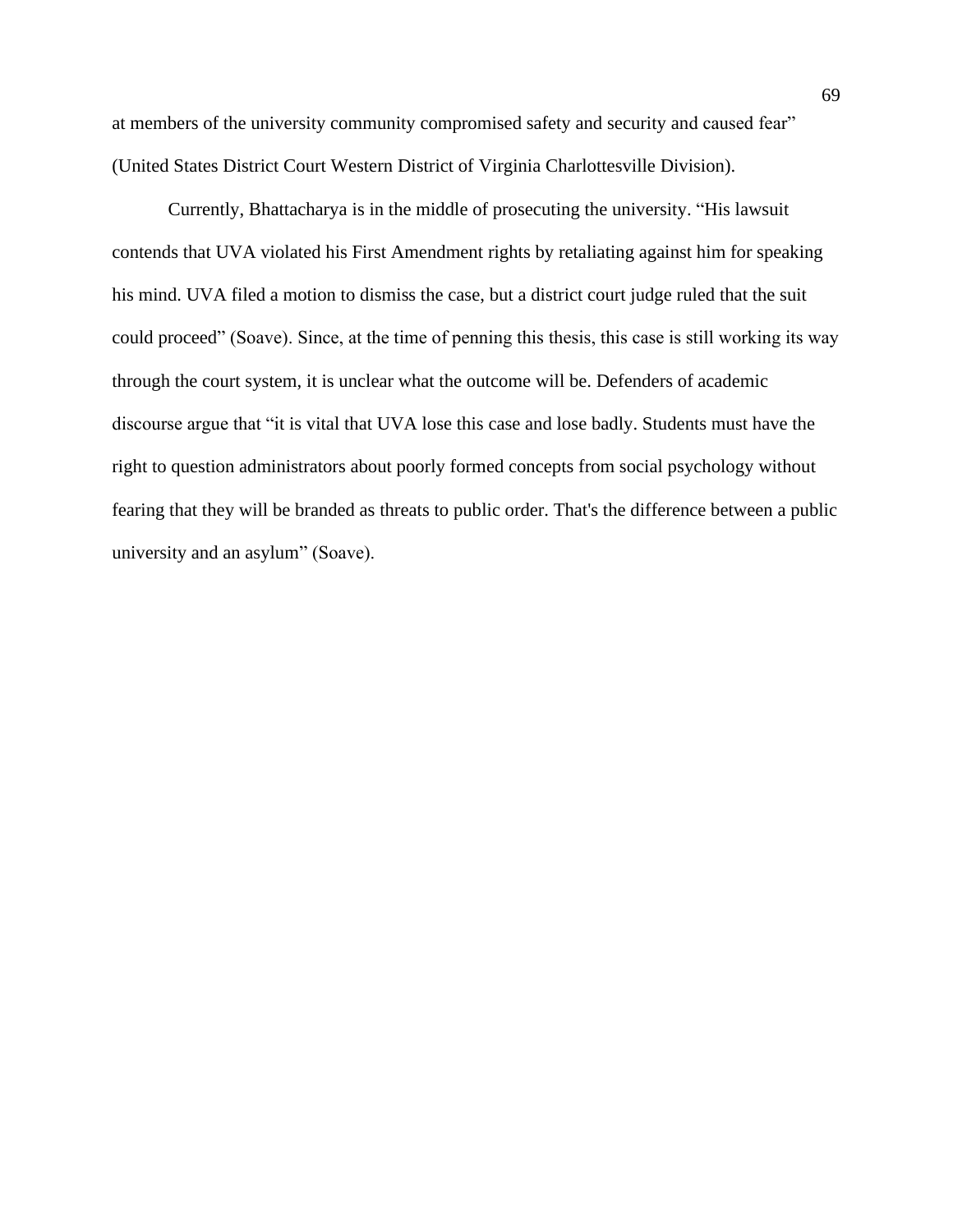at members of the university community compromised safety and security and caused fear" (United States District Court Western District of Virginia Charlottesville Division).

Currently, Bhattacharya is in the middle of prosecuting the university. "His lawsuit contends that UVA violated his First Amendment rights by retaliating against him for speaking his mind. UVA filed a motion to dismiss the case, but a district court judge ruled that the suit could proceed" (Soave). Since, at the time of penning this thesis, this case is still working its way through the court system, it is unclear what the outcome will be. Defenders of academic discourse argue that "it is vital that UVA lose this case and lose badly. Students must have the right to question administrators about poorly formed concepts from social psychology without fearing that they will be branded as threats to public order. That's the difference between a public university and an asylum" (Soave).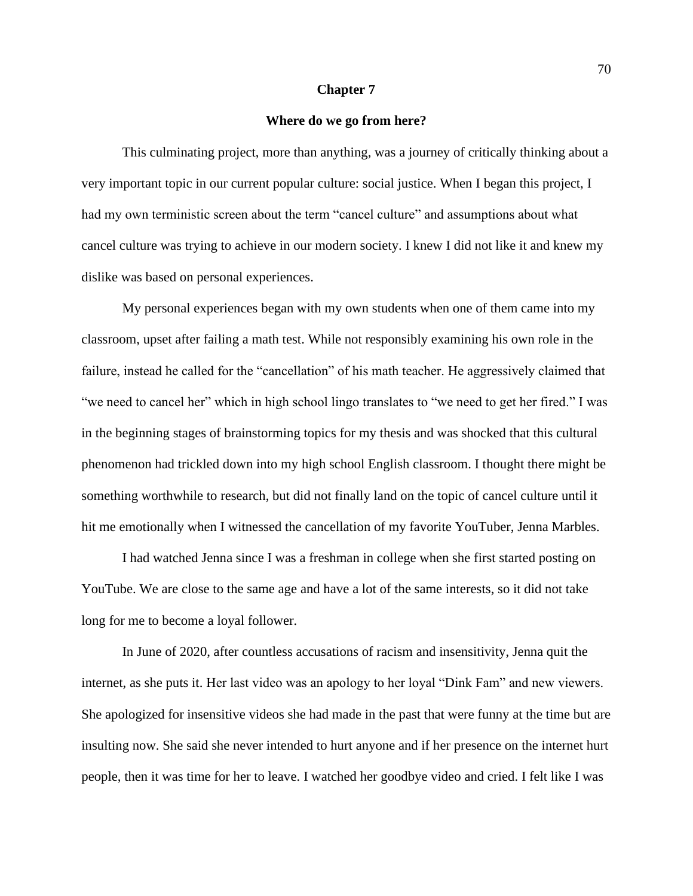# Chapter 7

## Where do we go from here?

This culminating project, more than anything, was a journey of critically thinking about a very important topic in our current popular culture: social justice. When I began this project, I had my own terministic screen about the term "cancel culture" and assumptions about what cancel culture was trying to achieve in our modern society. I knew I did not like it and knew my dislike was based on personal experiences.

My personal experiences began with my own students when one of them came into my classroom, upset after failing a math test. While not responsibly examining his own role in the failure, instead he called for the "cancellation" of his math teacher. He aggressively claimed that "we need to cancel her" which in high school lingo translates to "we need to get her fired." I was in the beginning stages of brainstorming topics for my thesis and was shocked that this cultural phenomenon had trickled down into my high school English classroom. I thought there might be something worthwhile to research, but did not finally land on the topic of cancel culture until it hit me emotionally when I witnessed the cancellation of my favorite YouTuber, Jenna Marbles.

I had watched Jenna since I was a freshman in college when she first started posting on YouTube. We are close to the same age and have a lot of the same interests, so it did not take long for me to become a loyal follower.

In June of 2020, after countless accusations of racism and insensitivity, Jenna quit the internet, as she puts it. Her last video was an apology to her loyal "Dink Fam" and new viewers. She apologized for insensitive videos she had made in the past that were funny at the time but are insulting now. She said she never intended to hurt anyone and if her presence on the internet hurt people, then it was time for her to leave. I watched her goodbye video and cried. I felt like I was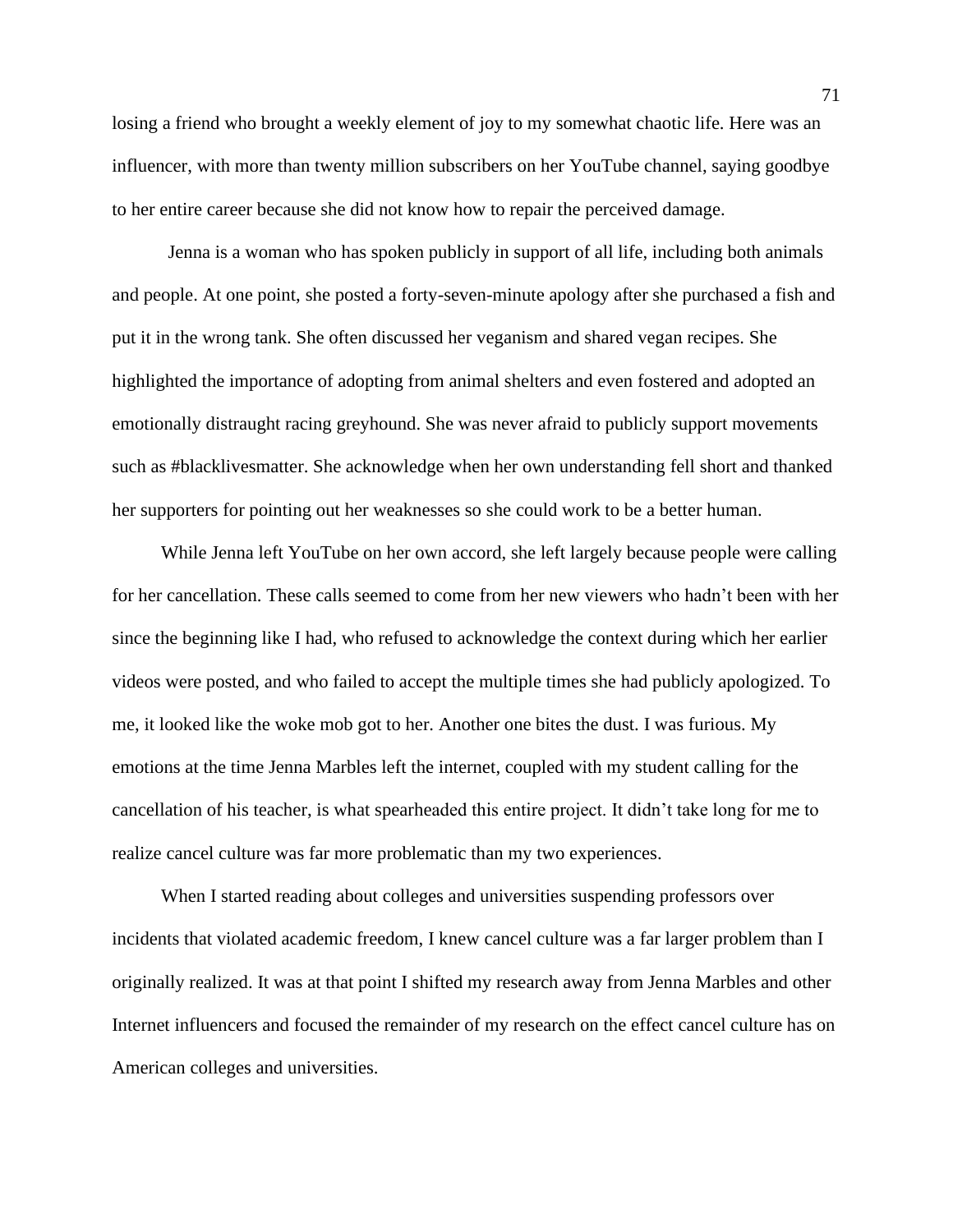losing a friend who brought a weekly element of joy to my somewhat chaotic life. Here was an influencer, with more than twenty million subscribers on her YouTube channel, saying goodbye to her entire career because she did not know how to repair the perceived damage.

Jenna is a woman who has spoken publicly in support of all life, including both animals and people. At one point, she posted a forty-seven-minute apology after she purchased a fish and put it in the wrong tank. She often discussed her veganism and shared vegan recipes. She highlighted the importance of adopting from animal shelters and even fostered and adopted an emotionally distraught racing greyhound. She was never afraid to publicly support movements such as #blacklivesmatter. She acknowledge when her own understanding fell short and thanked her supporters for pointing out her weaknesses so she could work to be a better human.

While Jenna left YouTube on her own accord, she left largely because people were calling for her cancellation. These calls seemed to come from her new viewers who hadn't been with her since the beginning like I had, who refused to acknowledge the context during which her earlier videos were posted, and who failed to accept the multiple times she had publicly apologized. To me, it looked like the woke mob got to her. Another one bites the dust. I was furious. My emotions at the time Jenna Marbles left the internet, coupled with my student calling for the cancellation of his teacher, is what spearheaded this entire project. It didn't take long for me to realize cancel culture was far more problematic than my two experiences.

When I started reading about colleges and universities suspending professors over incidents that violated academic freedom, I knew cancel culture was a far larger problem than I originally realized. It was at that point I shifted my research away from Jenna Marbles and other Internet influencers and focused the remainder of my research on the effect cancel culture has on American colleges and universities.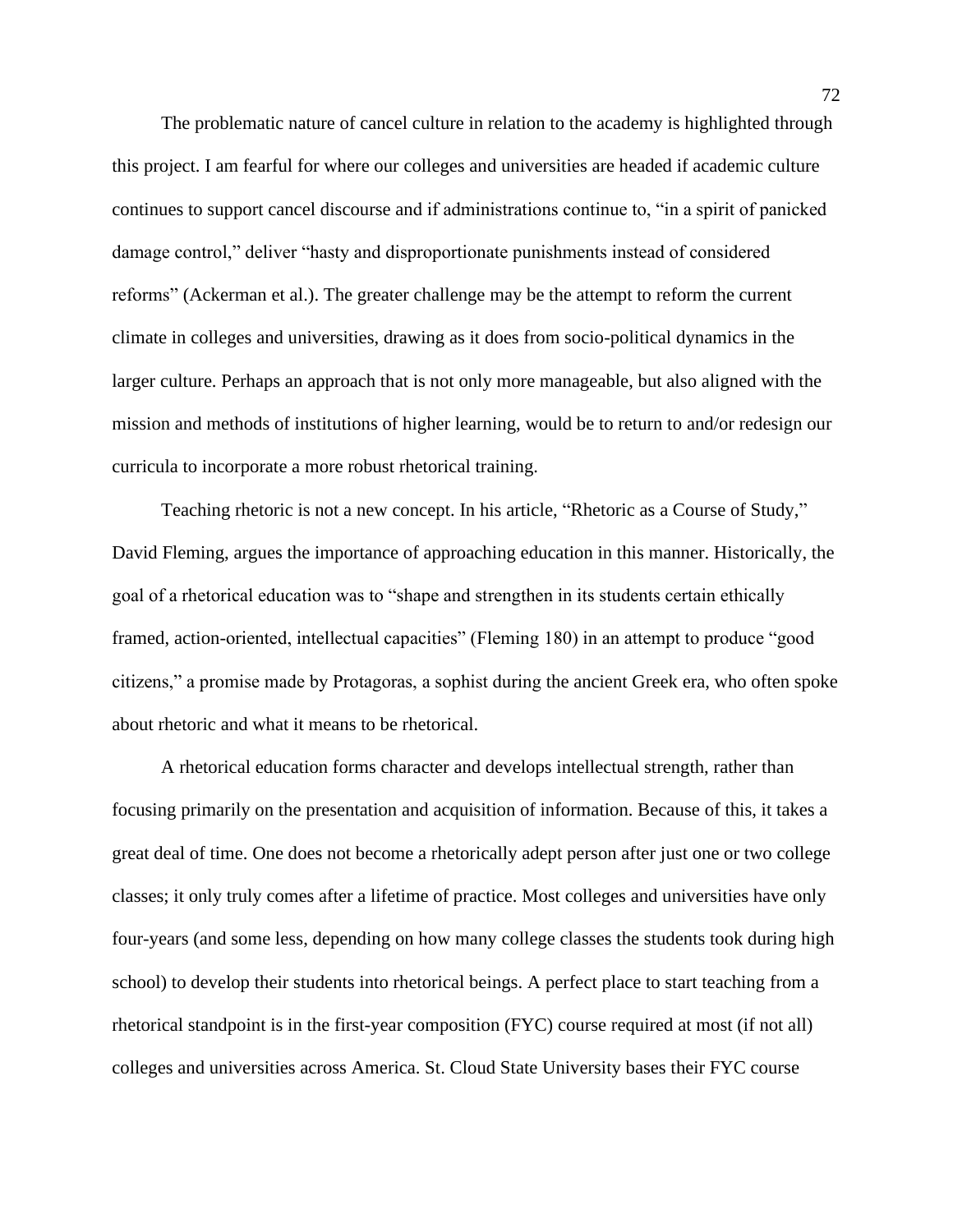The problematic nature of cancel culture in relation to the academy is highlighted through this project. I am fearful for where our colleges and universities are headed if academic culture continues to support cancel discourse and if administrations continue to, "in a spirit of panicked damage control," deliver "hasty and disproportionate punishments instead of considered reforms" (Ackerman et al.). The greater challenge may be the attempt to reform the current climate in colleges and universities, drawing as it does from socio-political dynamics in the larger culture. Perhaps an approach that is not only more manageable, but also aligned with the mission and methods of institutions of higher learning, would be to return to and/or redesign our curricula to incorporate a more robust rhetorical training.

Teaching rhetoric is not a new concept. In his article, "Rhetoric as a Course of Study," David Fleming, argues the importance of approaching education in this manner. Historically, the goal of a rhetorical education was to "shape and strengthen in its students certain ethically framed, action-oriented, intellectual capacities" (Fleming 180) in an attempt to produce "good citizens," a promise made by Protagoras, a sophist during the ancient Greek era, who often spoke about rhetoric and what it means to be rhetorical.

A rhetorical education forms character and develops intellectual strength, rather than focusing primarily on the presentation and acquisition of information. Because of this, it takes a great deal of time. One does not become a rhetorically adept person after just one or two college classes; it only truly comes after a lifetime of practice. Most colleges and universities have only four-years (and some less, depending on how many college classes the students took during high school) to develop their students into rhetorical beings. A perfect place to start teaching from a rhetorical standpoint is in the first-year composition (FYC) course required at most (if not all) colleges and universities across America. St. Cloud State University bases their FYC course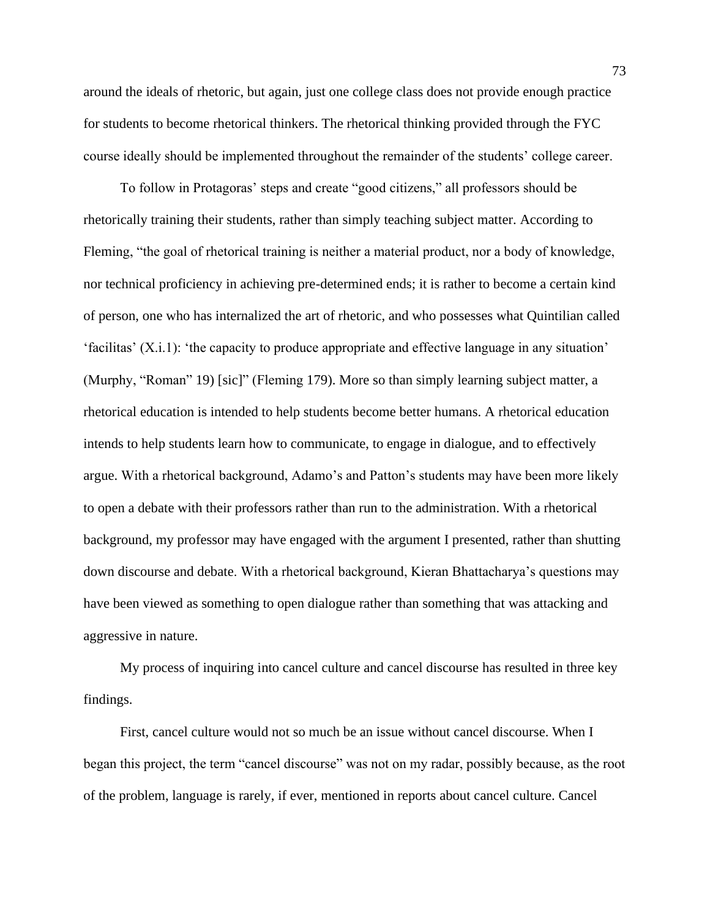around the ideals of rhetoric, but again, just one college class does not provide enough practice for students to become rhetorical thinkers. The rhetorical thinking provided through the FYC course ideally should be implemented throughout the remainder of the students' college career.

To follow in Protagoras' steps and create "good citizens," all professors should be rhetorically training their students, rather than simply teaching subject matter. According to Fleming, "the goal of rhetorical training is neither a material product, nor a body of knowledge, nor technical proficiency in achieving pre-determined ends; it is rather to become a certain kind of person, one who has internalized the art of rhetoric, and who possesses what Quintilian called 'facilitas' (X.i.1): 'the capacity to produce appropriate and effective language in any situation' (Murphy, "Roman" 19) [sic]" (Fleming 179). More so than simply learning subject matter, a rhetorical education is intended to help students become better humans. A rhetorical education intends to help students learn how to communicate, to engage in dialogue, and to effectively argue. With a rhetorical background, Adamo's and Patton's students may have been more likely to open a debate with their professors rather than run to the administration. With a rhetorical background, my professor may have engaged with the argument I presented, rather than shutting down discourse and debate. With a rhetorical background, Kieran Bhattacharya's questions may have been viewed as something to open dialogue rather than something that was attacking and aggressive in nature.

My process of inquiring into cancel culture and cancel discourse has resulted in three key findings.

First, cancel culture would not so much be an issue without cancel discourse. When I began this project, the term "cancel discourse" was not on my radar, possibly because, as the root of the problem, language is rarely, if ever, mentioned in reports about cancel culture. Cancel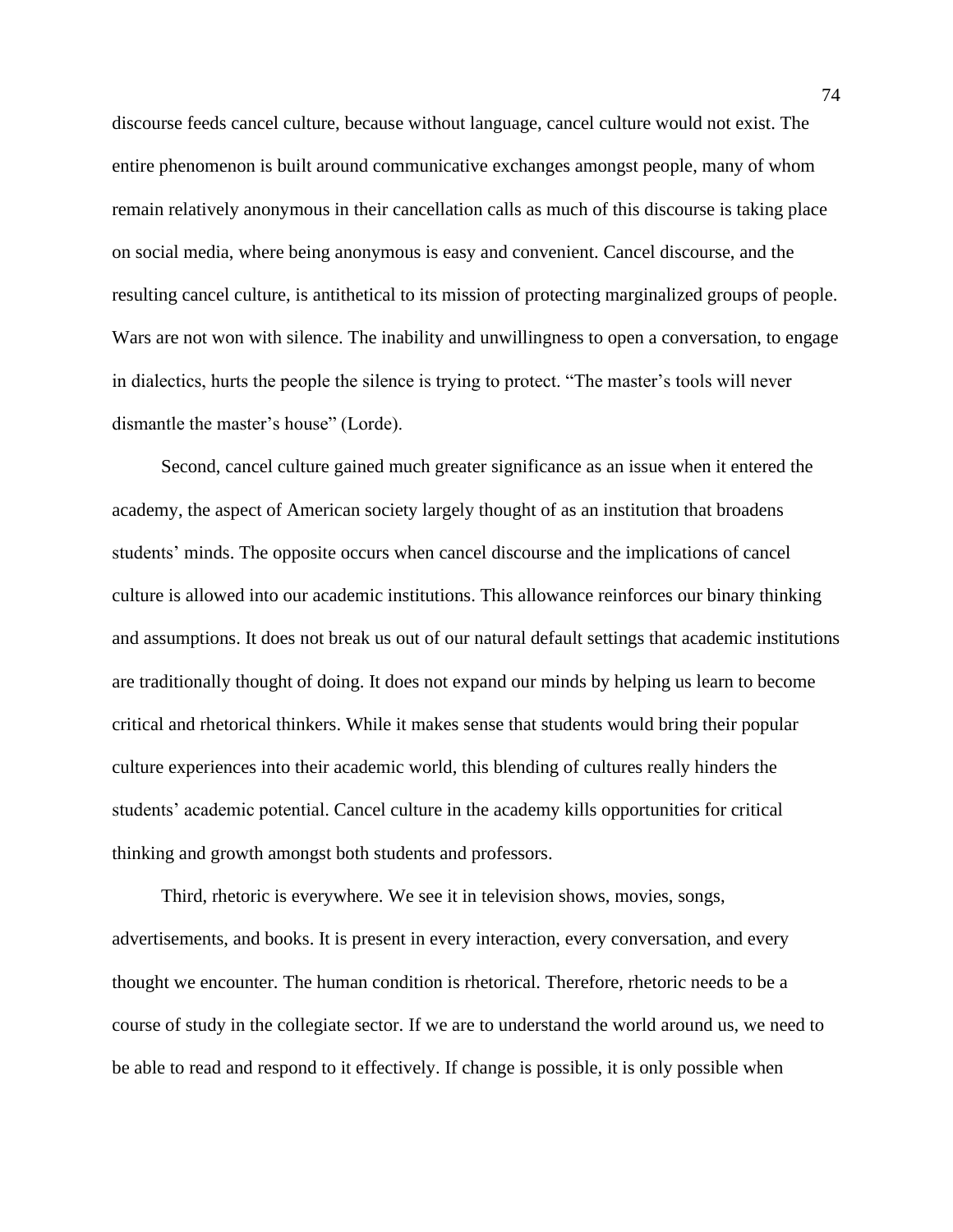discourse feeds cancel culture, because without language, cancel culture would not exist. The entire phenomenon is built around communicative exchanges amongst people, many of whom remain relatively anonymous in their cancellation calls as much of this discourse is taking place on social media, where being anonymous is easy and convenient. Cancel discourse, and the resulting cancel culture, is antithetical to its mission of protecting marginalized groups of people. Wars are not won with silence. The inability and unwillingness to open a conversation, to engage in dialectics, hurts the people the silence is trying to protect. "The master's tools will never dismantle the master's house" (Lorde).

Second, cancel culture gained much greater significance as an issue when it entered the academy, the aspect of American society largely thought of as an institution that broadens students' minds. The opposite occurs when cancel discourse and the implications of cancel culture is allowed into our academic institutions. This allowance reinforces our binary thinking and assumptions. It does not break us out of our natural default settings that academic institutions are traditionally thought of doing. It does not expand our minds by helping us learn to become critical and rhetorical thinkers. While it makes sense that students would bring their popular culture experiences into their academic world, this blending of cultures really hinders the students' academic potential. Cancel culture in the academy kills opportunities for critical thinking and growth amongst both students and professors.

Third, rhetoric is everywhere. We see it in television shows, movies, songs, advertisements, and books. It is present in every interaction, every conversation, and every thought we encounter. The human condition is rhetorical. Therefore, rhetoric needs to be a course of study in the collegiate sector. If we are to understand the world around us, we need to be able to read and respond to it effectively. If change is possible, it is only possible when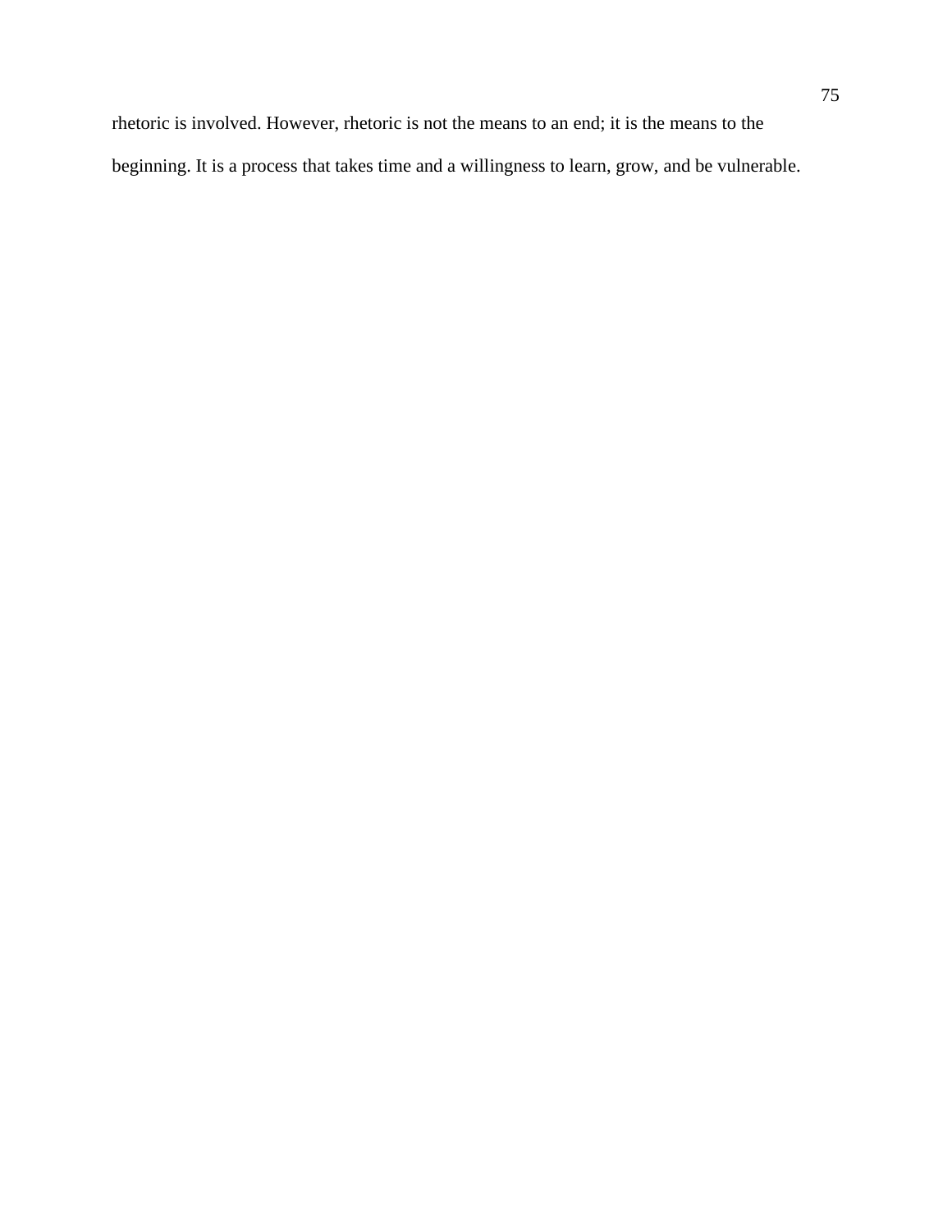rhetoric is involved. However, rhetoric is not the means to an end; it is the means to the beginning. It is a process that takes time and a willingness to learn, grow, and be vulnerable.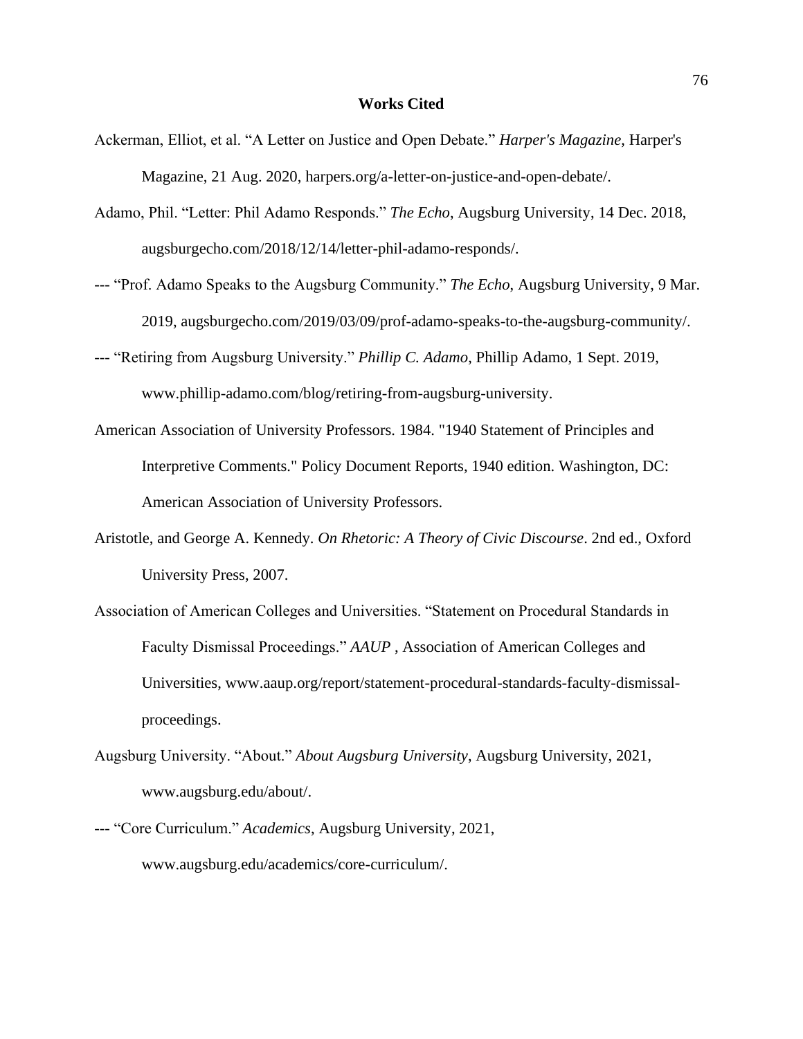# Works Cited

Ackerman, Elliot, et al. "A Letter on Justice and Open Debate." *Harper's Magazine*, Harper's Magazine, 21 Aug. 2020, harpers.org/a-letter-on-justice-and-open-debate/.

Adamo, Phil. "Letter: Phil Adamo Responds." *The Echo*, Augsburg University, 14 Dec. 2018, augsburgecho.com/2018/12/14/letter-phil-adamo-responds/.

--- "Prof. Adamo Speaks to the Augsburg Community." *The Echo*, Augsburg University, 9 Mar. 2019, augsburgecho.com/2019/03/09/prof-adamo-speaks-to-the-augsburg-community/.

--- "Retiring from Augsburg University." *Phillip C. Adamo*, Phillip Adamo, 1 Sept. 2019, www.phillip-adamo.com/blog/retiring-from-augsburg-university.

American Association of University Professors. 1984. "1940 Statement of Principles and Interpretive Comments." Policy Document Reports, 1940 edition. Washington, DC: American Association of University Professors.

Aristotle, and George A. Kennedy. *On Rhetoric: A Theory of Civic Discourse*. 2nd ed., Oxford University Press, 2007.

Association of American Colleges and Universities. "Statement on Procedural Standards in Faculty Dismissal Proceedings." *AAUP* , Association of American Colleges and Universities, www.aaup.org/report/statement-procedural-standards-faculty-dismissal-proceedings.

Augsburg University. "About." *About Augsburg University*, Augsburg University, 2021, www.augsburg.edu/about/.

--- "Core Curriculum." *Academics*, Augsburg University, 2021, www.augsburg.edu/academics/core-curriculum/.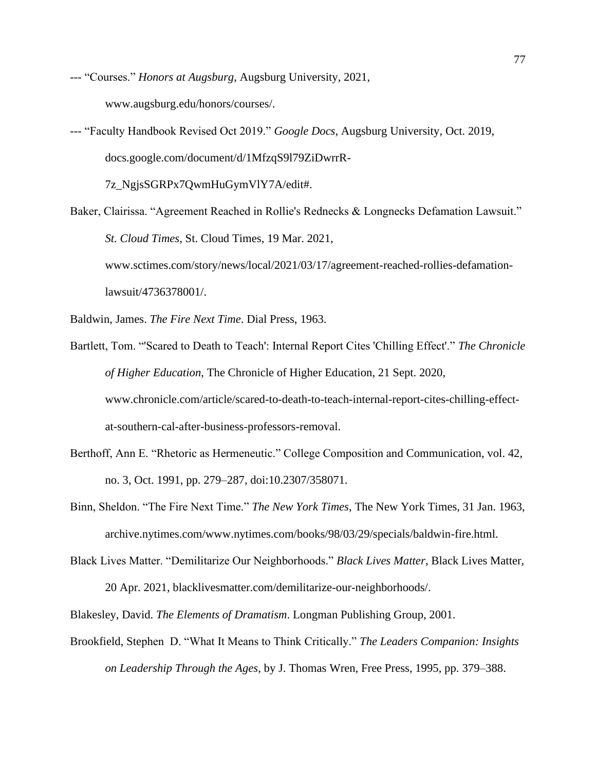--- “Courses.” *Honors at Augsburg*, Augsburg University, 2021, www.augsburg.edu/honors/courses/.

--- “Faculty Handbook Revised Oct 2019.” *Google Docs*, Augsburg University, Oct. 2019, docs.google.com/document/d/1MfzqS9l79ZiDwrrR-7z_NgjsSGRPx7QwmHuGymVlY7A/edit#.

Baker, Clairissa. “Agreement Reached in Rollie's Rednecks & Longnecks Defamation Lawsuit.” *St. Cloud Times*, St. Cloud Times, 19 Mar. 2021, www.sctimes.com/story/news/local/2021/03/17/agreement-reached-rollies-defamation-lawsuit/4736378001/.

Baldwin, James. *The Fire Next Time*. Dial Press, 1963.

Bartlett, Tom. “'Scared to Death to Teach': Internal Report Cites 'Chilling Effect'.” *The Chronicle of Higher Education*, The Chronicle of Higher Education, 21 Sept. 2020, www.chronicle.com/article/scared-to-death-to-teach-internal-report-cites-chilling-effect-at-southern-cal-after-business-professors-removal.

Berthoff, Ann E. “Rhetoric as Hermeneutic.” College Composition and Communication, vol. 42, no. 3, Oct. 1991, pp. 279–287, doi:10.2307/358071.

Binn, Sheldon. “The Fire Next Time.” *The New York Times*, The New York Times, 31 Jan. 1963, archive.nytimes.com/www.nytimes.com/books/98/03/29/specials/baldwin-fire.html.

Black Lives Matter. “Demilitarize Our Neighborhoods.” *Black Lives Matter*, Black Lives Matter, 20 Apr. 2021, blacklivesmatter.com/demilitarize-our-neighborhoods/.

Blakesley, David. *The Elements of Dramatism*. Longman Publishing Group, 2001.

Brookfield, Stephen D. “What It Means to Think Critically.” *The Leaders Companion: Insights on Leadership Through the Ages*, by J. Thomas Wren, Free Press, 1995, pp. 379–388.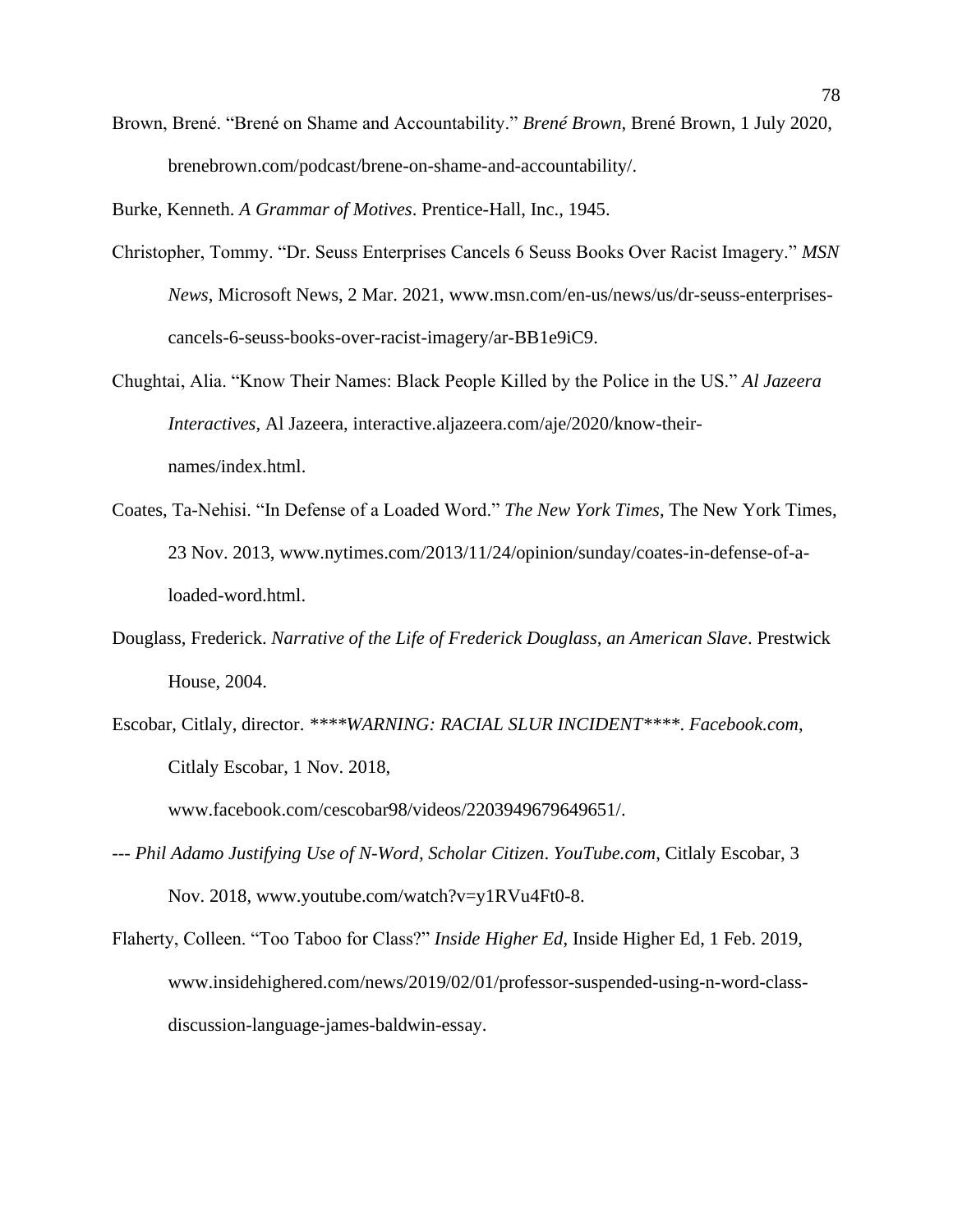Brown, Brené. "Brené on Shame and Accountability." *Brené Brown*, Brené Brown, 1 July 2020, brenebrown.com/podcast/brene-on-shame-and-accountability/.

Burke, Kenneth. *A Grammar of Motives*. Prentice-Hall, Inc., 1945.

Christopher, Tommy. "Dr. Seuss Enterprises Cancels 6 Seuss Books Over Racist Imagery." *MSN News*, Microsoft News, 2 Mar. 2021, www.msn.com/en-us/news/us/dr-seuss-enterprises-cancels-6-seuss-books-over-racist-imagery/ar-BB1e9iC9.

Chughtai, Alia. "Know Their Names: Black People Killed by the Police in the US." *Al Jazeera Interactives*, Al Jazeera, interactive.aljazeera.com/aje/2020/know-their-names/index.html.

Coates, Ta-Nehisi. "In Defense of a Loaded Word." *The New York Times*, The New York Times, 23 Nov. 2013, www.nytimes.com/2013/11/24/opinion/sunday/coates-in-defense-of-a-loaded-word.html.

Douglass, Frederick. *Narrative of the Life of Frederick Douglass, an American Slave*. Prestwick House, 2004.

Escobar, Citlaly, director. *\*\*\*\*WARNING: RACIAL SLUR INCIDENT\*\*\*\**. *Facebook.com*, Citlaly Escobar, 1 Nov. 2018, www.facebook.com/cescobar98/videos/2203949679649651/.

--- *Phil Adamo Justifying Use of N-Word, Scholar Citizen*. *YouTube.com*, Citlaly Escobar, 3 Nov. 2018, www.youtube.com/watch?v=y1RVu4Ft0-8.

Flaherty, Colleen. "Too Taboo for Class?" *Inside Higher Ed*, Inside Higher Ed, 1 Feb. 2019, www.insidehighered.com/news/2019/02/01/professor-suspended-using-n-word-class-discussion-language-james-baldwin-essay.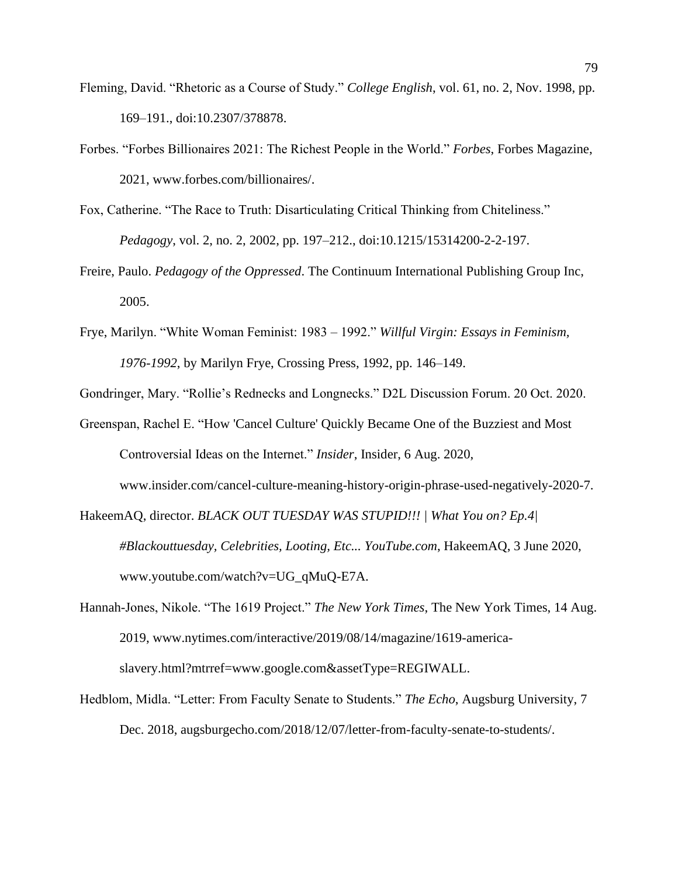Fleming, David. "Rhetoric as a Course of Study." *College English*, vol. 61, no. 2, Nov. 1998, pp. 169–191., doi:10.2307/378878.

Forbes. "Forbes Billionaires 2021: The Richest People in the World." *Forbes*, Forbes Magazine, 2021, www.forbes.com/billionaires/.

Fox, Catherine. "The Race to Truth: Disarticulating Critical Thinking from Chiteliness." *Pedagogy*, vol. 2, no. 2, 2002, pp. 197–212., doi:10.1215/15314200-2-2-197.

Freire, Paulo. *Pedagogy of the Oppressed*. The Continuum International Publishing Group Inc, 2005.

Frye, Marilyn. "White Woman Feminist: 1983 – 1992." *Willful Virgin: Essays in Feminism, 1976-1992*, by Marilyn Frye, Crossing Press, 1992, pp. 146–149.

Gondringer, Mary. "Rollie's Rednecks and Longnecks." D2L Discussion Forum. 20 Oct. 2020.

Greenspan, Rachel E. "How 'Cancel Culture' Quickly Became One of the Buzziest and Most Controversial Ideas on the Internet." *Insider*, Insider, 6 Aug. 2020, www.insider.com/cancel-culture-meaning-history-origin-phrase-used-negatively-2020-7.

HakeemAQ, director. *BLACK OUT TUESDAY WAS STUPID!!! | What You on? Ep.4| #Blackouttuesday, Celebrities, Looting, Etc... YouTube.com*, HakeemAQ, 3 June 2020, www.youtube.com/watch?v=UG_qMuQ-E7A.

Hannah-Jones, Nikole. "The 1619 Project." *The New York Times*, The New York Times, 14 Aug. 2019, www.nytimes.com/interactive/2019/08/14/magazine/1619-america-slavery.html?mtrref=www.google.com&assetType=REGIWALL.

Hedblom, Midla. "Letter: From Faculty Senate to Students." *The Echo*, Augsburg University, 7 Dec. 2018, augsburgecho.com/2018/12/07/letter-from-faculty-senate-to-students/.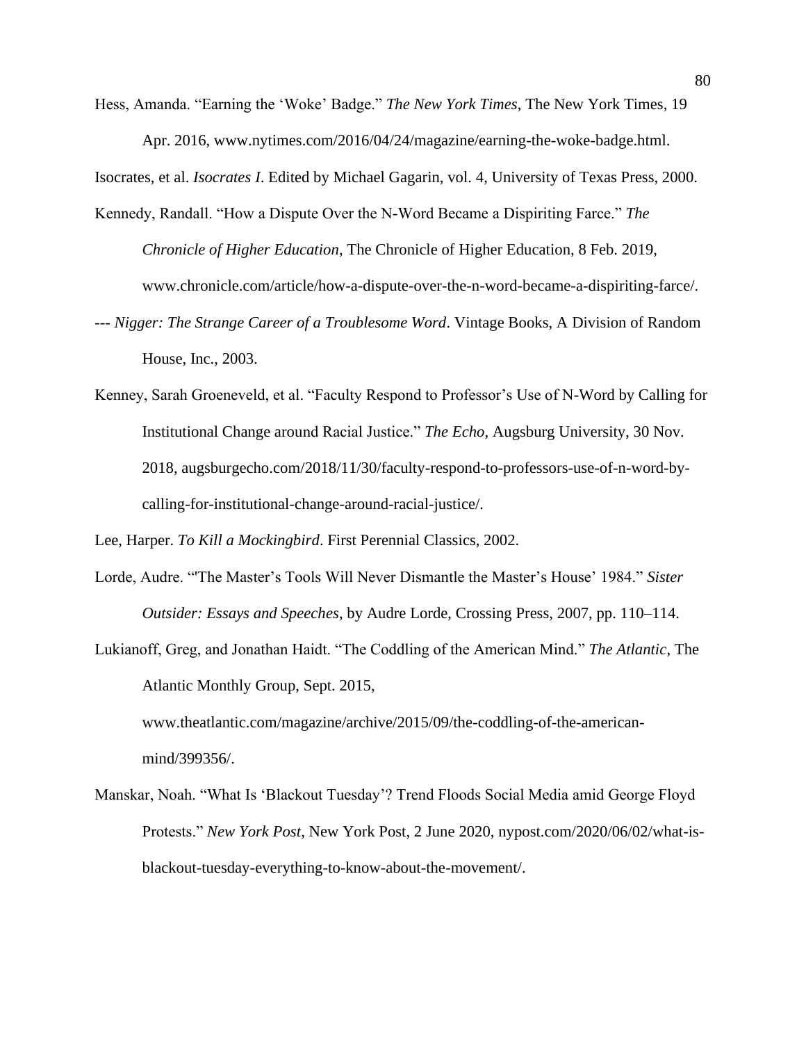Hess, Amanda. "Earning the 'Woke' Badge." *The New York Times*, The New York Times, 19 Apr. 2016, www.nytimes.com/2016/04/24/magazine/earning-the-woke-badge.html.

Isocrates, et al. *Isocrates I*. Edited by Michael Gagarin, vol. 4, University of Texas Press, 2000.

Kennedy, Randall. "How a Dispute Over the N-Word Became a Dispiriting Farce." *The Chronicle of Higher Education*, The Chronicle of Higher Education, 8 Feb. 2019, www.chronicle.com/article/how-a-dispute-over-the-n-word-became-a-dispiriting-farce/.

--- *Nigger: The Strange Career of a Troublesome Word*. Vintage Books, A Division of Random House, Inc., 2003.

Kenney, Sarah Groeneveld, et al. "Faculty Respond to Professor's Use of N-Word by Calling for Institutional Change around Racial Justice." *The Echo*, Augsburg University, 30 Nov. 2018, augsburgecho.com/2018/11/30/faculty-respond-to-professors-use-of-n-word-by-calling-for-institutional-change-around-racial-justice/.

Lee, Harper. *To Kill a Mockingbird*. First Perennial Classics, 2002.

Lorde, Audre. "'The Master's Tools Will Never Dismantle the Master's House' 1984." *Sister Outsider: Essays and Speeches*, by Audre Lorde, Crossing Press, 2007, pp. 110–114.

Lukianoff, Greg, and Jonathan Haidt. "The Coddling of the American Mind." *The Atlantic*, The Atlantic Monthly Group, Sept. 2015, www.theatlantic.com/magazine/archive/2015/09/the-coddling-of-the-american-mind/399356/.

Manskar, Noah. "What Is 'Blackout Tuesday'? Trend Floods Social Media amid George Floyd Protests." *New York Post*, New York Post, 2 June 2020, nypost.com/2020/06/02/what-is-blackout-tuesday-everything-to-know-about-the-movement/.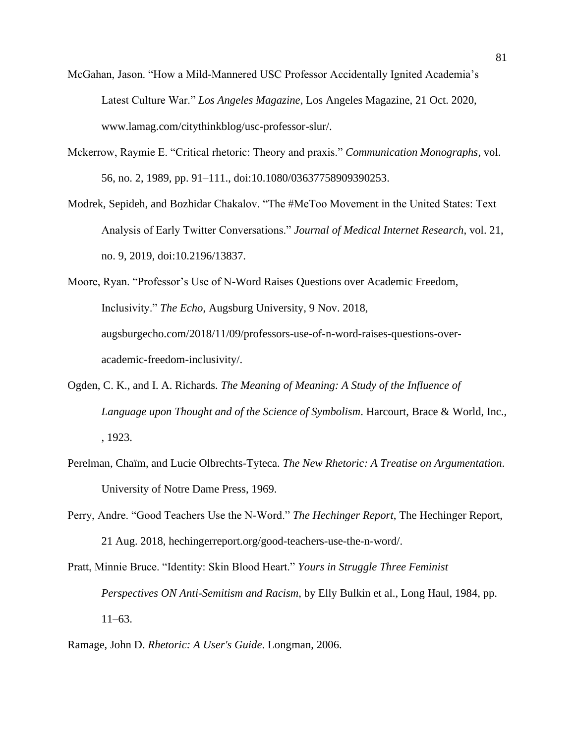McGahan, Jason. "How a Mild-Mannered USC Professor Accidentally Ignited Academia's Latest Culture War." *Los Angeles Magazine*, Los Angeles Magazine, 21 Oct. 2020, www.lamag.com/citythinkblog/usc-professor-slur/.

Mckerrow, Raymie E. "Critical rhetoric: Theory and praxis." *Communication Monographs*, vol. 56, no. 2, 1989, pp. 91–111., doi:10.1080/03637758909390253.

Modrek, Sepideh, and Bozhidar Chakalov. "The #MeToo Movement in the United States: Text Analysis of Early Twitter Conversations." *Journal of Medical Internet Research*, vol. 21, no. 9, 2019, doi:10.2196/13837.

Moore, Ryan. "Professor's Use of N-Word Raises Questions over Academic Freedom, Inclusivity." *The Echo*, Augsburg University, 9 Nov. 2018, augsburgecho.com/2018/11/09/professors-use-of-n-word-raises-questions-over-academic-freedom-inclusivity/.

Ogden, C. K., and I. A. Richards. *The Meaning of Meaning: A Study of the Influence of Language upon Thought and of the Science of Symbolism*. Harcourt, Brace & World, Inc., , 1923.

Perelman, Chaïm, and Lucie Olbrechts-Tyteca. *The New Rhetoric: A Treatise on Argumentation*. University of Notre Dame Press, 1969.

Perry, Andre. "Good Teachers Use the N-Word." *The Hechinger Report*, The Hechinger Report, 21 Aug. 2018, hechingerreport.org/good-teachers-use-the-n-word/.

Pratt, Minnie Bruce. "Identity: Skin Blood Heart." *Yours in Struggle Three Feminist Perspectives ON Anti-Semitism and Racism*, by Elly Bulkin et al., Long Haul, 1984, pp. 11–63.

Ramage, John D. *Rhetoric: A User's Guide*. Longman, 2006.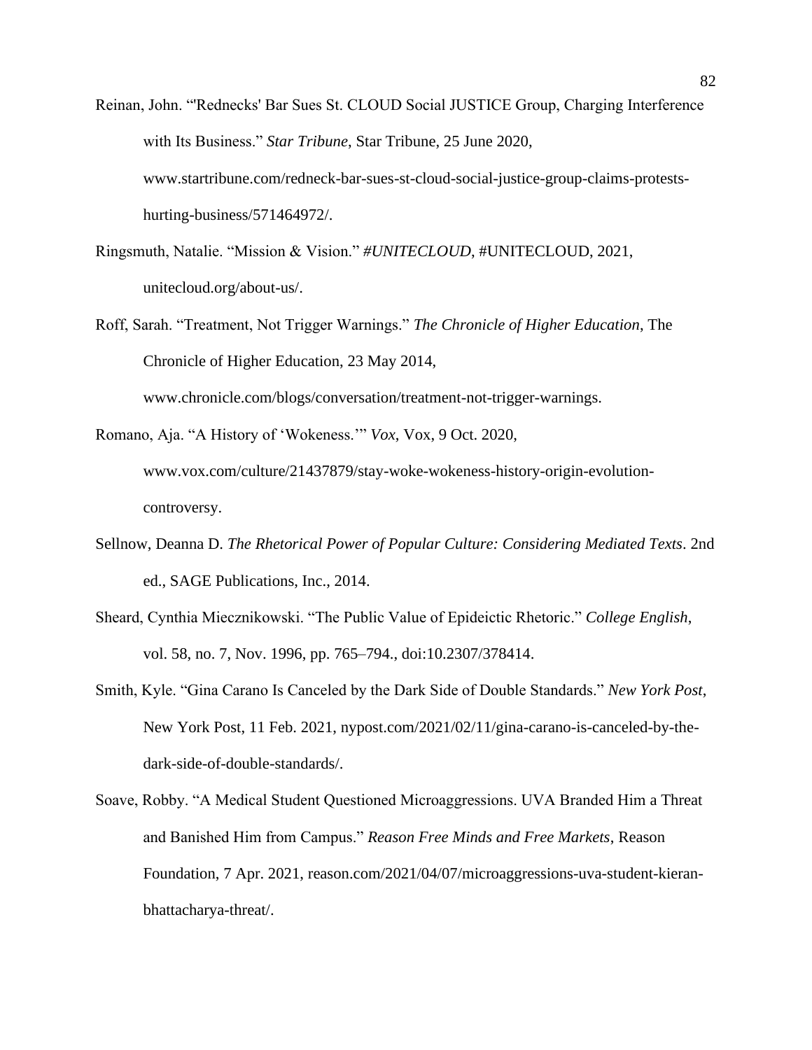Reinan, John. "'Rednecks' Bar Sues St. CLOUD Social JUSTICE Group, Charging Interference with Its Business." *Star Tribune*, Star Tribune, 25 June 2020, www.startribune.com/redneck-bar-sues-st-cloud-social-justice-group-claims-protests-hurting-business/571464972/.

Ringsmuth, Natalie. "Mission & Vision." *#UNITECLOUD*, #UNITECLOUD, 2021, unitecloud.org/about-us/.

Roff, Sarah. "Treatment, Not Trigger Warnings." *The Chronicle of Higher Education*, The Chronicle of Higher Education, 23 May 2014, www.chronicle.com/blogs/conversation/treatment-not-trigger-warnings.

Romano, Aja. "A History of 'Wokeness.'" *Vox*, Vox, 9 Oct. 2020, www.vox.com/culture/21437879/stay-woke-wokeness-history-origin-evolution-controversy.

Sellnow, Deanna D. *The Rhetorical Power of Popular Culture: Considering Mediated Texts*. 2nd ed., SAGE Publications, Inc., 2014.

Sheard, Cynthia Miecznikowski. "The Public Value of Epideictic Rhetoric." *College English*, vol. 58, no. 7, Nov. 1996, pp. 765–794., doi:10.2307/378414.

Smith, Kyle. "Gina Carano Is Canceled by the Dark Side of Double Standards." *New York Post*, New York Post, 11 Feb. 2021, nypost.com/2021/02/11/gina-carano-is-canceled-by-the-dark-side-of-double-standards/.

Soave, Robby. "A Medical Student Questioned Microaggressions. UVA Branded Him a Threat and Banished Him from Campus." *Reason Free Minds and Free Markets*, Reason Foundation, 7 Apr. 2021, reason.com/2021/04/07/microaggressions-uva-student-kieran-bhattacharya-threat/.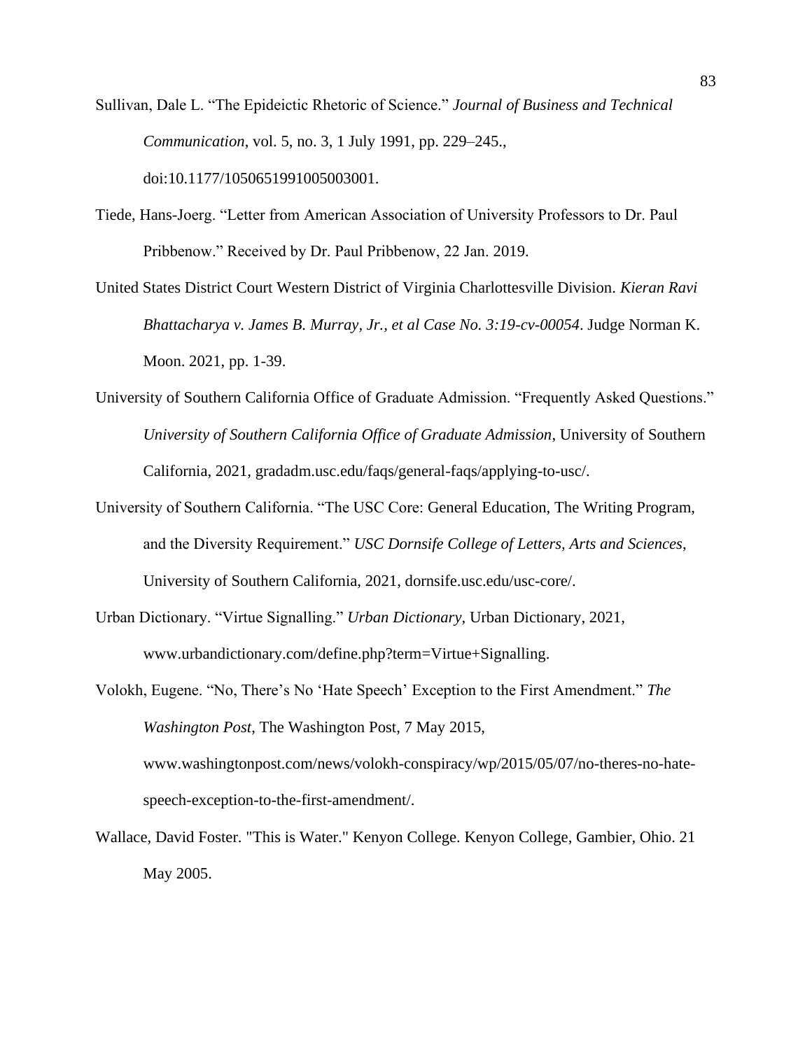Sullivan, Dale L. "The Epideictic Rhetoric of Science." *Journal of Business and Technical Communication*, vol. 5, no. 3, 1 July 1991, pp. 229–245., doi:10.1177/1050651991005003001.

Tiede, Hans-Joerg. "Letter from American Association of University Professors to Dr. Paul Pribbenow." Received by Dr. Paul Pribbenow, 22 Jan. 2019.

United States District Court Western District of Virginia Charlottesville Division. *Kieran Ravi Bhattacharya v. James B. Murray, Jr., et al Case No. 3:19-cv-00054*. Judge Norman K. Moon. 2021, pp. 1-39.

University of Southern California Office of Graduate Admission. "Frequently Asked Questions." *University of Southern California Office of Graduate Admission*, University of Southern California, 2021, gradadm.usc.edu/faqs/general-faqs/applying-to-usc/.

University of Southern California. "The USC Core: General Education, The Writing Program, and the Diversity Requirement." *USC Dornsife College of Letters, Arts and Sciences*, University of Southern California, 2021, dornsife.usc.edu/usc-core/.

Urban Dictionary. "Virtue Signalling." *Urban Dictionary*, Urban Dictionary, 2021, www.urbandictionary.com/define.php?term=Virtue+Signalling.

Volokh, Eugene. "No, There's No 'Hate Speech' Exception to the First Amendment." *The Washington Post*, The Washington Post, 7 May 2015, www.washingtonpost.com/news/volokh-conspiracy/wp/2015/05/07/no-theres-no-hate-speech-exception-to-the-first-amendment/.

Wallace, David Foster. "This is Water." Kenyon College. Kenyon College, Gambier, Ohio. 21 May 2005.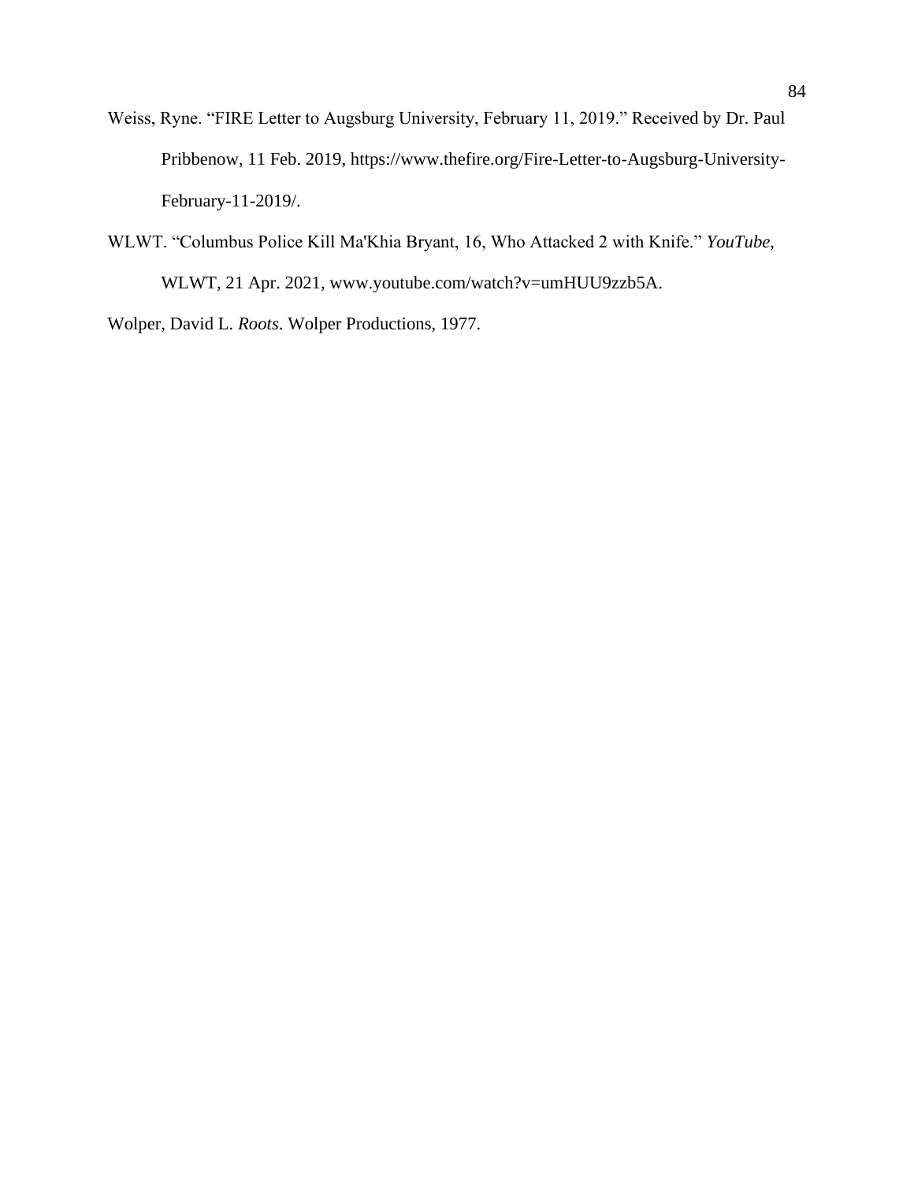Weiss, Ryne. "FIRE Letter to Augsburg University, February 11, 2019." Received by Dr. Paul Pribbenow, 11 Feb. 2019, https://www.thefire.org/Fire-Letter-to-Augsburg-University-February-11-2019/.

WLWT. "Columbus Police Kill Ma'Khia Bryant, 16, Who Attacked 2 with Knife." *YouTube*, WLWT, 21 Apr. 2021, www.youtube.com/watch?v=umHUU9zzb5A.

Wolper, David L. *Roots*. Wolper Productions, 1977.